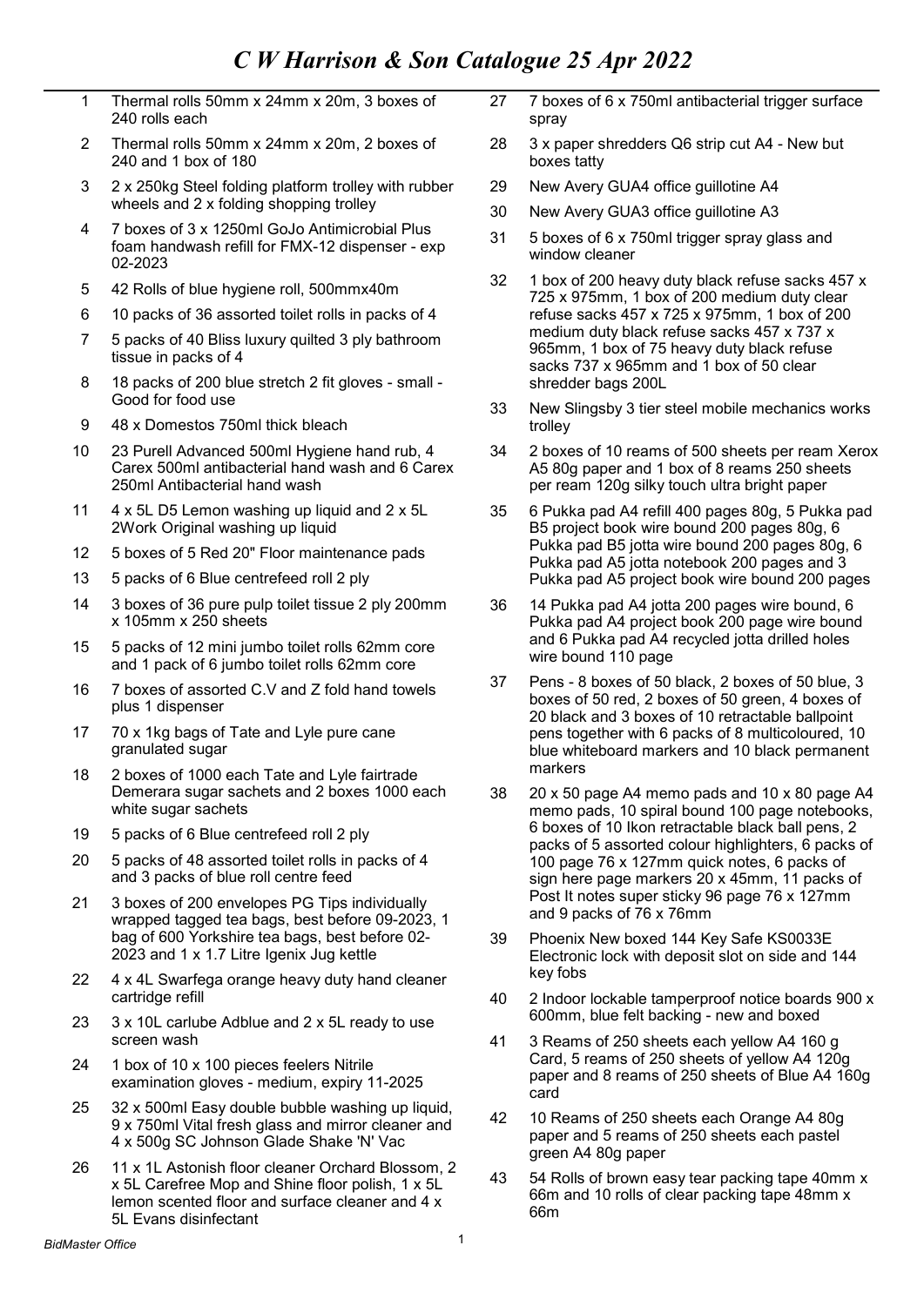# C W Harrison & Son Catalogue 25 Apr 2022

1 Thermal rolls 50mm x 24mm x 20m, 3 boxes of 240 rolls each

2 Thermal rolls 50mm x 24mm x 20m, 2 boxes of 240 and 1 box of 180

3 2 x 250kg Steel folding platform trolley with rubber wheels and 2 x folding shopping trolley

4 7 boxes of 3 x 1250ml GoJo Antimicrobial Plus foam handwash refill for FMX-12 dispenser - exp 02-2023

5 42 Rolls of blue hygiene roll, 500mmx40m

6 10 packs of 36 assorted toilet rolls in packs of 4

7 5 packs of 40 Bliss luxury quilted 3 ply bathroom tissue in packs of 4

8 18 packs of 200 blue stretch 2 fit gloves - small - Good for food use

9 48 x Domestos 750ml thick bleach

10 23 Purell Advanced 500ml Hygiene hand rub, 4 Carex 500ml antibacterial hand wash and 6 Carex 250ml Antibacterial hand wash

11 4 x 5L D5 Lemon washing up liquid and 2 x 5L 2Work Original washing up liquid

12 5 boxes of 5 Red 20" Floor maintenance pads

13 5 packs of 6 Blue centrefeed roll 2 ply

14 3 boxes of 36 pure pulp toilet tissue 2 ply 200mm x 105mm x 250 sheets

15 5 packs of 12 mini jumbo toilet rolls 62mm core and 1 pack of 6 jumbo toilet rolls 62mm core

16 7 boxes of assorted C.V and Z fold hand towels plus 1 dispenser

17 70 x 1kg bags of Tate and Lyle pure cane granulated sugar

18 2 boxes of 1000 each Tate and Lyle fairtrade Demerara sugar sachets and 2 boxes 1000 each white sugar sachets

19 5 packs of 6 Blue centrefeed roll 2 ply

20 5 packs of 48 assorted toilet rolls in packs of 4 and 3 packs of blue roll centre feed

21 3 boxes of 200 envelopes PG Tips individually wrapped tagged tea bags, best before 09-2023, 1 bag of 600 Yorkshire tea bags, best before 02-2023 and 1 x 1.7 Litre Igenix Jug kettle

22 4 x 4L Swarfega orange heavy duty hand cleaner cartridge refill

23 3 x 10L carlube Adblue and 2 x 5L ready to use screen wash

24 1 box of 10 x 100 pieces feelers Nitrile examination gloves - medium, expiry 11-2025

25 32 x 500ml Easy double bubble washing up liquid, 9 x 750ml Vital fresh glass and mirror cleaner and 4 x 500g SC Johnson Glade Shake 'N' Vac

26 11 x 1L Astonish floor cleaner Orchard Blossom, 2 x 5L Carefree Mop and Shine floor polish, 1 x 5L lemon scented floor and surface cleaner and 4 x 5L Evans disinfectant

27 7 boxes of 6 x 750ml antibacterial trigger surface spray

28 3 x paper shredders Q6 strip cut A4 - New but boxes tatty

29 New Avery GUA4 office guillotine A4

30 New Avery GUA3 office guillotine A3

31 5 boxes of 6 x 750ml trigger spray glass and window cleaner

32 1 box of 200 heavy duty black refuse sacks 457 x 725 x 975mm, 1 box of 200 medium duty clear refuse sacks 457 x 725 x 975mm, 1 box of 200 medium duty black refuse sacks 457 x 737 x 965mm, 1 box of 75 heavy duty black refuse sacks 737 x 965mm and 1 box of 50 clear shredder bags 200L

33 New Slingsby 3 tier steel mobile mechanics works trolley

34 2 boxes of 10 reams of 500 sheets per ream Xerox A5 80g paper and 1 box of 8 reams 250 sheets per ream 120g silky touch ultra bright paper

35 6 Pukka pad A4 refill 400 pages 80g, 5 Pukka pad B5 project book wire bound 200 pages 80g, 6 Pukka pad B5 jotta wire bound 200 pages 80g, 6 Pukka pad A5 jotta notebook 200 pages and 3 Pukka pad A5 project book wire bound 200 pages

36 14 Pukka pad A4 jotta 200 pages wire bound, 6 Pukka pad A4 project book 200 page wire bound and 6 Pukka pad A4 recycled jotta drilled holes wire bound 110 page

37 Pens - 8 boxes of 50 black, 2 boxes of 50 blue, 3 boxes of 50 red, 2 boxes of 50 green, 4 boxes of 20 black and 3 boxes of 10 retractable ballpoint pens together with 6 packs of 8 multicoloured, 10 blue whiteboard markers and 10 black permanent markers

38 20 x 50 page A4 memo pads and 10 x 80 page A4 memo pads, 10 spiral bound 100 page notebooks, 6 boxes of 10 Ikon retractable black ball pens, 2 packs of 5 assorted colour highlighters, 6 packs of 100 page 76 x 127mm quick notes, 6 packs of sign here page markers 20 x 45mm, 11 packs of Post It notes super sticky 96 page 76 x 127mm and 9 packs of 76 x 76mm

39 Phoenix New boxed 144 Key Safe KS0033E Electronic lock with deposit slot on side and 144 key fobs

40 2 Indoor lockable tamperproof notice boards 900 x 600mm, blue felt backing - new and boxed

41 3 Reams of 250 sheets each yellow A4 160 g Card, 5 reams of 250 sheets of yellow A4 120g paper and 8 reams of 250 sheets of Blue A4 160g card

42 10 Reams of 250 sheets each Orange A4 80g paper and 5 reams of 250 sheets each pastel green A4 80g paper

43 54 Rolls of brown easy tear packing tape 40mm x 66m and 10 rolls of clear packing tape 48mm x 66m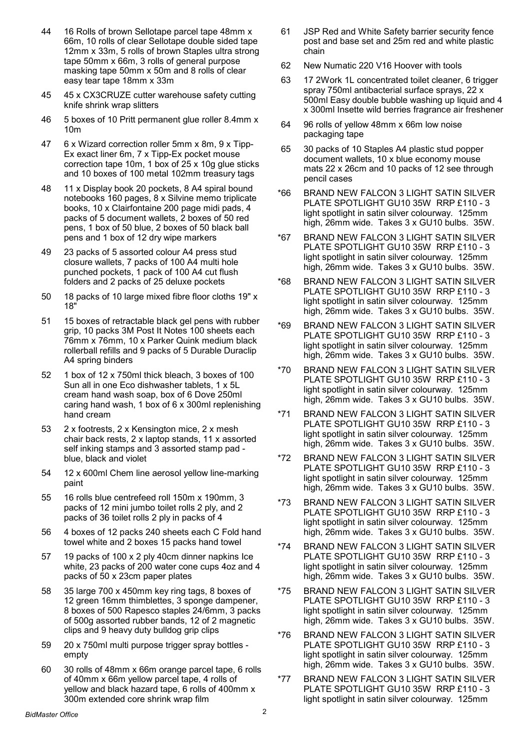44 16 Rolls of brown Sellotape parcel tape 48mm x 66m, 10 rolls of clear Sellotape double sided tape 12mm x 33m, 5 rolls of brown Staples ultra strong tape 50mm x 66m, 3 rolls of general purpose masking tape 50mm x 50m and 8 rolls of clear easy tear tape 18mm x 33m

45 45 x CX3CRUZE cutter warehouse safety cutting knife shrink wrap slitters

46 5 boxes of 10 Pritt permanent glue roller 8.4mm x 10m

47 6 x Wizard correction roller 5mm x 8m, 9 x Tipp-Ex exact liner 6m, 7 x Tipp-Ex pocket mouse correction tape 10m, 1 box of 25 x 10g glue sticks and 10 boxes of 100 metal 102mm treasury tags

48 11 x Display book 20 pockets, 8 A4 spiral bound notebooks 160 pages, 8 x Silvine memo triplicate books, 10 x Clairfontaine 200 page midi pads, 4 packs of 5 document wallets, 2 boxes of 50 red pens, 1 box of 50 blue, 2 boxes of 50 black ball pens and 1 box of 12 dry wipe markers

49 23 packs of 5 assorted colour A4 press stud closure wallets, 7 packs of 100 A4 multi hole punched pockets, 1 pack of 100 A4 cut flush folders and 2 packs of 25 deluxe pockets

50 18 packs of 10 large mixed fibre floor cloths 19" x 18"

51 15 boxes of retractable black gel pens with rubber grip, 10 packs 3M Post It Notes 100 sheets each 76mm x 76mm, 10 x Parker Quink medium black rollerball refills and 9 packs of 5 Durable Duraclip A4 spring binders

52 1 box of 12 x 750ml thick bleach, 3 boxes of 100 Sun all in one Eco dishwasher tablets, 1 x 5L cream hand wash soap, box of 6 Dove 250ml caring hand wash, 1 box of 6 x 300ml replenishing hand cream

53 2 x footrests, 2 x Kensington mice, 2 x mesh chair back rests, 2 x laptop stands, 11 x assorted self inking stamps and 3 assorted stamp pad - blue, black and violet

54 12 x 600ml Chem line aerosol yellow line-marking paint

55 16 rolls blue centrefeed roll 150m x 190mm, 3 packs of 12 mini jumbo toilet rolls 2 ply, and 2 packs of 36 toilet rolls 2 ply in packs of 4

56 4 boxes of 12 packs 240 sheets each C Fold hand towel white and 2 boxes 15 packs hand towel

57 19 packs of 100 x 2 ply 40cm dinner napkins Ice white, 23 packs of 200 water cone cups 4oz and 4 packs of 50 x 23cm paper plates

58 35 large 700 x 450mm key ring tags, 8 boxes of 12 green 16mm thimblettes, 3 sponge dampener, 8 boxes of 500 Rapesco staples 24/6mm, 3 packs of 500g assorted rubber bands, 12 of 2 magnetic clips and 9 heavy duty bulldog grip clips

59 20 x 750ml multi purpose trigger spray bottles - empty

60 30 rolls of 48mm x 66m orange parcel tape, 6 rolls of 40mm x 66m yellow parcel tape, 4 rolls of yellow and black hazard tape, 6 rolls of 400mm x 300m extended core shrink wrap film

61 JSP Red and White Safety barrier security fence post and base set and 25m red and white plastic chain

62 New Numatic 220 V16 Hoover with tools

63 17 2Work 1L concentrated toilet cleaner, 6 trigger spray 750ml antibacterial surface sprays, 22 x 500ml Easy double bubble washing up liquid and 4 x 300ml Insette wild berries fragrance air freshener

64 96 rolls of yellow 48mm x 66m low noise packaging tape

65 30 packs of 10 Staples A4 plastic stud popper document wallets, 10 x blue economy mouse mats 22 x 26cm and 10 packs of 12 see through pencil cases

*66 BRAND NEW FALCON 3 LIGHT SATIN SILVER PLATE SPOTLIGHT GU10 35W RRP £110 - 3 light spotlight in satin silver colourway. 125mm high, 26mm wide. Takes 3 x GU10 bulbs. 35W.

*67 BRAND NEW FALCON 3 LIGHT SATIN SILVER PLATE SPOTLIGHT GU10 35W RRP £110 - 3 light spotlight in satin silver colourway. 125mm high, 26mm wide. Takes 3 x GU10 bulbs. 35W.

*68 BRAND NEW FALCON 3 LIGHT SATIN SILVER PLATE SPOTLIGHT GU10 35W RRP £110 - 3 light spotlight in satin silver colourway. 125mm high, 26mm wide. Takes 3 x GU10 bulbs. 35W.

*69 BRAND NEW FALCON 3 LIGHT SATIN SILVER PLATE SPOTLIGHT GU10 35W RRP £110 - 3 light spotlight in satin silver colourway. 125mm high, 26mm wide. Takes 3 x GU10 bulbs. 35W.

*70 BRAND NEW FALCON 3 LIGHT SATIN SILVER PLATE SPOTLIGHT GU10 35W RRP £110 - 3 light spotlight in satin silver colourway. 125mm high, 26mm wide. Takes 3 x GU10 bulbs. 35W.

*71 BRAND NEW FALCON 3 LIGHT SATIN SILVER PLATE SPOTLIGHT GU10 35W RRP £110 - 3 light spotlight in satin silver colourway. 125mm high, 26mm wide. Takes 3 x GU10 bulbs. 35W.

*72 BRAND NEW FALCON 3 LIGHT SATIN SILVER PLATE SPOTLIGHT GU10 35W RRP £110 - 3 light spotlight in satin silver colourway. 125mm high, 26mm wide. Takes 3 x GU10 bulbs. 35W.

*73 BRAND NEW FALCON 3 LIGHT SATIN SILVER PLATE SPOTLIGHT GU10 35W RRP £110 - 3 light spotlight in satin silver colourway. 125mm high, 26mm wide. Takes 3 x GU10 bulbs. 35W.

*74 BRAND NEW FALCON 3 LIGHT SATIN SILVER PLATE SPOTLIGHT GU10 35W RRP £110 - 3 light spotlight in satin silver colourway. 125mm high, 26mm wide. Takes 3 x GU10 bulbs. 35W.

*75 BRAND NEW FALCON 3 LIGHT SATIN SILVER PLATE SPOTLIGHT GU10 35W RRP £110 - 3 light spotlight in satin silver colourway. 125mm high, 26mm wide. Takes 3 x GU10 bulbs. 35W.

*76 BRAND NEW FALCON 3 LIGHT SATIN SILVER PLATE SPOTLIGHT GU10 35W RRP £110 - 3 light spotlight in satin silver colourway. 125mm high, 26mm wide. Takes 3 x GU10 bulbs. 35W.

*77 BRAND NEW FALCON 3 LIGHT SATIN SILVER PLATE SPOTLIGHT GU10 35W RRP £110 - 3 light spotlight in satin silver colourway. 125mm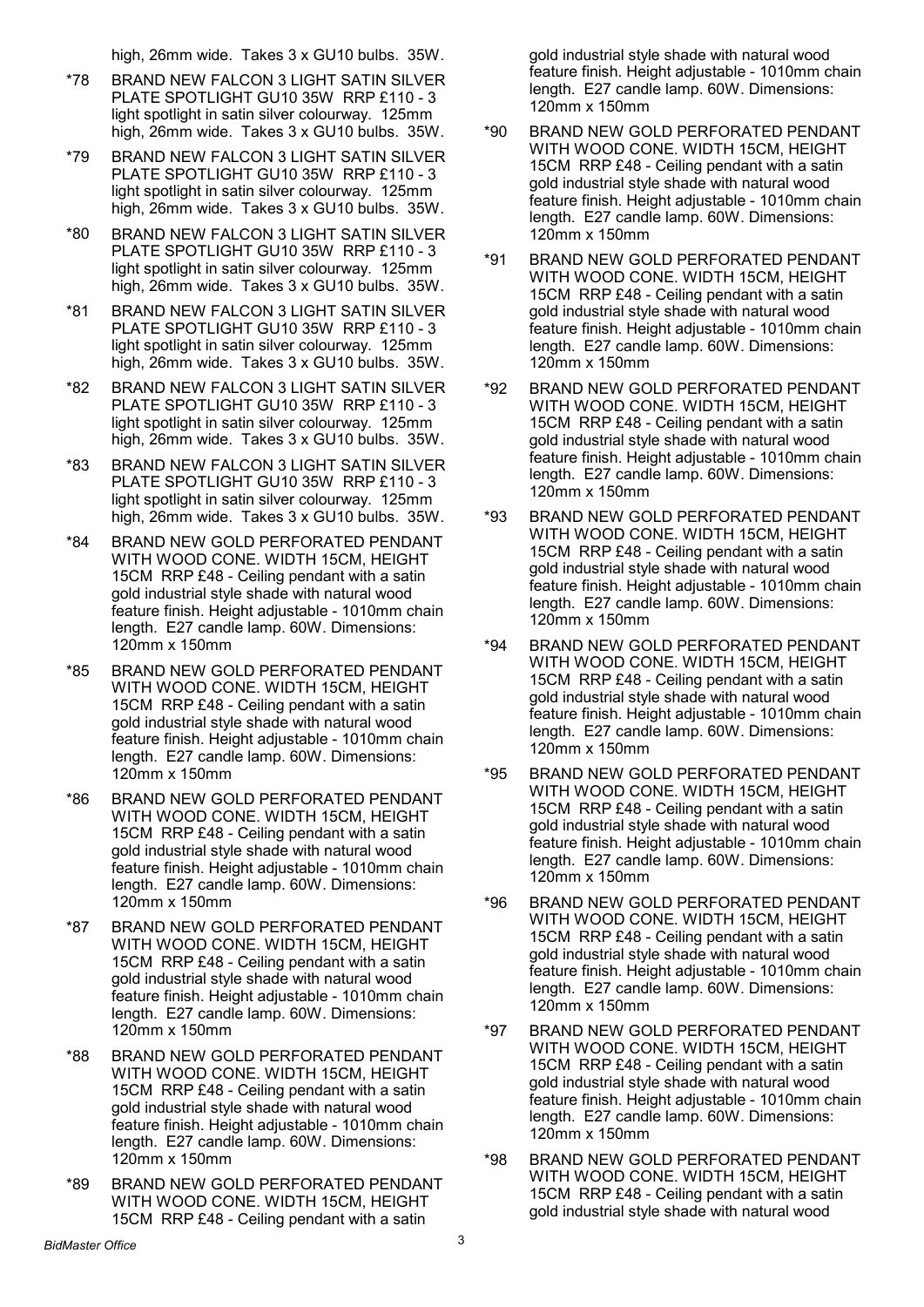high, 26mm wide. Takes 3 x GU10 bulbs. 35W.

*78 BRAND NEW FALCON 3 LIGHT SATIN SILVER PLATE SPOTLIGHT GU10 35W RRP £110 - 3 light spotlight in satin silver colourway. 125mm high, 26mm wide. Takes 3 x GU10 bulbs. 35W.

*79 BRAND NEW FALCON 3 LIGHT SATIN SILVER PLATE SPOTLIGHT GU10 35W RRP £110 - 3 light spotlight in satin silver colourway. 125mm high, 26mm wide. Takes 3 x GU10 bulbs. 35W.

*80 BRAND NEW FALCON 3 LIGHT SATIN SILVER PLATE SPOTLIGHT GU10 35W RRP £110 - 3 light spotlight in satin silver colourway. 125mm high, 26mm wide. Takes 3 x GU10 bulbs. 35W.

*81 BRAND NEW FALCON 3 LIGHT SATIN SILVER PLATE SPOTLIGHT GU10 35W RRP £110 - 3 light spotlight in satin silver colourway. 125mm high, 26mm wide. Takes 3 x GU10 bulbs. 35W.

*82 BRAND NEW FALCON 3 LIGHT SATIN SILVER PLATE SPOTLIGHT GU10 35W RRP £110 - 3 light spotlight in satin silver colourway. 125mm high, 26mm wide. Takes 3 x GU10 bulbs. 35W.

*83 BRAND NEW FALCON 3 LIGHT SATIN SILVER PLATE SPOTLIGHT GU10 35W RRP £110 - 3 light spotlight in satin silver colourway. 125mm high, 26mm wide. Takes 3 x GU10 bulbs. 35W.

*84 BRAND NEW GOLD PERFORATED PENDANT WITH WOOD CONE. WIDTH 15CM, HEIGHT 15CM RRP £48 - Ceiling pendant with a satin gold industrial style shade with natural wood feature finish. Height adjustable - 1010mm chain length. E27 candle lamp. 60W. Dimensions: 120mm x 150mm

*85 BRAND NEW GOLD PERFORATED PENDANT WITH WOOD CONE. WIDTH 15CM, HEIGHT 15CM RRP £48 - Ceiling pendant with a satin gold industrial style shade with natural wood feature finish. Height adjustable - 1010mm chain length. E27 candle lamp. 60W. Dimensions: 120mm x 150mm

*86 BRAND NEW GOLD PERFORATED PENDANT WITH WOOD CONE. WIDTH 15CM, HEIGHT 15CM RRP £48 - Ceiling pendant with a satin gold industrial style shade with natural wood feature finish. Height adjustable - 1010mm chain length. E27 candle lamp. 60W. Dimensions: 120mm x 150mm

*87 BRAND NEW GOLD PERFORATED PENDANT WITH WOOD CONE. WIDTH 15CM, HEIGHT 15CM RRP £48 - Ceiling pendant with a satin gold industrial style shade with natural wood feature finish. Height adjustable - 1010mm chain length. E27 candle lamp. 60W. Dimensions: 120mm x 150mm

*88 BRAND NEW GOLD PERFORATED PENDANT WITH WOOD CONE. WIDTH 15CM, HEIGHT 15CM RRP £48 - Ceiling pendant with a satin gold industrial style shade with natural wood feature finish. Height adjustable - 1010mm chain length. E27 candle lamp. 60W. Dimensions: 120mm x 150mm

*89 BRAND NEW GOLD PERFORATED PENDANT WITH WOOD CONE. WIDTH 15CM, HEIGHT 15CM RRP £48 - Ceiling pendant with a satin gold industrial style shade with natural wood feature finish. Height adjustable - 1010mm chain length. E27 candle lamp. 60W. Dimensions: 120mm x 150mm

*90 BRAND NEW GOLD PERFORATED PENDANT WITH WOOD CONE. WIDTH 15CM, HEIGHT 15CM RRP £48 - Ceiling pendant with a satin gold industrial style shade with natural wood feature finish. Height adjustable - 1010mm chain length. E27 candle lamp. 60W. Dimensions: 120mm x 150mm

*91 BRAND NEW GOLD PERFORATED PENDANT WITH WOOD CONE. WIDTH 15CM, HEIGHT 15CM RRP £48 - Ceiling pendant with a satin gold industrial style shade with natural wood feature finish. Height adjustable - 1010mm chain length. E27 candle lamp. 60W. Dimensions: 120mm x 150mm

*92 BRAND NEW GOLD PERFORATED PENDANT WITH WOOD CONE. WIDTH 15CM, HEIGHT 15CM RRP £48 - Ceiling pendant with a satin gold industrial style shade with natural wood feature finish. Height adjustable - 1010mm chain length. E27 candle lamp. 60W. Dimensions: 120mm x 150mm

*93 BRAND NEW GOLD PERFORATED PENDANT WITH WOOD CONE. WIDTH 15CM, HEIGHT 15CM RRP £48 - Ceiling pendant with a satin gold industrial style shade with natural wood feature finish. Height adjustable - 1010mm chain length. E27 candle lamp. 60W. Dimensions: 120mm x 150mm

*94 BRAND NEW GOLD PERFORATED PENDANT WITH WOOD CONE. WIDTH 15CM, HEIGHT 15CM RRP £48 - Ceiling pendant with a satin gold industrial style shade with natural wood feature finish. Height adjustable - 1010mm chain length. E27 candle lamp. 60W. Dimensions: 120mm x 150mm

*95 BRAND NEW GOLD PERFORATED PENDANT WITH WOOD CONE. WIDTH 15CM, HEIGHT 15CM RRP £48 - Ceiling pendant with a satin gold industrial style shade with natural wood feature finish. Height adjustable - 1010mm chain length. E27 candle lamp. 60W. Dimensions: 120mm x 150mm

*96 BRAND NEW GOLD PERFORATED PENDANT WITH WOOD CONE. WIDTH 15CM, HEIGHT 15CM RRP £48 - Ceiling pendant with a satin gold industrial style shade with natural wood feature finish. Height adjustable - 1010mm chain length. E27 candle lamp. 60W. Dimensions: 120mm x 150mm

*97 BRAND NEW GOLD PERFORATED PENDANT WITH WOOD CONE. WIDTH 15CM, HEIGHT 15CM RRP £48 - Ceiling pendant with a satin gold industrial style shade with natural wood feature finish. Height adjustable - 1010mm chain length. E27 candle lamp. 60W. Dimensions: 120mm x 150mm

*98 BRAND NEW GOLD PERFORATED PENDANT WITH WOOD CONE. WIDTH 15CM, HEIGHT 15CM RRP £48 - Ceiling pendant with a satin gold industrial style shade with natural wood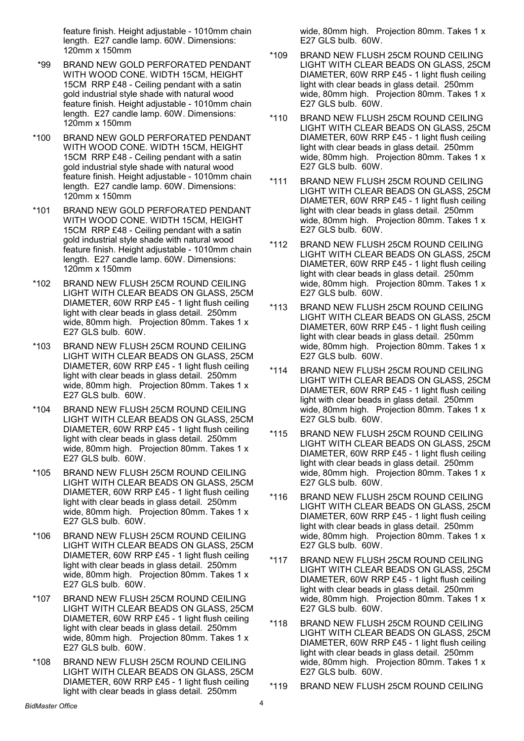feature finish. Height adjustable - 1010mm chain length. E27 candle lamp. 60W. Dimensions: 120mm x 150mm

*99 BRAND NEW GOLD PERFORATED PENDANT WITH WOOD CONE. WIDTH 15CM, HEIGHT 15CM RRP £48 - Ceiling pendant with a satin gold industrial style shade with natural wood feature finish. Height adjustable - 1010mm chain length. E27 candle lamp. 60W. Dimensions: 120mm x 150mm

*100 BRAND NEW GOLD PERFORATED PENDANT WITH WOOD CONE. WIDTH 15CM, HEIGHT 15CM RRP £48 - Ceiling pendant with a satin gold industrial style shade with natural wood feature finish. Height adjustable - 1010mm chain length. E27 candle lamp. 60W. Dimensions: 120mm x 150mm

*101 BRAND NEW GOLD PERFORATED PENDANT WITH WOOD CONE. WIDTH 15CM, HEIGHT 15CM RRP £48 - Ceiling pendant with a satin gold industrial style shade with natural wood feature finish. Height adjustable - 1010mm chain length. E27 candle lamp. 60W. Dimensions: 120mm x 150mm

*102 BRAND NEW FLUSH 25CM ROUND CEILING LIGHT WITH CLEAR BEADS ON GLASS, 25CM DIAMETER, 60W RRP £45 - 1 light flush ceiling light with clear beads in glass detail. 250mm wide, 80mm high. Projection 80mm. Takes 1 x E27 GLS bulb. 60W.

*103 BRAND NEW FLUSH 25CM ROUND CEILING LIGHT WITH CLEAR BEADS ON GLASS, 25CM DIAMETER, 60W RRP £45 - 1 light flush ceiling light with clear beads in glass detail. 250mm wide, 80mm high. Projection 80mm. Takes 1 x E27 GLS bulb. 60W.

*104 BRAND NEW FLUSH 25CM ROUND CEILING LIGHT WITH CLEAR BEADS ON GLASS, 25CM DIAMETER, 60W RRP £45 - 1 light flush ceiling light with clear beads in glass detail. 250mm wide, 80mm high. Projection 80mm. Takes 1 x E27 GLS bulb. 60W.

*105 BRAND NEW FLUSH 25CM ROUND CEILING LIGHT WITH CLEAR BEADS ON GLASS, 25CM DIAMETER, 60W RRP £45 - 1 light flush ceiling light with clear beads in glass detail. 250mm wide, 80mm high. Projection 80mm. Takes 1 x E27 GLS bulb. 60W.

*106 BRAND NEW FLUSH 25CM ROUND CEILING LIGHT WITH CLEAR BEADS ON GLASS, 25CM DIAMETER, 60W RRP £45 - 1 light flush ceiling light with clear beads in glass detail. 250mm wide, 80mm high. Projection 80mm. Takes 1 x E27 GLS bulb. 60W.

*107 BRAND NEW FLUSH 25CM ROUND CEILING LIGHT WITH CLEAR BEADS ON GLASS, 25CM DIAMETER, 60W RRP £45 - 1 light flush ceiling light with clear beads in glass detail. 250mm wide, 80mm high. Projection 80mm. Takes 1 x E27 GLS bulb. 60W.

*108 BRAND NEW FLUSH 25CM ROUND CEILING LIGHT WITH CLEAR BEADS ON GLASS, 25CM DIAMETER, 60W RRP £45 - 1 light flush ceiling light with clear beads in glass detail. 250mm wide, 80mm high. Projection 80mm. Takes 1 x E27 GLS bulb. 60W.

*109 BRAND NEW FLUSH 25CM ROUND CEILING LIGHT WITH CLEAR BEADS ON GLASS, 25CM DIAMETER, 60W RRP £45 - 1 light flush ceiling light with clear beads in glass detail. 250mm wide, 80mm high. Projection 80mm. Takes 1 x E27 GLS bulb. 60W.

*110 BRAND NEW FLUSH 25CM ROUND CEILING LIGHT WITH CLEAR BEADS ON GLASS, 25CM DIAMETER, 60W RRP £45 - 1 light flush ceiling light with clear beads in glass detail. 250mm wide, 80mm high. Projection 80mm. Takes 1 x E27 GLS bulb. 60W.

*111 BRAND NEW FLUSH 25CM ROUND CEILING LIGHT WITH CLEAR BEADS ON GLASS, 25CM DIAMETER, 60W RRP £45 - 1 light flush ceiling light with clear beads in glass detail. 250mm wide, 80mm high. Projection 80mm. Takes 1 x E27 GLS bulb. 60W.

*112 BRAND NEW FLUSH 25CM ROUND CEILING LIGHT WITH CLEAR BEADS ON GLASS, 25CM DIAMETER, 60W RRP £45 - 1 light flush ceiling light with clear beads in glass detail. 250mm wide, 80mm high. Projection 80mm. Takes 1 x E27 GLS bulb. 60W.

*113 BRAND NEW FLUSH 25CM ROUND CEILING LIGHT WITH CLEAR BEADS ON GLASS, 25CM DIAMETER, 60W RRP £45 - 1 light flush ceiling light with clear beads in glass detail. 250mm wide, 80mm high. Projection 80mm. Takes 1 x E27 GLS bulb. 60W.

*114 BRAND NEW FLUSH 25CM ROUND CEILING LIGHT WITH CLEAR BEADS ON GLASS, 25CM DIAMETER, 60W RRP £45 - 1 light flush ceiling light with clear beads in glass detail. 250mm wide, 80mm high. Projection 80mm. Takes 1 x E27 GLS bulb. 60W.

*115 BRAND NEW FLUSH 25CM ROUND CEILING LIGHT WITH CLEAR BEADS ON GLASS, 25CM DIAMETER, 60W RRP £45 - 1 light flush ceiling light with clear beads in glass detail. 250mm wide, 80mm high. Projection 80mm. Takes 1 x E27 GLS bulb. 60W.

*116 BRAND NEW FLUSH 25CM ROUND CEILING LIGHT WITH CLEAR BEADS ON GLASS, 25CM DIAMETER, 60W RRP £45 - 1 light flush ceiling light with clear beads in glass detail. 250mm wide, 80mm high. Projection 80mm. Takes 1 x E27 GLS bulb. 60W.

*117 BRAND NEW FLUSH 25CM ROUND CEILING LIGHT WITH CLEAR BEADS ON GLASS, 25CM DIAMETER, 60W RRP £45 - 1 light flush ceiling light with clear beads in glass detail. 250mm wide, 80mm high. Projection 80mm. Takes 1 x E27 GLS bulb. 60W.

*118 BRAND NEW FLUSH 25CM ROUND CEILING LIGHT WITH CLEAR BEADS ON GLASS, 25CM DIAMETER, 60W RRP £45 - 1 light flush ceiling light with clear beads in glass detail. 250mm wide, 80mm high. Projection 80mm. Takes 1 x E27 GLS bulb. 60W.

*119 BRAND NEW FLUSH 25CM ROUND CEILING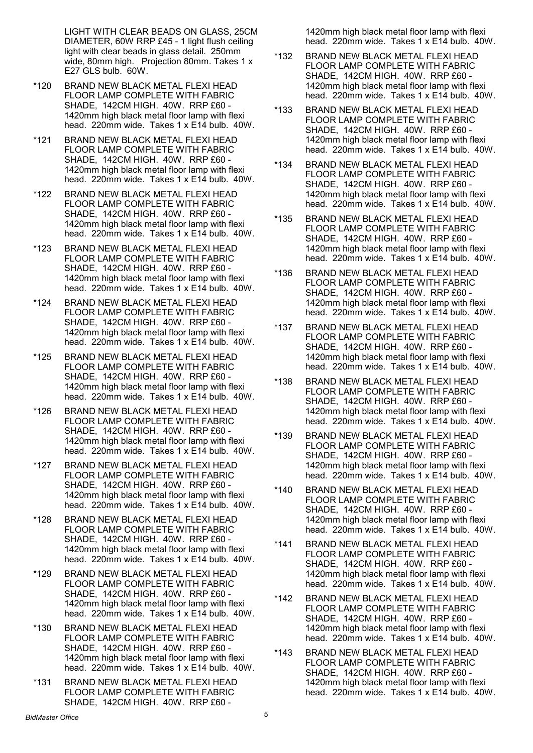LIGHT WITH CLEAR BEADS ON GLASS, 25CM DIAMETER, 60W RRP £45 - 1 light flush ceiling light with clear beads in glass detail. 250mm wide, 80mm high. Projection 80mm. Takes 1 x E27 GLS bulb. 60W.

*120 BRAND NEW BLACK METAL FLEXI HEAD FLOOR LAMP COMPLETE WITH FABRIC SHADE, 142CM HIGH. 40W. RRP £60 - 1420mm high black metal floor lamp with flexi head. 220mm wide. Takes 1 x E14 bulb. 40W.

*121 BRAND NEW BLACK METAL FLEXI HEAD FLOOR LAMP COMPLETE WITH FABRIC SHADE, 142CM HIGH. 40W. RRP £60 - 1420mm high black metal floor lamp with flexi head. 220mm wide. Takes 1 x E14 bulb. 40W.

*122 BRAND NEW BLACK METAL FLEXI HEAD FLOOR LAMP COMPLETE WITH FABRIC SHADE, 142CM HIGH. 40W. RRP £60 - 1420mm high black metal floor lamp with flexi head. 220mm wide. Takes 1 x E14 bulb. 40W.

*123 BRAND NEW BLACK METAL FLEXI HEAD FLOOR LAMP COMPLETE WITH FABRIC SHADE, 142CM HIGH. 40W. RRP £60 - 1420mm high black metal floor lamp with flexi head. 220mm wide. Takes 1 x E14 bulb. 40W.

*124 BRAND NEW BLACK METAL FLEXI HEAD FLOOR LAMP COMPLETE WITH FABRIC SHADE, 142CM HIGH. 40W. RRP £60 - 1420mm high black metal floor lamp with flexi head. 220mm wide. Takes 1 x E14 bulb. 40W.

*125 BRAND NEW BLACK METAL FLEXI HEAD FLOOR LAMP COMPLETE WITH FABRIC SHADE, 142CM HIGH. 40W. RRP £60 - 1420mm high black metal floor lamp with flexi head. 220mm wide. Takes 1 x E14 bulb. 40W.

*126 BRAND NEW BLACK METAL FLEXI HEAD FLOOR LAMP COMPLETE WITH FABRIC SHADE, 142CM HIGH. 40W. RRP £60 - 1420mm high black metal floor lamp with flexi head. 220mm wide. Takes 1 x E14 bulb. 40W.

*127 BRAND NEW BLACK METAL FLEXI HEAD FLOOR LAMP COMPLETE WITH FABRIC SHADE, 142CM HIGH. 40W. RRP £60 - 1420mm high black metal floor lamp with flexi head. 220mm wide. Takes 1 x E14 bulb. 40W.

*128 BRAND NEW BLACK METAL FLEXI HEAD FLOOR LAMP COMPLETE WITH FABRIC SHADE, 142CM HIGH. 40W. RRP £60 - 1420mm high black metal floor lamp with flexi head. 220mm wide. Takes 1 x E14 bulb. 40W.

*129 BRAND NEW BLACK METAL FLEXI HEAD FLOOR LAMP COMPLETE WITH FABRIC SHADE, 142CM HIGH. 40W. RRP £60 - 1420mm high black metal floor lamp with flexi head. 220mm wide. Takes 1 x E14 bulb. 40W.

*130 BRAND NEW BLACK METAL FLEXI HEAD FLOOR LAMP COMPLETE WITH FABRIC SHADE, 142CM HIGH. 40W. RRP £60 - 1420mm high black metal floor lamp with flexi head. 220mm wide. Takes 1 x E14 bulb. 40W.

*131 BRAND NEW BLACK METAL FLEXI HEAD FLOOR LAMP COMPLETE WITH FABRIC SHADE, 142CM HIGH. 40W. RRP £60 - 1420mm high black metal floor lamp with flexi head. 220mm wide. Takes 1 x E14 bulb. 40W.

*132 BRAND NEW BLACK METAL FLEXI HEAD FLOOR LAMP COMPLETE WITH FABRIC SHADE, 142CM HIGH. 40W. RRP £60 - 1420mm high black metal floor lamp with flexi head. 220mm wide. Takes 1 x E14 bulb. 40W.

*133 BRAND NEW BLACK METAL FLEXI HEAD FLOOR LAMP COMPLETE WITH FABRIC SHADE, 142CM HIGH. 40W. RRP £60 - 1420mm high black metal floor lamp with flexi head. 220mm wide. Takes 1 x E14 bulb. 40W.

*134 BRAND NEW BLACK METAL FLEXI HEAD FLOOR LAMP COMPLETE WITH FABRIC SHADE, 142CM HIGH. 40W. RRP £60 - 1420mm high black metal floor lamp with flexi head. 220mm wide. Takes 1 x E14 bulb. 40W.

*135 BRAND NEW BLACK METAL FLEXI HEAD FLOOR LAMP COMPLETE WITH FABRIC SHADE, 142CM HIGH. 40W. RRP £60 - 1420mm high black metal floor lamp with flexi head. 220mm wide. Takes 1 x E14 bulb. 40W.

*136 BRAND NEW BLACK METAL FLEXI HEAD FLOOR LAMP COMPLETE WITH FABRIC SHADE, 142CM HIGH. 40W. RRP £60 - 1420mm high black metal floor lamp with flexi head. 220mm wide. Takes 1 x E14 bulb. 40W.

*137 BRAND NEW BLACK METAL FLEXI HEAD FLOOR LAMP COMPLETE WITH FABRIC SHADE, 142CM HIGH. 40W. RRP £60 - 1420mm high black metal floor lamp with flexi head. 220mm wide. Takes 1 x E14 bulb. 40W.

*138 BRAND NEW BLACK METAL FLEXI HEAD FLOOR LAMP COMPLETE WITH FABRIC SHADE, 142CM HIGH. 40W. RRP £60 - 1420mm high black metal floor lamp with flexi head. 220mm wide. Takes 1 x E14 bulb. 40W.

*139 BRAND NEW BLACK METAL FLEXI HEAD FLOOR LAMP COMPLETE WITH FABRIC SHADE, 142CM HIGH. 40W. RRP £60 - 1420mm high black metal floor lamp with flexi head. 220mm wide. Takes 1 x E14 bulb. 40W.

*140 BRAND NEW BLACK METAL FLEXI HEAD FLOOR LAMP COMPLETE WITH FABRIC SHADE, 142CM HIGH. 40W. RRP £60 - 1420mm high black metal floor lamp with flexi head. 220mm wide. Takes 1 x E14 bulb. 40W.

*141 BRAND NEW BLACK METAL FLEXI HEAD FLOOR LAMP COMPLETE WITH FABRIC SHADE, 142CM HIGH. 40W. RRP £60 - 1420mm high black metal floor lamp with flexi head. 220mm wide. Takes 1 x E14 bulb. 40W.

*142 BRAND NEW BLACK METAL FLEXI HEAD FLOOR LAMP COMPLETE WITH FABRIC SHADE, 142CM HIGH. 40W. RRP £60 - 1420mm high black metal floor lamp with flexi head. 220mm wide. Takes 1 x E14 bulb. 40W.

*143 BRAND NEW BLACK METAL FLEXI HEAD FLOOR LAMP COMPLETE WITH FABRIC SHADE, 142CM HIGH. 40W. RRP £60 - 1420mm high black metal floor lamp with flexi head. 220mm wide. Takes 1 x E14 bulb. 40W.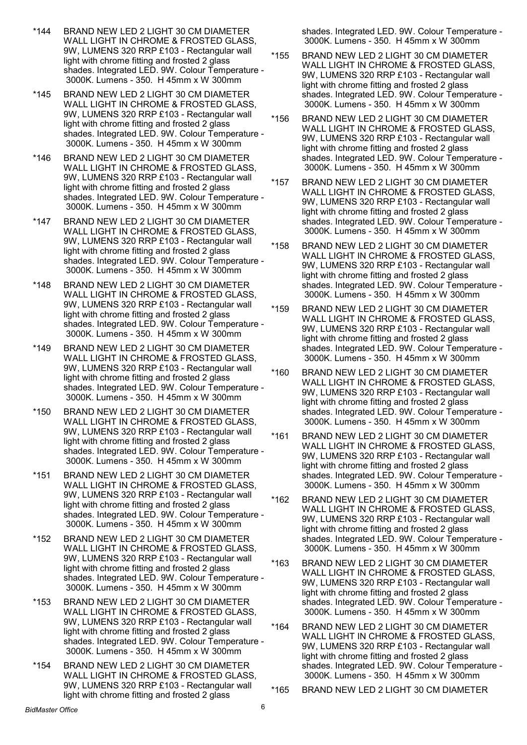*144 BRAND NEW LED 2 LIGHT 30 CM DIAMETER WALL LIGHT IN CHROME & FROSTED GLASS, 9W, LUMENS 320 RRP £103 - Rectangular wall light with chrome fitting and frosted 2 glass shades. Integrated LED. 9W. Colour Temperature - 3000K. Lumens - 350. H 45mm x W 300mm

*145 BRAND NEW LED 2 LIGHT 30 CM DIAMETER WALL LIGHT IN CHROME & FROSTED GLASS, 9W, LUMENS 320 RRP £103 - Rectangular wall light with chrome fitting and frosted 2 glass shades. Integrated LED. 9W. Colour Temperature - 3000K. Lumens - 350. H 45mm x W 300mm

*146 BRAND NEW LED 2 LIGHT 30 CM DIAMETER WALL LIGHT IN CHROME & FROSTED GLASS, 9W, LUMENS 320 RRP £103 - Rectangular wall light with chrome fitting and frosted 2 glass shades. Integrated LED. 9W. Colour Temperature - 3000K. Lumens - 350. H 45mm x W 300mm

*147 BRAND NEW LED 2 LIGHT 30 CM DIAMETER WALL LIGHT IN CHROME & FROSTED GLASS, 9W, LUMENS 320 RRP £103 - Rectangular wall light with chrome fitting and frosted 2 glass shades. Integrated LED. 9W. Colour Temperature - 3000K. Lumens - 350. H 45mm x W 300mm

*148 BRAND NEW LED 2 LIGHT 30 CM DIAMETER WALL LIGHT IN CHROME & FROSTED GLASS, 9W, LUMENS 320 RRP £103 - Rectangular wall light with chrome fitting and frosted 2 glass shades. Integrated LED. 9W. Colour Temperature - 3000K. Lumens - 350. H 45mm x W 300mm

*149 BRAND NEW LED 2 LIGHT 30 CM DIAMETER WALL LIGHT IN CHROME & FROSTED GLASS, 9W, LUMENS 320 RRP £103 - Rectangular wall light with chrome fitting and frosted 2 glass shades. Integrated LED. 9W. Colour Temperature - 3000K. Lumens - 350. H 45mm x W 300mm

*150 BRAND NEW LED 2 LIGHT 30 CM DIAMETER WALL LIGHT IN CHROME & FROSTED GLASS, 9W, LUMENS 320 RRP £103 - Rectangular wall light with chrome fitting and frosted 2 glass shades. Integrated LED. 9W. Colour Temperature - 3000K. Lumens - 350. H 45mm x W 300mm

*151 BRAND NEW LED 2 LIGHT 30 CM DIAMETER WALL LIGHT IN CHROME & FROSTED GLASS, 9W, LUMENS 320 RRP £103 - Rectangular wall light with chrome fitting and frosted 2 glass shades. Integrated LED. 9W. Colour Temperature - 3000K. Lumens - 350. H 45mm x W 300mm

*152 BRAND NEW LED 2 LIGHT 30 CM DIAMETER WALL LIGHT IN CHROME & FROSTED GLASS, 9W, LUMENS 320 RRP £103 - Rectangular wall light with chrome fitting and frosted 2 glass shades. Integrated LED. 9W. Colour Temperature - 3000K. Lumens - 350. H 45mm x W 300mm

*153 BRAND NEW LED 2 LIGHT 30 CM DIAMETER WALL LIGHT IN CHROME & FROSTED GLASS, 9W, LUMENS 320 RRP £103 - Rectangular wall light with chrome fitting and frosted 2 glass shades. Integrated LED. 9W. Colour Temperature - 3000K. Lumens - 350. H 45mm x W 300mm

*154 BRAND NEW LED 2 LIGHT 30 CM DIAMETER WALL LIGHT IN CHROME & FROSTED GLASS, 9W, LUMENS 320 RRP £103 - Rectangular wall light with chrome fitting and frosted 2 glass shades. Integrated LED. 9W. Colour Temperature - 3000K. Lumens - 350. H 45mm x W 300mm

*155 BRAND NEW LED 2 LIGHT 30 CM DIAMETER WALL LIGHT IN CHROME & FROSTED GLASS, 9W, LUMENS 320 RRP £103 - Rectangular wall light with chrome fitting and frosted 2 glass shades. Integrated LED. 9W. Colour Temperature - 3000K. Lumens - 350. H 45mm x W 300mm

*156 BRAND NEW LED 2 LIGHT 30 CM DIAMETER WALL LIGHT IN CHROME & FROSTED GLASS, 9W, LUMENS 320 RRP £103 - Rectangular wall light with chrome fitting and frosted 2 glass shades. Integrated LED. 9W. Colour Temperature - 3000K. Lumens - 350. H 45mm x W 300mm

*157 BRAND NEW LED 2 LIGHT 30 CM DIAMETER WALL LIGHT IN CHROME & FROSTED GLASS, 9W, LUMENS 320 RRP £103 - Rectangular wall light with chrome fitting and frosted 2 glass shades. Integrated LED. 9W. Colour Temperature - 3000K. Lumens - 350. H 45mm x W 300mm

*158 BRAND NEW LED 2 LIGHT 30 CM DIAMETER WALL LIGHT IN CHROME & FROSTED GLASS, 9W, LUMENS 320 RRP £103 - Rectangular wall light with chrome fitting and frosted 2 glass shades. Integrated LED. 9W. Colour Temperature - 3000K. Lumens - 350. H 45mm x W 300mm

*159 BRAND NEW LED 2 LIGHT 30 CM DIAMETER WALL LIGHT IN CHROME & FROSTED GLASS, 9W, LUMENS 320 RRP £103 - Rectangular wall light with chrome fitting and frosted 2 glass shades. Integrated LED. 9W. Colour Temperature - 3000K. Lumens - 350. H 45mm x W 300mm

*160 BRAND NEW LED 2 LIGHT 30 CM DIAMETER WALL LIGHT IN CHROME & FROSTED GLASS, 9W, LUMENS 320 RRP £103 - Rectangular wall light with chrome fitting and frosted 2 glass shades. Integrated LED. 9W. Colour Temperature - 3000K. Lumens - 350. H 45mm x W 300mm

*161 BRAND NEW LED 2 LIGHT 30 CM DIAMETER WALL LIGHT IN CHROME & FROSTED GLASS, 9W, LUMENS 320 RRP £103 - Rectangular wall light with chrome fitting and frosted 2 glass shades. Integrated LED. 9W. Colour Temperature - 3000K. Lumens - 350. H 45mm x W 300mm

*162 BRAND NEW LED 2 LIGHT 30 CM DIAMETER WALL LIGHT IN CHROME & FROSTED GLASS, 9W, LUMENS 320 RRP £103 - Rectangular wall light with chrome fitting and frosted 2 glass shades. Integrated LED. 9W. Colour Temperature - 3000K. Lumens - 350. H 45mm x W 300mm

*163 BRAND NEW LED 2 LIGHT 30 CM DIAMETER WALL LIGHT IN CHROME & FROSTED GLASS, 9W, LUMENS 320 RRP £103 - Rectangular wall light with chrome fitting and frosted 2 glass shades. Integrated LED. 9W. Colour Temperature - 3000K. Lumens - 350. H 45mm x W 300mm

*164 BRAND NEW LED 2 LIGHT 30 CM DIAMETER WALL LIGHT IN CHROME & FROSTED GLASS, 9W, LUMENS 320 RRP £103 - Rectangular wall light with chrome fitting and frosted 2 glass shades. Integrated LED. 9W. Colour Temperature - 3000K. Lumens - 350. H 45mm x W 300mm

*165 BRAND NEW LED 2 LIGHT 30 CM DIAMETER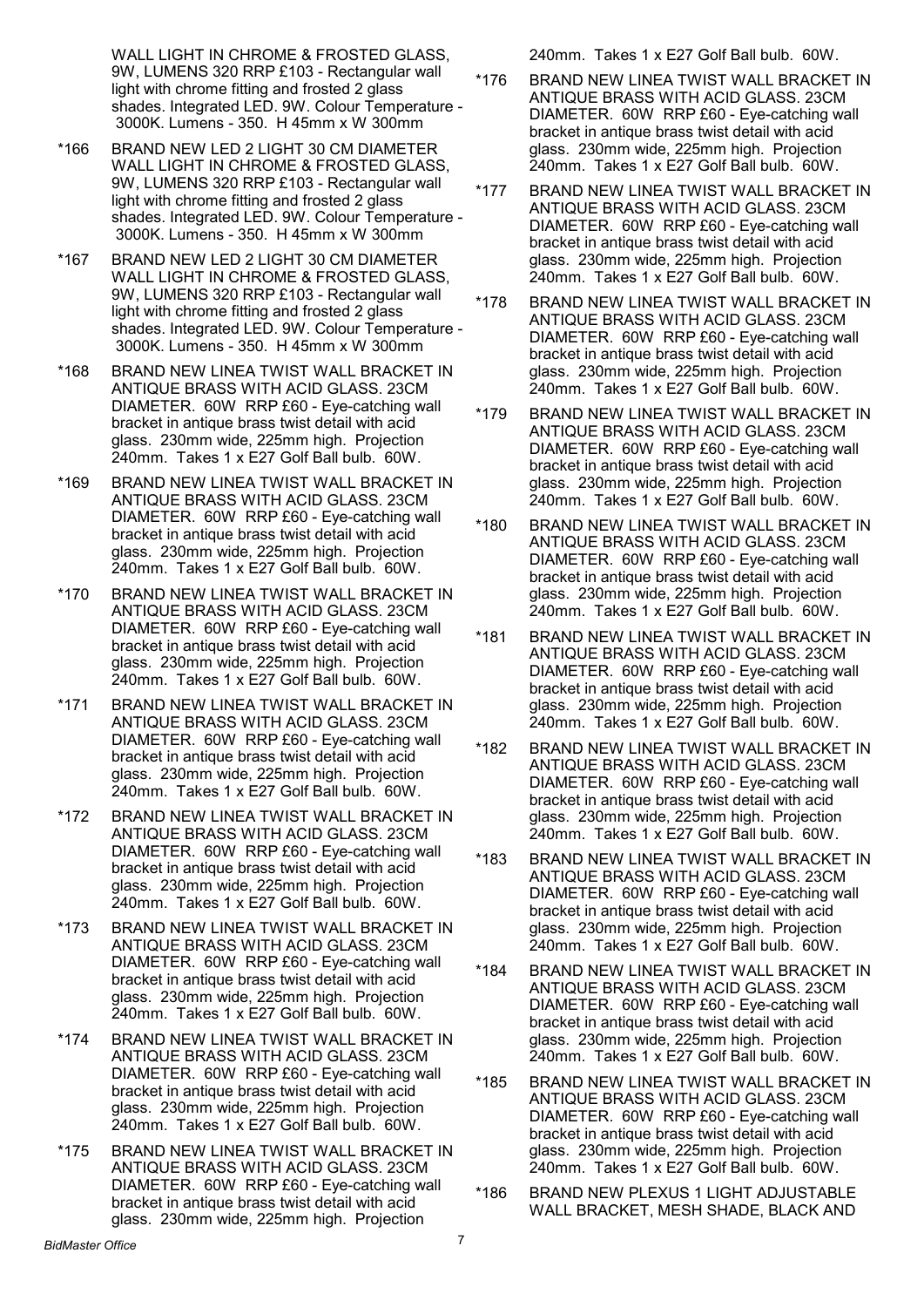WALL LIGHT IN CHROME & FROSTED GLASS, 9W, LUMENS 320 RRP £103 - Rectangular wall light with chrome fitting and frosted 2 glass shades. Integrated LED. 9W. Colour Temperature - 3000K. Lumens - 350. H 45mm x W 300mm

*166 BRAND NEW LED 2 LIGHT 30 CM DIAMETER WALL LIGHT IN CHROME & FROSTED GLASS, 9W, LUMENS 320 RRP £103 - Rectangular wall light with chrome fitting and frosted 2 glass shades. Integrated LED. 9W. Colour Temperature - 3000K. Lumens - 350. H 45mm x W 300mm

*167 BRAND NEW LED 2 LIGHT 30 CM DIAMETER WALL LIGHT IN CHROME & FROSTED GLASS, 9W, LUMENS 320 RRP £103 - Rectangular wall light with chrome fitting and frosted 2 glass shades. Integrated LED. 9W. Colour Temperature - 3000K. Lumens - 350. H 45mm x W 300mm

*168 BRAND NEW LINEA TWIST WALL BRACKET IN ANTIQUE BRASS WITH ACID GLASS. 23CM DIAMETER. 60W RRP £60 - Eye-catching wall bracket in antique brass twist detail with acid glass. 230mm wide, 225mm high. Projection 240mm. Takes 1 x E27 Golf Ball bulb. 60W.

*169 BRAND NEW LINEA TWIST WALL BRACKET IN ANTIQUE BRASS WITH ACID GLASS. 23CM DIAMETER. 60W RRP £60 - Eye-catching wall bracket in antique brass twist detail with acid glass. 230mm wide, 225mm high. Projection 240mm. Takes 1 x E27 Golf Ball bulb. 60W.

*170 BRAND NEW LINEA TWIST WALL BRACKET IN ANTIQUE BRASS WITH ACID GLASS. 23CM DIAMETER. 60W RRP £60 - Eye-catching wall bracket in antique brass twist detail with acid glass. 230mm wide, 225mm high. Projection 240mm. Takes 1 x E27 Golf Ball bulb. 60W.

*171 BRAND NEW LINEA TWIST WALL BRACKET IN ANTIQUE BRASS WITH ACID GLASS. 23CM DIAMETER. 60W RRP £60 - Eye-catching wall bracket in antique brass twist detail with acid glass. 230mm wide, 225mm high. Projection 240mm. Takes 1 x E27 Golf Ball bulb. 60W.

*172 BRAND NEW LINEA TWIST WALL BRACKET IN ANTIQUE BRASS WITH ACID GLASS. 23CM DIAMETER. 60W RRP £60 - Eye-catching wall bracket in antique brass twist detail with acid glass. 230mm wide, 225mm high. Projection 240mm. Takes 1 x E27 Golf Ball bulb. 60W.

*173 BRAND NEW LINEA TWIST WALL BRACKET IN ANTIQUE BRASS WITH ACID GLASS. 23CM DIAMETER. 60W RRP £60 - Eye-catching wall bracket in antique brass twist detail with acid glass. 230mm wide, 225mm high. Projection 240mm. Takes 1 x E27 Golf Ball bulb. 60W.

*174 BRAND NEW LINEA TWIST WALL BRACKET IN ANTIQUE BRASS WITH ACID GLASS. 23CM DIAMETER. 60W RRP £60 - Eye-catching wall bracket in antique brass twist detail with acid glass. 230mm wide, 225mm high. Projection 240mm. Takes 1 x E27 Golf Ball bulb. 60W.

*175 BRAND NEW LINEA TWIST WALL BRACKET IN ANTIQUE BRASS WITH ACID GLASS. 23CM DIAMETER. 60W RRP £60 - Eye-catching wall bracket in antique brass twist detail with acid glass. 230mm wide, 225mm high. Projection 240mm. Takes 1 x E27 Golf Ball bulb. 60W.

*176 BRAND NEW LINEA TWIST WALL BRACKET IN ANTIQUE BRASS WITH ACID GLASS. 23CM DIAMETER. 60W RRP £60 - Eye-catching wall bracket in antique brass twist detail with acid glass. 230mm wide, 225mm high. Projection 240mm. Takes 1 x E27 Golf Ball bulb. 60W.

*177 BRAND NEW LINEA TWIST WALL BRACKET IN ANTIQUE BRASS WITH ACID GLASS. 23CM DIAMETER. 60W RRP £60 - Eye-catching wall bracket in antique brass twist detail with acid glass. 230mm wide, 225mm high. Projection 240mm. Takes 1 x E27 Golf Ball bulb. 60W.

*178 BRAND NEW LINEA TWIST WALL BRACKET IN ANTIQUE BRASS WITH ACID GLASS. 23CM DIAMETER. 60W RRP £60 - Eye-catching wall bracket in antique brass twist detail with acid glass. 230mm wide, 225mm high. Projection 240mm. Takes 1 x E27 Golf Ball bulb. 60W.

*179 BRAND NEW LINEA TWIST WALL BRACKET IN ANTIQUE BRASS WITH ACID GLASS. 23CM DIAMETER. 60W RRP £60 - Eye-catching wall bracket in antique brass twist detail with acid glass. 230mm wide, 225mm high. Projection 240mm. Takes 1 x E27 Golf Ball bulb. 60W.

*180 BRAND NEW LINEA TWIST WALL BRACKET IN ANTIQUE BRASS WITH ACID GLASS. 23CM DIAMETER. 60W RRP £60 - Eye-catching wall bracket in antique brass twist detail with acid glass. 230mm wide, 225mm high. Projection 240mm. Takes 1 x E27 Golf Ball bulb. 60W.

*181 BRAND NEW LINEA TWIST WALL BRACKET IN ANTIQUE BRASS WITH ACID GLASS. 23CM DIAMETER. 60W RRP £60 - Eye-catching wall bracket in antique brass twist detail with acid glass. 230mm wide, 225mm high. Projection 240mm. Takes 1 x E27 Golf Ball bulb. 60W.

*182 BRAND NEW LINEA TWIST WALL BRACKET IN ANTIQUE BRASS WITH ACID GLASS. 23CM DIAMETER. 60W RRP £60 - Eye-catching wall bracket in antique brass twist detail with acid glass. 230mm wide, 225mm high. Projection 240mm. Takes 1 x E27 Golf Ball bulb. 60W.

*183 BRAND NEW LINEA TWIST WALL BRACKET IN ANTIQUE BRASS WITH ACID GLASS. 23CM DIAMETER. 60W RRP £60 - Eye-catching wall bracket in antique brass twist detail with acid glass. 230mm wide, 225mm high. Projection 240mm. Takes 1 x E27 Golf Ball bulb. 60W.

*184 BRAND NEW LINEA TWIST WALL BRACKET IN ANTIQUE BRASS WITH ACID GLASS. 23CM DIAMETER. 60W RRP £60 - Eye-catching wall bracket in antique brass twist detail with acid glass. 230mm wide, 225mm high. Projection 240mm. Takes 1 x E27 Golf Ball bulb. 60W.

*185 BRAND NEW LINEA TWIST WALL BRACKET IN ANTIQUE BRASS WITH ACID GLASS. 23CM DIAMETER. 60W RRP £60 - Eye-catching wall bracket in antique brass twist detail with acid glass. 230mm wide, 225mm high. Projection 240mm. Takes 1 x E27 Golf Ball bulb. 60W.

*186 BRAND NEW PLEXUS 1 LIGHT ADJUSTABLE WALL BRACKET, MESH SHADE, BLACK AND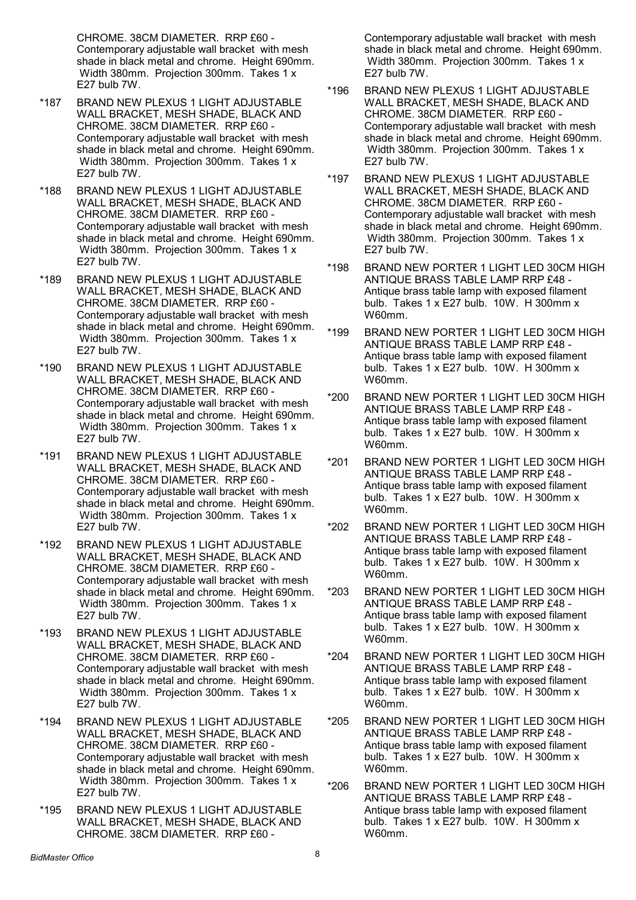CHROME. 38CM DIAMETER. RRP £60 - Contemporary adjustable wall bracket with mesh shade in black metal and chrome. Height 690mm. Width 380mm. Projection 300mm. Takes 1 x E27 bulb 7W.

*187 BRAND NEW PLEXUS 1 LIGHT ADJUSTABLE WALL BRACKET, MESH SHADE, BLACK AND CHROME. 38CM DIAMETER. RRP £60 - Contemporary adjustable wall bracket with mesh shade in black metal and chrome. Height 690mm. Width 380mm. Projection 300mm. Takes 1 x E27 bulb 7W.

*188 BRAND NEW PLEXUS 1 LIGHT ADJUSTABLE WALL BRACKET, MESH SHADE, BLACK AND CHROME. 38CM DIAMETER. RRP £60 - Contemporary adjustable wall bracket with mesh shade in black metal and chrome. Height 690mm. Width 380mm. Projection 300mm. Takes 1 x E27 bulb 7W.

*189 BRAND NEW PLEXUS 1 LIGHT ADJUSTABLE WALL BRACKET, MESH SHADE, BLACK AND CHROME. 38CM DIAMETER. RRP £60 - Contemporary adjustable wall bracket with mesh shade in black metal and chrome. Height 690mm. Width 380mm. Projection 300mm. Takes 1 x E27 bulb 7W.

*190 BRAND NEW PLEXUS 1 LIGHT ADJUSTABLE WALL BRACKET, MESH SHADE, BLACK AND CHROME. 38CM DIAMETER. RRP £60 - Contemporary adjustable wall bracket with mesh shade in black metal and chrome. Height 690mm. Width 380mm. Projection 300mm. Takes 1 x E27 bulb 7W.

*191 BRAND NEW PLEXUS 1 LIGHT ADJUSTABLE WALL BRACKET, MESH SHADE, BLACK AND CHROME. 38CM DIAMETER. RRP £60 - Contemporary adjustable wall bracket with mesh shade in black metal and chrome. Height 690mm. Width 380mm. Projection 300mm. Takes 1 x E27 bulb 7W.

*192 BRAND NEW PLEXUS 1 LIGHT ADJUSTABLE WALL BRACKET, MESH SHADE, BLACK AND CHROME. 38CM DIAMETER. RRP £60 - Contemporary adjustable wall bracket with mesh shade in black metal and chrome. Height 690mm. Width 380mm. Projection 300mm. Takes 1 x E27 bulb 7W.

*193 BRAND NEW PLEXUS 1 LIGHT ADJUSTABLE WALL BRACKET, MESH SHADE, BLACK AND CHROME. 38CM DIAMETER. RRP £60 - Contemporary adjustable wall bracket with mesh shade in black metal and chrome. Height 690mm. Width 380mm. Projection 300mm. Takes 1 x E27 bulb 7W.

*194 BRAND NEW PLEXUS 1 LIGHT ADJUSTABLE WALL BRACKET, MESH SHADE, BLACK AND CHROME. 38CM DIAMETER. RRP £60 - Contemporary adjustable wall bracket with mesh shade in black metal and chrome. Height 690mm. Width 380mm. Projection 300mm. Takes 1 x E27 bulb 7W.

*195 BRAND NEW PLEXUS 1 LIGHT ADJUSTABLE WALL BRACKET, MESH SHADE, BLACK AND CHROME. 38CM DIAMETER. RRP £60 - Contemporary adjustable wall bracket with mesh shade in black metal and chrome. Height 690mm. Width 380mm. Projection 300mm. Takes 1 x E27 bulb 7W.

*196 BRAND NEW PLEXUS 1 LIGHT ADJUSTABLE WALL BRACKET, MESH SHADE, BLACK AND CHROME. 38CM DIAMETER. RRP £60 - Contemporary adjustable wall bracket with mesh shade in black metal and chrome. Height 690mm. Width 380mm. Projection 300mm. Takes 1 x E27 bulb 7W.

*197 BRAND NEW PLEXUS 1 LIGHT ADJUSTABLE WALL BRACKET, MESH SHADE, BLACK AND CHROME. 38CM DIAMETER. RRP £60 - Contemporary adjustable wall bracket with mesh shade in black metal and chrome. Height 690mm. Width 380mm. Projection 300mm. Takes 1 x E27 bulb 7W.

*198 BRAND NEW PORTER 1 LIGHT LED 30CM HIGH ANTIQUE BRASS TABLE LAMP RRP £48 - Antique brass table lamp with exposed filament bulb. Takes 1 x E27 bulb. 10W. H 300mm x W60mm.

*199 BRAND NEW PORTER 1 LIGHT LED 30CM HIGH ANTIQUE BRASS TABLE LAMP RRP £48 - Antique brass table lamp with exposed filament bulb. Takes 1 x E27 bulb. 10W. H 300mm x W60mm.

*200 BRAND NEW PORTER 1 LIGHT LED 30CM HIGH ANTIQUE BRASS TABLE LAMP RRP £48 - Antique brass table lamp with exposed filament bulb. Takes 1 x E27 bulb. 10W. H 300mm x W60mm.

*201 BRAND NEW PORTER 1 LIGHT LED 30CM HIGH ANTIQUE BRASS TABLE LAMP RRP £48 - Antique brass table lamp with exposed filament bulb. Takes 1 x E27 bulb. 10W. H 300mm x W60mm.

*202 BRAND NEW PORTER 1 LIGHT LED 30CM HIGH ANTIQUE BRASS TABLE LAMP RRP £48 - Antique brass table lamp with exposed filament bulb. Takes 1 x E27 bulb. 10W. H 300mm x W60mm.

*203 BRAND NEW PORTER 1 LIGHT LED 30CM HIGH ANTIQUE BRASS TABLE LAMP RRP £48 - Antique brass table lamp with exposed filament bulb. Takes 1 x E27 bulb. 10W. H 300mm x W60mm.

*204 BRAND NEW PORTER 1 LIGHT LED 30CM HIGH ANTIQUE BRASS TABLE LAMP RRP £48 - Antique brass table lamp with exposed filament bulb. Takes 1 x E27 bulb. 10W. H 300mm x W60mm.

*205 BRAND NEW PORTER 1 LIGHT LED 30CM HIGH ANTIQUE BRASS TABLE LAMP RRP £48 - Antique brass table lamp with exposed filament bulb. Takes 1 x E27 bulb. 10W. H 300mm x W60mm.

*206 BRAND NEW PORTER 1 LIGHT LED 30CM HIGH ANTIQUE BRASS TABLE LAMP RRP £48 - Antique brass table lamp with exposed filament bulb. Takes 1 x E27 bulb. 10W. H 300mm x W60mm.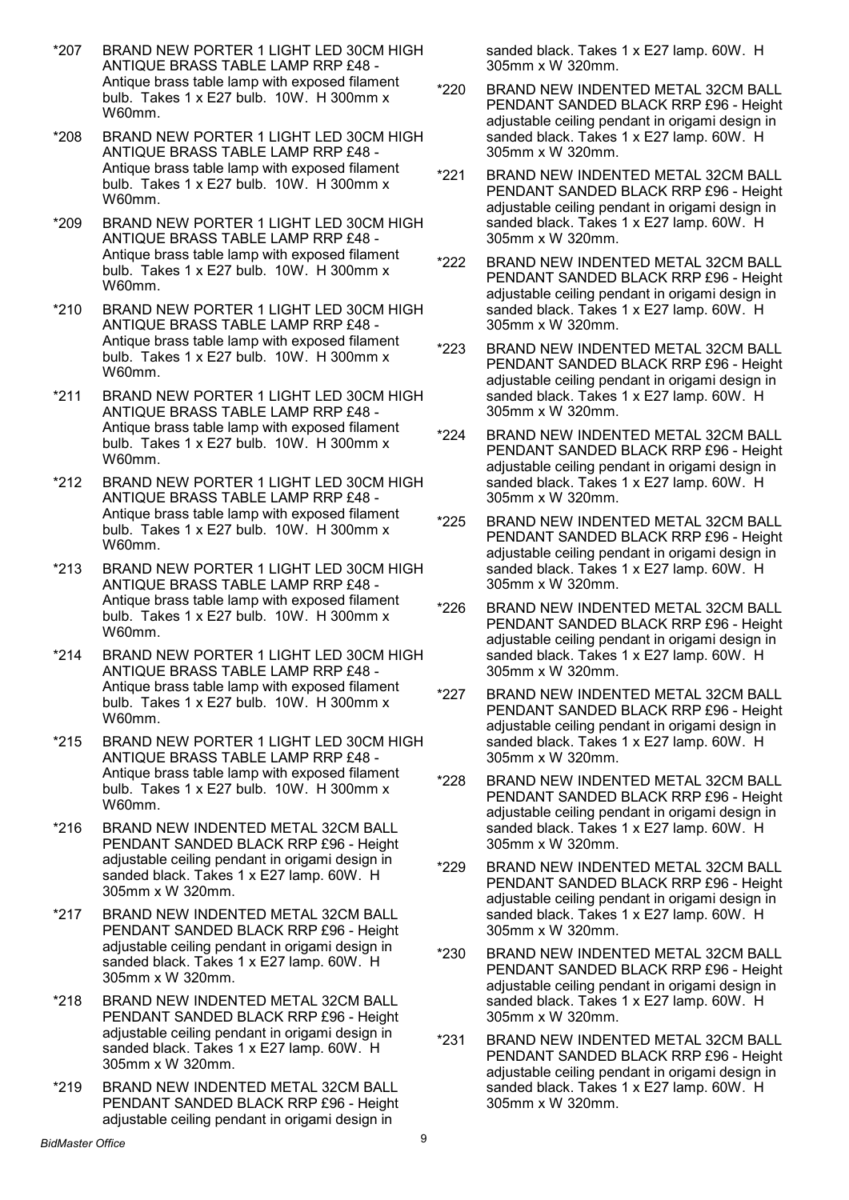*207 BRAND NEW PORTER 1 LIGHT LED 30CM HIGH ANTIQUE BRASS TABLE LAMP RRP £48 - Antique brass table lamp with exposed filament bulb. Takes 1 x E27 bulb. 10W. H 300mm x W60mm.

*208 BRAND NEW PORTER 1 LIGHT LED 30CM HIGH ANTIQUE BRASS TABLE LAMP RRP £48 - Antique brass table lamp with exposed filament bulb. Takes 1 x E27 bulb. 10W. H 300mm x W60mm.

*209 BRAND NEW PORTER 1 LIGHT LED 30CM HIGH ANTIQUE BRASS TABLE LAMP RRP £48 - Antique brass table lamp with exposed filament bulb. Takes 1 x E27 bulb. 10W. H 300mm x W60mm.

*210 BRAND NEW PORTER 1 LIGHT LED 30CM HIGH ANTIQUE BRASS TABLE LAMP RRP £48 - Antique brass table lamp with exposed filament bulb. Takes 1 x E27 bulb. 10W. H 300mm x W60mm.

*211 BRAND NEW PORTER 1 LIGHT LED 30CM HIGH ANTIQUE BRASS TABLE LAMP RRP £48 - Antique brass table lamp with exposed filament bulb. Takes 1 x E27 bulb. 10W. H 300mm x W60mm.

*212 BRAND NEW PORTER 1 LIGHT LED 30CM HIGH ANTIQUE BRASS TABLE LAMP RRP £48 - Antique brass table lamp with exposed filament bulb. Takes 1 x E27 bulb. 10W. H 300mm x W60mm.

*213 BRAND NEW PORTER 1 LIGHT LED 30CM HIGH ANTIQUE BRASS TABLE LAMP RRP £48 - Antique brass table lamp with exposed filament bulb. Takes 1 x E27 bulb. 10W. H 300mm x W60mm.

*214 BRAND NEW PORTER 1 LIGHT LED 30CM HIGH ANTIQUE BRASS TABLE LAMP RRP £48 - Antique brass table lamp with exposed filament bulb. Takes 1 x E27 bulb. 10W. H 300mm x W60mm.

*215 BRAND NEW PORTER 1 LIGHT LED 30CM HIGH ANTIQUE BRASS TABLE LAMP RRP £48 - Antique brass table lamp with exposed filament bulb. Takes 1 x E27 bulb. 10W. H 300mm x W60mm.

*216 BRAND NEW INDENTED METAL 32CM BALL PENDANT SANDED BLACK RRP £96 - Height adjustable ceiling pendant in origami design in sanded black. Takes 1 x E27 lamp. 60W. H 305mm x W 320mm.

*217 BRAND NEW INDENTED METAL 32CM BALL PENDANT SANDED BLACK RRP £96 - Height adjustable ceiling pendant in origami design in sanded black. Takes 1 x E27 lamp. 60W. H 305mm x W 320mm.

*218 BRAND NEW INDENTED METAL 32CM BALL PENDANT SANDED BLACK RRP £96 - Height adjustable ceiling pendant in origami design in sanded black. Takes 1 x E27 lamp. 60W. H 305mm x W 320mm.

*219 BRAND NEW INDENTED METAL 32CM BALL PENDANT SANDED BLACK RRP £96 - Height adjustable ceiling pendant in origami design in sanded black. Takes 1 x E27 lamp. 60W. H 305mm x W 320mm.

*220 BRAND NEW INDENTED METAL 32CM BALL PENDANT SANDED BLACK RRP £96 - Height adjustable ceiling pendant in origami design in sanded black. Takes 1 x E27 lamp. 60W. H 305mm x W 320mm.

*221 BRAND NEW INDENTED METAL 32CM BALL PENDANT SANDED BLACK RRP £96 - Height adjustable ceiling pendant in origami design in sanded black. Takes 1 x E27 lamp. 60W. H 305mm x W 320mm.

*222 BRAND NEW INDENTED METAL 32CM BALL PENDANT SANDED BLACK RRP £96 - Height adjustable ceiling pendant in origami design in sanded black. Takes 1 x E27 lamp. 60W. H 305mm x W 320mm.

*223 BRAND NEW INDENTED METAL 32CM BALL PENDANT SANDED BLACK RRP £96 - Height adjustable ceiling pendant in origami design in sanded black. Takes 1 x E27 lamp. 60W. H 305mm x W 320mm.

*224 BRAND NEW INDENTED METAL 32CM BALL PENDANT SANDED BLACK RRP £96 - Height adjustable ceiling pendant in origami design in sanded black. Takes 1 x E27 lamp. 60W. H 305mm x W 320mm.

*225 BRAND NEW INDENTED METAL 32CM BALL PENDANT SANDED BLACK RRP £96 - Height adjustable ceiling pendant in origami design in sanded black. Takes 1 x E27 lamp. 60W. H 305mm x W 320mm.

*226 BRAND NEW INDENTED METAL 32CM BALL PENDANT SANDED BLACK RRP £96 - Height adjustable ceiling pendant in origami design in sanded black. Takes 1 x E27 lamp. 60W. H 305mm x W 320mm.

*227 BRAND NEW INDENTED METAL 32CM BALL PENDANT SANDED BLACK RRP £96 - Height adjustable ceiling pendant in origami design in sanded black. Takes 1 x E27 lamp. 60W. H 305mm x W 320mm.

*228 BRAND NEW INDENTED METAL 32CM BALL PENDANT SANDED BLACK RRP £96 - Height adjustable ceiling pendant in origami design in sanded black. Takes 1 x E27 lamp. 60W. H 305mm x W 320mm.

*229 BRAND NEW INDENTED METAL 32CM BALL PENDANT SANDED BLACK RRP £96 - Height adjustable ceiling pendant in origami design in sanded black. Takes 1 x E27 lamp. 60W. H 305mm x W 320mm.

*230 BRAND NEW INDENTED METAL 32CM BALL PENDANT SANDED BLACK RRP £96 - Height adjustable ceiling pendant in origami design in sanded black. Takes 1 x E27 lamp. 60W. H 305mm x W 320mm.

*231 BRAND NEW INDENTED METAL 32CM BALL PENDANT SANDED BLACK RRP £96 - Height adjustable ceiling pendant in origami design in sanded black. Takes 1 x E27 lamp. 60W. H 305mm x W 320mm.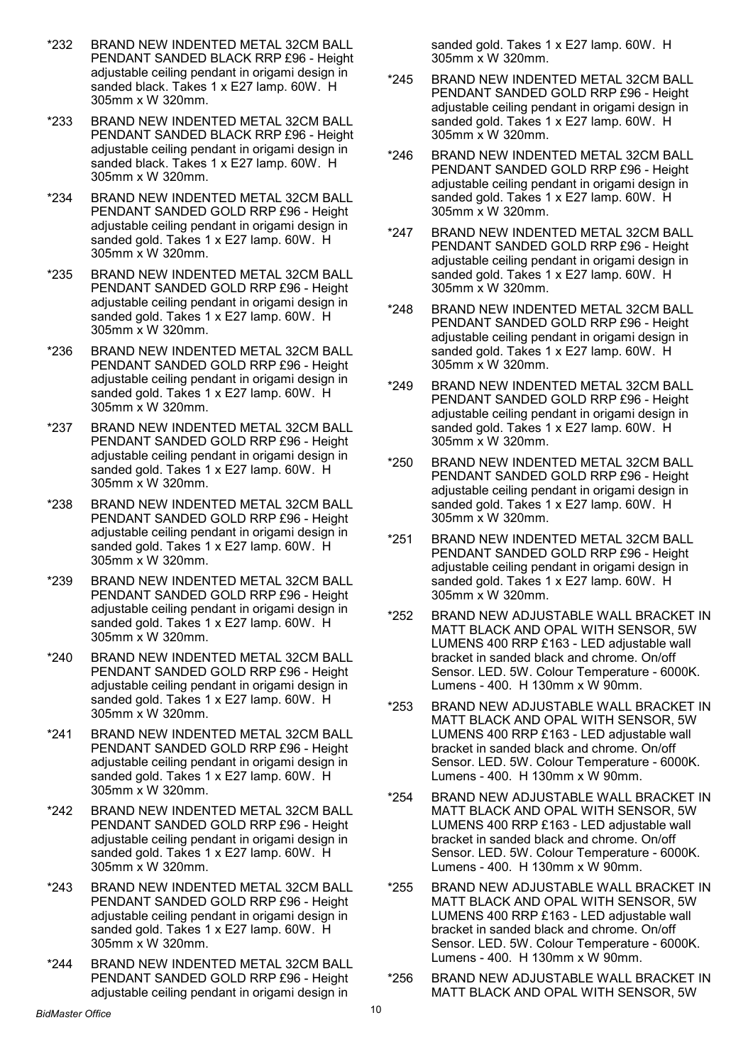*232 BRAND NEW INDENTED METAL 32CM BALL PENDANT SANDED BLACK RRP £96 - Height adjustable ceiling pendant in origami design in sanded black. Takes 1 x E27 lamp. 60W. H 305mm x W 320mm.

*233 BRAND NEW INDENTED METAL 32CM BALL PENDANT SANDED BLACK RRP £96 - Height adjustable ceiling pendant in origami design in sanded black. Takes 1 x E27 lamp. 60W. H 305mm x W 320mm.

*234 BRAND NEW INDENTED METAL 32CM BALL PENDANT SANDED GOLD RRP £96 - Height adjustable ceiling pendant in origami design in sanded gold. Takes 1 x E27 lamp. 60W. H 305mm x W 320mm.

*235 BRAND NEW INDENTED METAL 32CM BALL PENDANT SANDED GOLD RRP £96 - Height adjustable ceiling pendant in origami design in sanded gold. Takes 1 x E27 lamp. 60W. H 305mm x W 320mm.

*236 BRAND NEW INDENTED METAL 32CM BALL PENDANT SANDED GOLD RRP £96 - Height adjustable ceiling pendant in origami design in sanded gold. Takes 1 x E27 lamp. 60W. H 305mm x W 320mm.

*237 BRAND NEW INDENTED METAL 32CM BALL PENDANT SANDED GOLD RRP £96 - Height adjustable ceiling pendant in origami design in sanded gold. Takes 1 x E27 lamp. 60W. H 305mm x W 320mm.

*238 BRAND NEW INDENTED METAL 32CM BALL PENDANT SANDED GOLD RRP £96 - Height adjustable ceiling pendant in origami design in sanded gold. Takes 1 x E27 lamp. 60W. H 305mm x W 320mm.

*239 BRAND NEW INDENTED METAL 32CM BALL PENDANT SANDED GOLD RRP £96 - Height adjustable ceiling pendant in origami design in sanded gold. Takes 1 x E27 lamp. 60W. H 305mm x W 320mm.

*240 BRAND NEW INDENTED METAL 32CM BALL PENDANT SANDED GOLD RRP £96 - Height adjustable ceiling pendant in origami design in sanded gold. Takes 1 x E27 lamp. 60W. H 305mm x W 320mm.

*241 BRAND NEW INDENTED METAL 32CM BALL PENDANT SANDED GOLD RRP £96 - Height adjustable ceiling pendant in origami design in sanded gold. Takes 1 x E27 lamp. 60W. H 305mm x W 320mm.

*242 BRAND NEW INDENTED METAL 32CM BALL PENDANT SANDED GOLD RRP £96 - Height adjustable ceiling pendant in origami design in sanded gold. Takes 1 x E27 lamp. 60W. H 305mm x W 320mm.

*243 BRAND NEW INDENTED METAL 32CM BALL PENDANT SANDED GOLD RRP £96 - Height adjustable ceiling pendant in origami design in sanded gold. Takes 1 x E27 lamp. 60W. H 305mm x W 320mm.

*244 BRAND NEW INDENTED METAL 32CM BALL PENDANT SANDED GOLD RRP £96 - Height adjustable ceiling pendant in origami design in sanded gold. Takes 1 x E27 lamp. 60W. H 305mm x W 320mm.

*245 BRAND NEW INDENTED METAL 32CM BALL PENDANT SANDED GOLD RRP £96 - Height adjustable ceiling pendant in origami design in sanded gold. Takes 1 x E27 lamp. 60W. H 305mm x W 320mm.

*246 BRAND NEW INDENTED METAL 32CM BALL PENDANT SANDED GOLD RRP £96 - Height adjustable ceiling pendant in origami design in sanded gold. Takes 1 x E27 lamp. 60W. H 305mm x W 320mm.

*247 BRAND NEW INDENTED METAL 32CM BALL PENDANT SANDED GOLD RRP £96 - Height adjustable ceiling pendant in origami design in sanded gold. Takes 1 x E27 lamp. 60W. H 305mm x W 320mm.

*248 BRAND NEW INDENTED METAL 32CM BALL PENDANT SANDED GOLD RRP £96 - Height adjustable ceiling pendant in origami design in sanded gold. Takes 1 x E27 lamp. 60W. H 305mm x W 320mm.

*249 BRAND NEW INDENTED METAL 32CM BALL PENDANT SANDED GOLD RRP £96 - Height adjustable ceiling pendant in origami design in sanded gold. Takes 1 x E27 lamp. 60W. H 305mm x W 320mm.

*250 BRAND NEW INDENTED METAL 32CM BALL PENDANT SANDED GOLD RRP £96 - Height adjustable ceiling pendant in origami design in sanded gold. Takes 1 x E27 lamp. 60W. H 305mm x W 320mm.

*251 BRAND NEW INDENTED METAL 32CM BALL PENDANT SANDED GOLD RRP £96 - Height adjustable ceiling pendant in origami design in sanded gold. Takes 1 x E27 lamp. 60W. H 305mm x W 320mm.

*252 BRAND NEW ADJUSTABLE WALL BRACKET IN MATT BLACK AND OPAL WITH SENSOR, 5W LUMENS 400 RRP £163 - LED adjustable wall bracket in sanded black and chrome. On/off Sensor. LED. 5W. Colour Temperature - 6000K. Lumens - 400. H 130mm x W 90mm.

*253 BRAND NEW ADJUSTABLE WALL BRACKET IN MATT BLACK AND OPAL WITH SENSOR, 5W LUMENS 400 RRP £163 - LED adjustable wall bracket in sanded black and chrome. On/off Sensor. LED. 5W. Colour Temperature - 6000K. Lumens - 400. H 130mm x W 90mm.

*254 BRAND NEW ADJUSTABLE WALL BRACKET IN MATT BLACK AND OPAL WITH SENSOR, 5W LUMENS 400 RRP £163 - LED adjustable wall bracket in sanded black and chrome. On/off Sensor. LED. 5W. Colour Temperature - 6000K. Lumens - 400. H 130mm x W 90mm.

*255 BRAND NEW ADJUSTABLE WALL BRACKET IN MATT BLACK AND OPAL WITH SENSOR, 5W LUMENS 400 RRP £163 - LED adjustable wall bracket in sanded black and chrome. On/off Sensor. LED. 5W. Colour Temperature - 6000K. Lumens - 400. H 130mm x W 90mm.

*256 BRAND NEW ADJUSTABLE WALL BRACKET IN MATT BLACK AND OPAL WITH SENSOR, 5W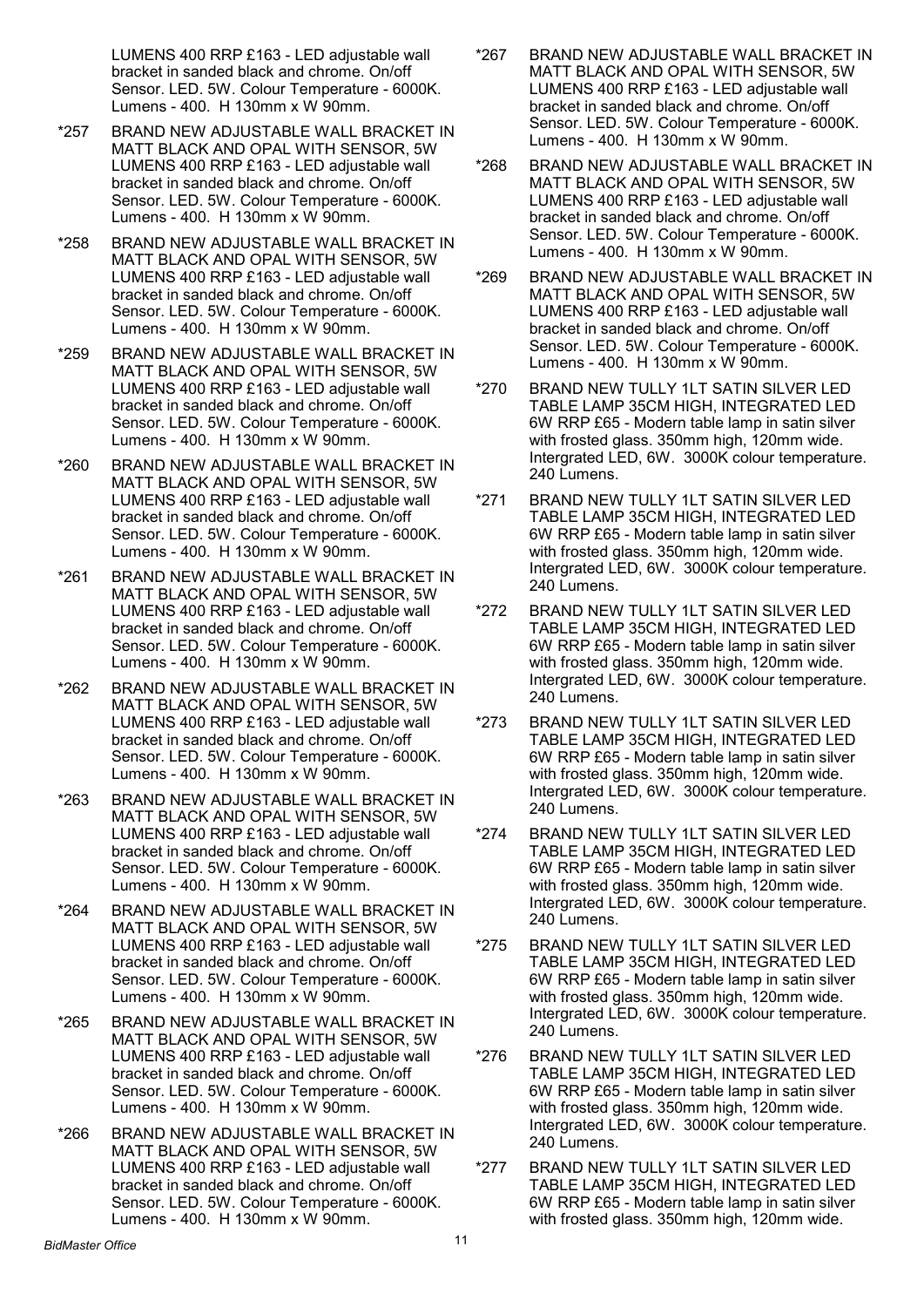LUMENS 400 RRP £163 - LED adjustable wall bracket in sanded black and chrome. On/off Sensor. LED. 5W. Colour Temperature - 6000K. Lumens - 400. H 130mm x W 90mm.

*257 BRAND NEW ADJUSTABLE WALL BRACKET IN MATT BLACK AND OPAL WITH SENSOR, 5W LUMENS 400 RRP £163 - LED adjustable wall bracket in sanded black and chrome. On/off Sensor. LED. 5W. Colour Temperature - 6000K. Lumens - 400. H 130mm x W 90mm.

*258 BRAND NEW ADJUSTABLE WALL BRACKET IN MATT BLACK AND OPAL WITH SENSOR, 5W LUMENS 400 RRP £163 - LED adjustable wall bracket in sanded black and chrome. On/off Sensor. LED. 5W. Colour Temperature - 6000K. Lumens - 400. H 130mm x W 90mm.

*259 BRAND NEW ADJUSTABLE WALL BRACKET IN MATT BLACK AND OPAL WITH SENSOR, 5W LUMENS 400 RRP £163 - LED adjustable wall bracket in sanded black and chrome. On/off Sensor. LED. 5W. Colour Temperature - 6000K. Lumens - 400. H 130mm x W 90mm.

*260 BRAND NEW ADJUSTABLE WALL BRACKET IN MATT BLACK AND OPAL WITH SENSOR, 5W LUMENS 400 RRP £163 - LED adjustable wall bracket in sanded black and chrome. On/off Sensor. LED. 5W. Colour Temperature - 6000K. Lumens - 400. H 130mm x W 90mm.

*261 BRAND NEW ADJUSTABLE WALL BRACKET IN MATT BLACK AND OPAL WITH SENSOR, 5W LUMENS 400 RRP £163 - LED adjustable wall bracket in sanded black and chrome. On/off Sensor. LED. 5W. Colour Temperature - 6000K. Lumens - 400. H 130mm x W 90mm.

*262 BRAND NEW ADJUSTABLE WALL BRACKET IN MATT BLACK AND OPAL WITH SENSOR, 5W LUMENS 400 RRP £163 - LED adjustable wall bracket in sanded black and chrome. On/off Sensor. LED. 5W. Colour Temperature - 6000K. Lumens - 400. H 130mm x W 90mm.

*263 BRAND NEW ADJUSTABLE WALL BRACKET IN MATT BLACK AND OPAL WITH SENSOR, 5W LUMENS 400 RRP £163 - LED adjustable wall bracket in sanded black and chrome. On/off Sensor. LED. 5W. Colour Temperature - 6000K. Lumens - 400. H 130mm x W 90mm.

*264 BRAND NEW ADJUSTABLE WALL BRACKET IN MATT BLACK AND OPAL WITH SENSOR, 5W LUMENS 400 RRP £163 - LED adjustable wall bracket in sanded black and chrome. On/off Sensor. LED. 5W. Colour Temperature - 6000K. Lumens - 400. H 130mm x W 90mm.

*265 BRAND NEW ADJUSTABLE WALL BRACKET IN MATT BLACK AND OPAL WITH SENSOR, 5W LUMENS 400 RRP £163 - LED adjustable wall bracket in sanded black and chrome. On/off Sensor. LED. 5W. Colour Temperature - 6000K. Lumens - 400. H 130mm x W 90mm.

*266 BRAND NEW ADJUSTABLE WALL BRACKET IN MATT BLACK AND OPAL WITH SENSOR, 5W LUMENS 400 RRP £163 - LED adjustable wall bracket in sanded black and chrome. On/off Sensor. LED. 5W. Colour Temperature - 6000K. Lumens - 400. H 130mm x W 90mm.

*267 BRAND NEW ADJUSTABLE WALL BRACKET IN MATT BLACK AND OPAL WITH SENSOR, 5W LUMENS 400 RRP £163 - LED adjustable wall bracket in sanded black and chrome. On/off Sensor. LED. 5W. Colour Temperature - 6000K. Lumens - 400. H 130mm x W 90mm.

*268 BRAND NEW ADJUSTABLE WALL BRACKET IN MATT BLACK AND OPAL WITH SENSOR, 5W LUMENS 400 RRP £163 - LED adjustable wall bracket in sanded black and chrome. On/off Sensor. LED. 5W. Colour Temperature - 6000K. Lumens - 400. H 130mm x W 90mm.

*269 BRAND NEW ADJUSTABLE WALL BRACKET IN MATT BLACK AND OPAL WITH SENSOR, 5W LUMENS 400 RRP £163 - LED adjustable wall bracket in sanded black and chrome. On/off Sensor. LED. 5W. Colour Temperature - 6000K. Lumens - 400. H 130mm x W 90mm.

*270 BRAND NEW TULLY 1LT SATIN SILVER LED TABLE LAMP 35CM HIGH, INTEGRATED LED 6W RRP £65 - Modern table lamp in satin silver with frosted glass. 350mm high, 120mm wide. Intergrated LED, 6W. 3000K colour temperature. 240 Lumens.

*271 BRAND NEW TULLY 1LT SATIN SILVER LED TABLE LAMP 35CM HIGH, INTEGRATED LED 6W RRP £65 - Modern table lamp in satin silver with frosted glass. 350mm high, 120mm wide. Intergrated LED, 6W. 3000K colour temperature. 240 Lumens.

*272 BRAND NEW TULLY 1LT SATIN SILVER LED TABLE LAMP 35CM HIGH, INTEGRATED LED 6W RRP £65 - Modern table lamp in satin silver with frosted glass. 350mm high, 120mm wide. Intergrated LED, 6W. 3000K colour temperature. 240 Lumens.

*273 BRAND NEW TULLY 1LT SATIN SILVER LED TABLE LAMP 35CM HIGH, INTEGRATED LED 6W RRP £65 - Modern table lamp in satin silver with frosted glass. 350mm high, 120mm wide. Intergrated LED, 6W. 3000K colour temperature. 240 Lumens.

*274 BRAND NEW TULLY 1LT SATIN SILVER LED TABLE LAMP 35CM HIGH, INTEGRATED LED 6W RRP £65 - Modern table lamp in satin silver with frosted glass. 350mm high, 120mm wide. Intergrated LED, 6W. 3000K colour temperature. 240 Lumens.

*275 BRAND NEW TULLY 1LT SATIN SILVER LED TABLE LAMP 35CM HIGH, INTEGRATED LED 6W RRP £65 - Modern table lamp in satin silver with frosted glass. 350mm high, 120mm wide. Intergrated LED, 6W. 3000K colour temperature. 240 Lumens.

*276 BRAND NEW TULLY 1LT SATIN SILVER LED TABLE LAMP 35CM HIGH, INTEGRATED LED 6W RRP £65 - Modern table lamp in satin silver with frosted glass. 350mm high, 120mm wide. Intergrated LED, 6W. 3000K colour temperature. 240 Lumens.

*277 BRAND NEW TULLY 1LT SATIN SILVER LED TABLE LAMP 35CM HIGH, INTEGRATED LED 6W RRP £65 - Modern table lamp in satin silver with frosted glass. 350mm high, 120mm wide.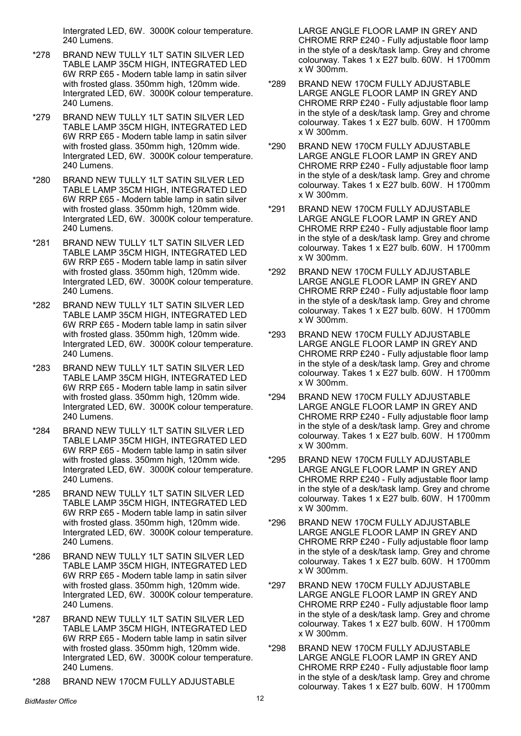Intergrated LED, 6W. 3000K colour temperature. 240 Lumens.

*278 BRAND NEW TULLY 1LT SATIN SILVER LED TABLE LAMP 35CM HIGH, INTEGRATED LED 6W RRP £65 - Modern table lamp in satin silver with frosted glass. 350mm high, 120mm wide. Intergrated LED, 6W. 3000K colour temperature. 240 Lumens.

*279 BRAND NEW TULLY 1LT SATIN SILVER LED TABLE LAMP 35CM HIGH, INTEGRATED LED 6W RRP £65 - Modern table lamp in satin silver with frosted glass. 350mm high, 120mm wide. Intergrated LED, 6W. 3000K colour temperature. 240 Lumens.

*280 BRAND NEW TULLY 1LT SATIN SILVER LED TABLE LAMP 35CM HIGH, INTEGRATED LED 6W RRP £65 - Modern table lamp in satin silver with frosted glass. 350mm high, 120mm wide. Intergrated LED, 6W. 3000K colour temperature. 240 Lumens.

*281 BRAND NEW TULLY 1LT SATIN SILVER LED TABLE LAMP 35CM HIGH, INTEGRATED LED 6W RRP £65 - Modern table lamp in satin silver with frosted glass. 350mm high, 120mm wide. Intergrated LED, 6W. 3000K colour temperature. 240 Lumens.

*282 BRAND NEW TULLY 1LT SATIN SILVER LED TABLE LAMP 35CM HIGH, INTEGRATED LED 6W RRP £65 - Modern table lamp in satin silver with frosted glass. 350mm high, 120mm wide. Intergrated LED, 6W. 3000K colour temperature. 240 Lumens.

*283 BRAND NEW TULLY 1LT SATIN SILVER LED TABLE LAMP 35CM HIGH, INTEGRATED LED 6W RRP £65 - Modern table lamp in satin silver with frosted glass. 350mm high, 120mm wide. Intergrated LED, 6W. 3000K colour temperature. 240 Lumens.

*284 BRAND NEW TULLY 1LT SATIN SILVER LED TABLE LAMP 35CM HIGH, INTEGRATED LED 6W RRP £65 - Modern table lamp in satin silver with frosted glass. 350mm high, 120mm wide. Intergrated LED, 6W. 3000K colour temperature. 240 Lumens.

*285 BRAND NEW TULLY 1LT SATIN SILVER LED TABLE LAMP 35CM HIGH, INTEGRATED LED 6W RRP £65 - Modern table lamp in satin silver with frosted glass. 350mm high, 120mm wide. Intergrated LED, 6W. 3000K colour temperature. 240 Lumens.

*286 BRAND NEW TULLY 1LT SATIN SILVER LED TABLE LAMP 35CM HIGH, INTEGRATED LED 6W RRP £65 - Modern table lamp in satin silver with frosted glass. 350mm high, 120mm wide. Intergrated LED, 6W. 3000K colour temperature. 240 Lumens.

*287 BRAND NEW TULLY 1LT SATIN SILVER LED TABLE LAMP 35CM HIGH, INTEGRATED LED 6W RRP £65 - Modern table lamp in satin silver with frosted glass. 350mm high, 120mm wide. Intergrated LED, 6W. 3000K colour temperature. 240 Lumens.

*288 BRAND NEW 170CM FULLY ADJUSTABLE LARGE ANGLE FLOOR LAMP IN GREY AND CHROME RRP £240 - Fully adjustable floor lamp in the style of a desk/task lamp. Grey and chrome colourway. Takes 1 x E27 bulb. 60W. H 1700mm x W 300mm.

*289 BRAND NEW 170CM FULLY ADJUSTABLE LARGE ANGLE FLOOR LAMP IN GREY AND CHROME RRP £240 - Fully adjustable floor lamp in the style of a desk/task lamp. Grey and chrome colourway. Takes 1 x E27 bulb. 60W. H 1700mm x W 300mm.

*290 BRAND NEW 170CM FULLY ADJUSTABLE LARGE ANGLE FLOOR LAMP IN GREY AND CHROME RRP £240 - Fully adjustable floor lamp in the style of a desk/task lamp. Grey and chrome colourway. Takes 1 x E27 bulb. 60W. H 1700mm x W 300mm.

*291 BRAND NEW 170CM FULLY ADJUSTABLE LARGE ANGLE FLOOR LAMP IN GREY AND CHROME RRP £240 - Fully adjustable floor lamp in the style of a desk/task lamp. Grey and chrome colourway. Takes 1 x E27 bulb. 60W. H 1700mm x W 300mm.

*292 BRAND NEW 170CM FULLY ADJUSTABLE LARGE ANGLE FLOOR LAMP IN GREY AND CHROME RRP £240 - Fully adjustable floor lamp in the style of a desk/task lamp. Grey and chrome colourway. Takes 1 x E27 bulb. 60W. H 1700mm x W 300mm.

*293 BRAND NEW 170CM FULLY ADJUSTABLE LARGE ANGLE FLOOR LAMP IN GREY AND CHROME RRP £240 - Fully adjustable floor lamp in the style of a desk/task lamp. Grey and chrome colourway. Takes 1 x E27 bulb. 60W. H 1700mm x W 300mm.

*294 BRAND NEW 170CM FULLY ADJUSTABLE LARGE ANGLE FLOOR LAMP IN GREY AND CHROME RRP £240 - Fully adjustable floor lamp in the style of a desk/task lamp. Grey and chrome colourway. Takes 1 x E27 bulb. 60W. H 1700mm x W 300mm.

*295 BRAND NEW 170CM FULLY ADJUSTABLE LARGE ANGLE FLOOR LAMP IN GREY AND CHROME RRP £240 - Fully adjustable floor lamp in the style of a desk/task lamp. Grey and chrome colourway. Takes 1 x E27 bulb. 60W. H 1700mm x W 300mm.

*296 BRAND NEW 170CM FULLY ADJUSTABLE LARGE ANGLE FLOOR LAMP IN GREY AND CHROME RRP £240 - Fully adjustable floor lamp in the style of a desk/task lamp. Grey and chrome colourway. Takes 1 x E27 bulb. 60W. H 1700mm x W 300mm.

*297 BRAND NEW 170CM FULLY ADJUSTABLE LARGE ANGLE FLOOR LAMP IN GREY AND CHROME RRP £240 - Fully adjustable floor lamp in the style of a desk/task lamp. Grey and chrome colourway. Takes 1 x E27 bulb. 60W. H 1700mm x W 300mm.

*298 BRAND NEW 170CM FULLY ADJUSTABLE LARGE ANGLE FLOOR LAMP IN GREY AND CHROME RRP £240 - Fully adjustable floor lamp in the style of a desk/task lamp. Grey and chrome colourway. Takes 1 x E27 bulb. 60W. H 1700mm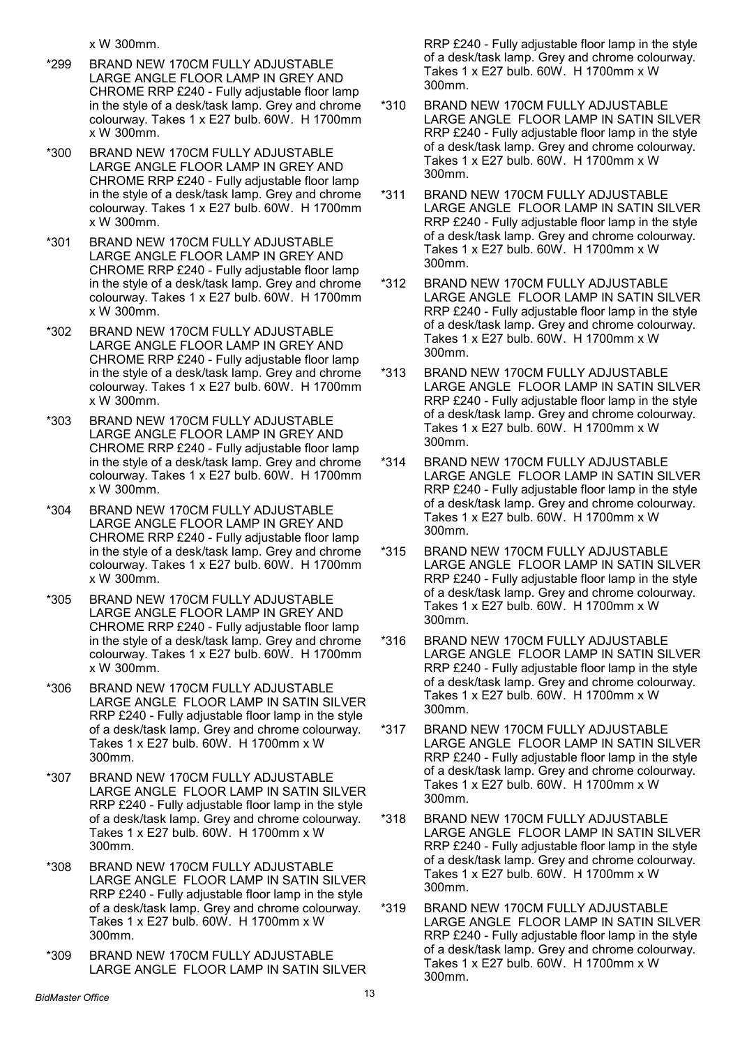x W 300mm.

*299 BRAND NEW 170CM FULLY ADJUSTABLE LARGE ANGLE FLOOR LAMP IN GREY AND CHROME RRP £240 - Fully adjustable floor lamp in the style of a desk/task lamp. Grey and chrome colourway. Takes 1 x E27 bulb. 60W. H 1700mm x W 300mm.

*300 BRAND NEW 170CM FULLY ADJUSTABLE LARGE ANGLE FLOOR LAMP IN GREY AND CHROME RRP £240 - Fully adjustable floor lamp in the style of a desk/task lamp. Grey and chrome colourway. Takes 1 x E27 bulb. 60W. H 1700mm x W 300mm.

*301 BRAND NEW 170CM FULLY ADJUSTABLE LARGE ANGLE FLOOR LAMP IN GREY AND CHROME RRP £240 - Fully adjustable floor lamp in the style of a desk/task lamp. Grey and chrome colourway. Takes 1 x E27 bulb. 60W. H 1700mm x W 300mm.

*302 BRAND NEW 170CM FULLY ADJUSTABLE LARGE ANGLE FLOOR LAMP IN GREY AND CHROME RRP £240 - Fully adjustable floor lamp in the style of a desk/task lamp. Grey and chrome colourway. Takes 1 x E27 bulb. 60W. H 1700mm x W 300mm.

*303 BRAND NEW 170CM FULLY ADJUSTABLE LARGE ANGLE FLOOR LAMP IN GREY AND CHROME RRP £240 - Fully adjustable floor lamp in the style of a desk/task lamp. Grey and chrome colourway. Takes 1 x E27 bulb. 60W. H 1700mm x W 300mm.

*304 BRAND NEW 170CM FULLY ADJUSTABLE LARGE ANGLE FLOOR LAMP IN GREY AND CHROME RRP £240 - Fully adjustable floor lamp in the style of a desk/task lamp. Grey and chrome colourway. Takes 1 x E27 bulb. 60W. H 1700mm x W 300mm.

*305 BRAND NEW 170CM FULLY ADJUSTABLE LARGE ANGLE FLOOR LAMP IN GREY AND CHROME RRP £240 - Fully adjustable floor lamp in the style of a desk/task lamp. Grey and chrome colourway. Takes 1 x E27 bulb. 60W. H 1700mm x W 300mm.

*306 BRAND NEW 170CM FULLY ADJUSTABLE LARGE ANGLE FLOOR LAMP IN SATIN SILVER RRP £240 - Fully adjustable floor lamp in the style of a desk/task lamp. Grey and chrome colourway. Takes 1 x E27 bulb. 60W. H 1700mm x W 300mm.

*307 BRAND NEW 170CM FULLY ADJUSTABLE LARGE ANGLE FLOOR LAMP IN SATIN SILVER RRP £240 - Fully adjustable floor lamp in the style of a desk/task lamp. Grey and chrome colourway. Takes 1 x E27 bulb. 60W. H 1700mm x W 300mm.

*308 BRAND NEW 170CM FULLY ADJUSTABLE LARGE ANGLE FLOOR LAMP IN SATIN SILVER RRP £240 - Fully adjustable floor lamp in the style of a desk/task lamp. Grey and chrome colourway. Takes 1 x E27 bulb. 60W. H 1700mm x W 300mm.

*309 BRAND NEW 170CM FULLY ADJUSTABLE LARGE ANGLE FLOOR LAMP IN SATIN SILVER RRP £240 - Fully adjustable floor lamp in the style of a desk/task lamp. Grey and chrome colourway. Takes 1 x E27 bulb. 60W. H 1700mm x W 300mm.

*310 BRAND NEW 170CM FULLY ADJUSTABLE LARGE ANGLE FLOOR LAMP IN SATIN SILVER RRP £240 - Fully adjustable floor lamp in the style of a desk/task lamp. Grey and chrome colourway. Takes 1 x E27 bulb. 60W. H 1700mm x W 300mm.

*311 BRAND NEW 170CM FULLY ADJUSTABLE LARGE ANGLE FLOOR LAMP IN SATIN SILVER RRP £240 - Fully adjustable floor lamp in the style of a desk/task lamp. Grey and chrome colourway. Takes 1 x E27 bulb. 60W. H 1700mm x W 300mm.

*312 BRAND NEW 170CM FULLY ADJUSTABLE LARGE ANGLE FLOOR LAMP IN SATIN SILVER RRP £240 - Fully adjustable floor lamp in the style of a desk/task lamp. Grey and chrome colourway. Takes 1 x E27 bulb. 60W. H 1700mm x W 300mm.

*313 BRAND NEW 170CM FULLY ADJUSTABLE LARGE ANGLE FLOOR LAMP IN SATIN SILVER RRP £240 - Fully adjustable floor lamp in the style of a desk/task lamp. Grey and chrome colourway. Takes 1 x E27 bulb. 60W. H 1700mm x W 300mm.

*314 BRAND NEW 170CM FULLY ADJUSTABLE LARGE ANGLE FLOOR LAMP IN SATIN SILVER RRP £240 - Fully adjustable floor lamp in the style of a desk/task lamp. Grey and chrome colourway. Takes 1 x E27 bulb. 60W. H 1700mm x W 300mm.

*315 BRAND NEW 170CM FULLY ADJUSTABLE LARGE ANGLE FLOOR LAMP IN SATIN SILVER RRP £240 - Fully adjustable floor lamp in the style of a desk/task lamp. Grey and chrome colourway. Takes 1 x E27 bulb. 60W. H 1700mm x W 300mm.

*316 BRAND NEW 170CM FULLY ADJUSTABLE LARGE ANGLE FLOOR LAMP IN SATIN SILVER RRP £240 - Fully adjustable floor lamp in the style of a desk/task lamp. Grey and chrome colourway. Takes 1 x E27 bulb. 60W. H 1700mm x W 300mm.

*317 BRAND NEW 170CM FULLY ADJUSTABLE LARGE ANGLE FLOOR LAMP IN SATIN SILVER RRP £240 - Fully adjustable floor lamp in the style of a desk/task lamp. Grey and chrome colourway. Takes 1 x E27 bulb. 60W. H 1700mm x W 300mm.

*318 BRAND NEW 170CM FULLY ADJUSTABLE LARGE ANGLE FLOOR LAMP IN SATIN SILVER RRP £240 - Fully adjustable floor lamp in the style of a desk/task lamp. Grey and chrome colourway. Takes 1 x E27 bulb. 60W. H 1700mm x W 300mm.

*319 BRAND NEW 170CM FULLY ADJUSTABLE LARGE ANGLE FLOOR LAMP IN SATIN SILVER RRP £240 - Fully adjustable floor lamp in the style of a desk/task lamp. Grey and chrome colourway. Takes 1 x E27 bulb. 60W. H 1700mm x W 300mm.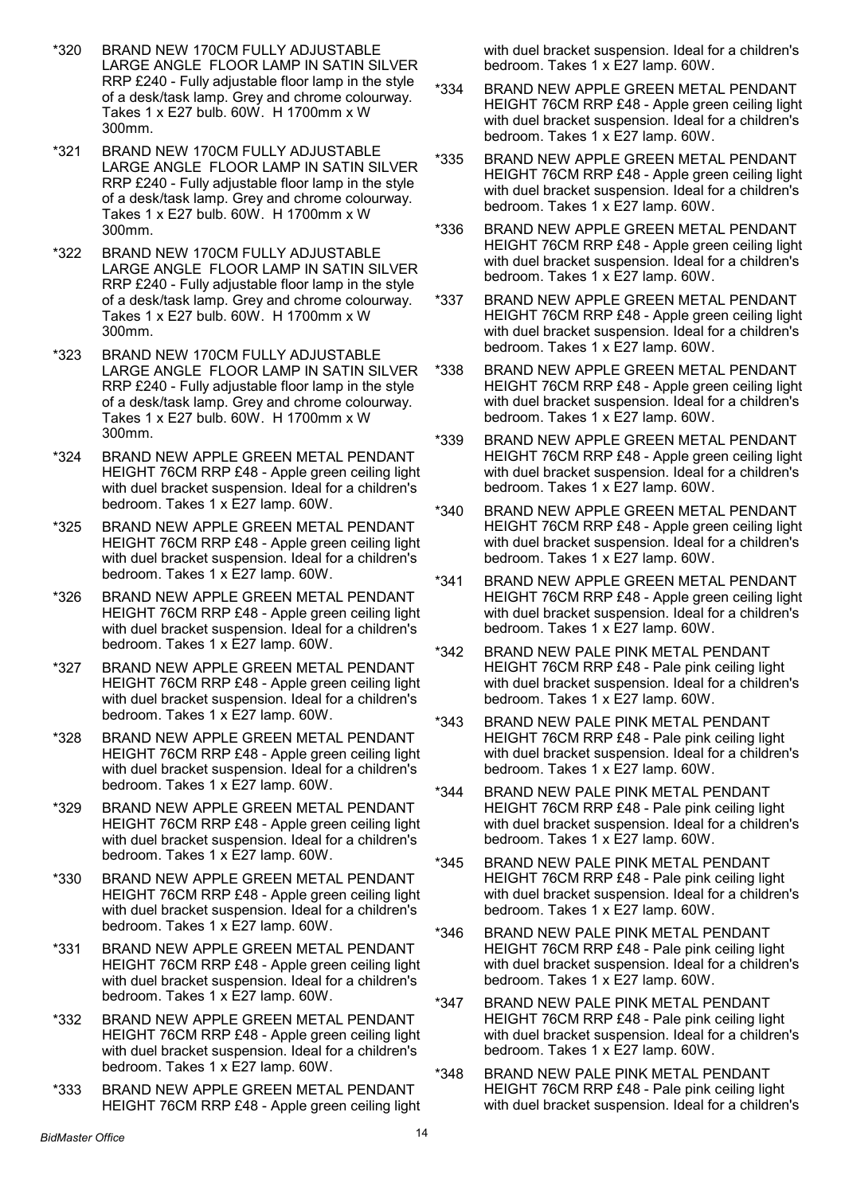*320 BRAND NEW 170CM FULLY ADJUSTABLE LARGE ANGLE FLOOR LAMP IN SATIN SILVER RRP £240 - Fully adjustable floor lamp in the style of a desk/task lamp. Grey and chrome colourway. Takes 1 x E27 bulb. 60W. H 1700mm x W 300mm.

*321 BRAND NEW 170CM FULLY ADJUSTABLE LARGE ANGLE FLOOR LAMP IN SATIN SILVER RRP £240 - Fully adjustable floor lamp in the style of a desk/task lamp. Grey and chrome colourway. Takes 1 x E27 bulb. 60W. H 1700mm x W 300mm.

*322 BRAND NEW 170CM FULLY ADJUSTABLE LARGE ANGLE FLOOR LAMP IN SATIN SILVER RRP £240 - Fully adjustable floor lamp in the style of a desk/task lamp. Grey and chrome colourway. Takes 1 x E27 bulb. 60W. H 1700mm x W 300mm.

*323 BRAND NEW 170CM FULLY ADJUSTABLE LARGE ANGLE FLOOR LAMP IN SATIN SILVER RRP £240 - Fully adjustable floor lamp in the style of a desk/task lamp. Grey and chrome colourway. Takes 1 x E27 bulb. 60W. H 1700mm x W 300mm.

*324 BRAND NEW APPLE GREEN METAL PENDANT HEIGHT 76CM RRP £48 - Apple green ceiling light with duel bracket suspension. Ideal for a children's bedroom. Takes 1 x E27 lamp. 60W.

*325 BRAND NEW APPLE GREEN METAL PENDANT HEIGHT 76CM RRP £48 - Apple green ceiling light with duel bracket suspension. Ideal for a children's bedroom. Takes 1 x E27 lamp. 60W.

*326 BRAND NEW APPLE GREEN METAL PENDANT HEIGHT 76CM RRP £48 - Apple green ceiling light with duel bracket suspension. Ideal for a children's bedroom. Takes 1 x E27 lamp. 60W.

*327 BRAND NEW APPLE GREEN METAL PENDANT HEIGHT 76CM RRP £48 - Apple green ceiling light with duel bracket suspension. Ideal for a children's bedroom. Takes 1 x E27 lamp. 60W.

*328 BRAND NEW APPLE GREEN METAL PENDANT HEIGHT 76CM RRP £48 - Apple green ceiling light with duel bracket suspension. Ideal for a children's bedroom. Takes 1 x E27 lamp. 60W.

*329 BRAND NEW APPLE GREEN METAL PENDANT HEIGHT 76CM RRP £48 - Apple green ceiling light with duel bracket suspension. Ideal for a children's bedroom. Takes 1 x E27 lamp. 60W.

*330 BRAND NEW APPLE GREEN METAL PENDANT HEIGHT 76CM RRP £48 - Apple green ceiling light with duel bracket suspension. Ideal for a children's bedroom. Takes 1 x E27 lamp. 60W.

*331 BRAND NEW APPLE GREEN METAL PENDANT HEIGHT 76CM RRP £48 - Apple green ceiling light with duel bracket suspension. Ideal for a children's bedroom. Takes 1 x E27 lamp. 60W.

*332 BRAND NEW APPLE GREEN METAL PENDANT HEIGHT 76CM RRP £48 - Apple green ceiling light with duel bracket suspension. Ideal for a children's bedroom. Takes 1 x E27 lamp. 60W.

*333 BRAND NEW APPLE GREEN METAL PENDANT HEIGHT 76CM RRP £48 - Apple green ceiling light with duel bracket suspension. Ideal for a children's bedroom. Takes 1 x E27 lamp. 60W.

*334 BRAND NEW APPLE GREEN METAL PENDANT HEIGHT 76CM RRP £48 - Apple green ceiling light with duel bracket suspension. Ideal for a children's bedroom. Takes 1 x E27 lamp. 60W.

*335 BRAND NEW APPLE GREEN METAL PENDANT HEIGHT 76CM RRP £48 - Apple green ceiling light with duel bracket suspension. Ideal for a children's bedroom. Takes 1 x E27 lamp. 60W.

*336 BRAND NEW APPLE GREEN METAL PENDANT HEIGHT 76CM RRP £48 - Apple green ceiling light with duel bracket suspension. Ideal for a children's bedroom. Takes 1 x E27 lamp. 60W.

*337 BRAND NEW APPLE GREEN METAL PENDANT HEIGHT 76CM RRP £48 - Apple green ceiling light with duel bracket suspension. Ideal for a children's bedroom. Takes 1 x E27 lamp. 60W.

*338 BRAND NEW APPLE GREEN METAL PENDANT HEIGHT 76CM RRP £48 - Apple green ceiling light with duel bracket suspension. Ideal for a children's bedroom. Takes 1 x E27 lamp. 60W.

*339 BRAND NEW APPLE GREEN METAL PENDANT HEIGHT 76CM RRP £48 - Apple green ceiling light with duel bracket suspension. Ideal for a children's bedroom. Takes 1 x E27 lamp. 60W.

*340 BRAND NEW APPLE GREEN METAL PENDANT HEIGHT 76CM RRP £48 - Apple green ceiling light with duel bracket suspension. Ideal for a children's bedroom. Takes 1 x E27 lamp. 60W.

*341 BRAND NEW APPLE GREEN METAL PENDANT HEIGHT 76CM RRP £48 - Apple green ceiling light with duel bracket suspension. Ideal for a children's bedroom. Takes 1 x E27 lamp. 60W.

*342 BRAND NEW PALE PINK METAL PENDANT HEIGHT 76CM RRP £48 - Pale pink ceiling light with duel bracket suspension. Ideal for a children's bedroom. Takes 1 x E27 lamp. 60W.

*343 BRAND NEW PALE PINK METAL PENDANT HEIGHT 76CM RRP £48 - Pale pink ceiling light with duel bracket suspension. Ideal for a children's bedroom. Takes 1 x E27 lamp. 60W.

*344 BRAND NEW PALE PINK METAL PENDANT HEIGHT 76CM RRP £48 - Pale pink ceiling light with duel bracket suspension. Ideal for a children's bedroom. Takes 1 x E27 lamp. 60W.

*345 BRAND NEW PALE PINK METAL PENDANT HEIGHT 76CM RRP £48 - Pale pink ceiling light with duel bracket suspension. Ideal for a children's bedroom. Takes 1 x E27 lamp. 60W.

*346 BRAND NEW PALE PINK METAL PENDANT HEIGHT 76CM RRP £48 - Pale pink ceiling light with duel bracket suspension. Ideal for a children's bedroom. Takes 1 x E27 lamp. 60W.

*347 BRAND NEW PALE PINK METAL PENDANT HEIGHT 76CM RRP £48 - Pale pink ceiling light with duel bracket suspension. Ideal for a children's bedroom. Takes 1 x E27 lamp. 60W.

*348 BRAND NEW PALE PINK METAL PENDANT HEIGHT 76CM RRP £48 - Pale pink ceiling light with duel bracket suspension. Ideal for a children's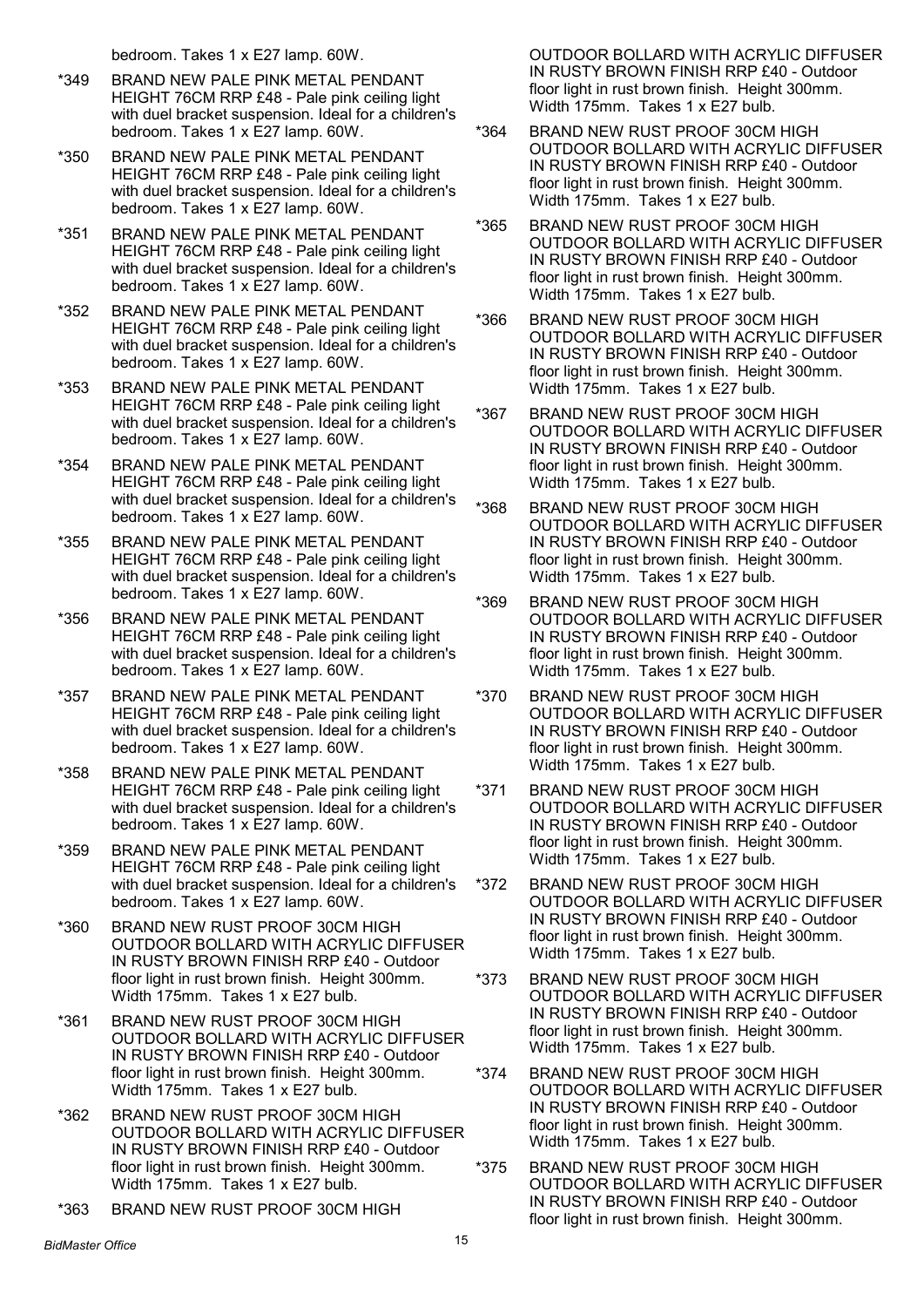bedroom. Takes 1 x E27 lamp. 60W.

*349 BRAND NEW PALE PINK METAL PENDANT HEIGHT 76CM RRP £48 - Pale pink ceiling light with duel bracket suspension. Ideal for a children's bedroom. Takes 1 x E27 lamp. 60W.

*350 BRAND NEW PALE PINK METAL PENDANT HEIGHT 76CM RRP £48 - Pale pink ceiling light with duel bracket suspension. Ideal for a children's bedroom. Takes 1 x E27 lamp. 60W.

*351 BRAND NEW PALE PINK METAL PENDANT HEIGHT 76CM RRP £48 - Pale pink ceiling light with duel bracket suspension. Ideal for a children's bedroom. Takes 1 x E27 lamp. 60W.

*352 BRAND NEW PALE PINK METAL PENDANT HEIGHT 76CM RRP £48 - Pale pink ceiling light with duel bracket suspension. Ideal for a children's bedroom. Takes 1 x E27 lamp. 60W.

*353 BRAND NEW PALE PINK METAL PENDANT HEIGHT 76CM RRP £48 - Pale pink ceiling light with duel bracket suspension. Ideal for a children's bedroom. Takes 1 x E27 lamp. 60W.

*354 BRAND NEW PALE PINK METAL PENDANT HEIGHT 76CM RRP £48 - Pale pink ceiling light with duel bracket suspension. Ideal for a children's bedroom. Takes 1 x E27 lamp. 60W.

*355 BRAND NEW PALE PINK METAL PENDANT HEIGHT 76CM RRP £48 - Pale pink ceiling light with duel bracket suspension. Ideal for a children's bedroom. Takes 1 x E27 lamp. 60W.

*356 BRAND NEW PALE PINK METAL PENDANT HEIGHT 76CM RRP £48 - Pale pink ceiling light with duel bracket suspension. Ideal for a children's bedroom. Takes 1 x E27 lamp. 60W.

*357 BRAND NEW PALE PINK METAL PENDANT HEIGHT 76CM RRP £48 - Pale pink ceiling light with duel bracket suspension. Ideal for a children's bedroom. Takes 1 x E27 lamp. 60W.

*358 BRAND NEW PALE PINK METAL PENDANT HEIGHT 76CM RRP £48 - Pale pink ceiling light with duel bracket suspension. Ideal for a children's bedroom. Takes 1 x E27 lamp. 60W.

*359 BRAND NEW PALE PINK METAL PENDANT HEIGHT 76CM RRP £48 - Pale pink ceiling light with duel bracket suspension. Ideal for a children's bedroom. Takes 1 x E27 lamp. 60W.

*360 BRAND NEW RUST PROOF 30CM HIGH OUTDOOR BOLLARD WITH ACRYLIC DIFFUSER IN RUSTY BROWN FINISH RRP £40 - Outdoor floor light in rust brown finish. Height 300mm. Width 175mm. Takes 1 x E27 bulb.

*361 BRAND NEW RUST PROOF 30CM HIGH OUTDOOR BOLLARD WITH ACRYLIC DIFFUSER IN RUSTY BROWN FINISH RRP £40 - Outdoor floor light in rust brown finish. Height 300mm. Width 175mm. Takes 1 x E27 bulb.

*362 BRAND NEW RUST PROOF 30CM HIGH OUTDOOR BOLLARD WITH ACRYLIC DIFFUSER IN RUSTY BROWN FINISH RRP £40 - Outdoor floor light in rust brown finish. Height 300mm. Width 175mm. Takes 1 x E27 bulb.

*363 BRAND NEW RUST PROOF 30CM HIGH OUTDOOR BOLLARD WITH ACRYLIC DIFFUSER IN RUSTY BROWN FINISH RRP £40 - Outdoor floor light in rust brown finish. Height 300mm. Width 175mm. Takes 1 x E27 bulb.

*364 BRAND NEW RUST PROOF 30CM HIGH OUTDOOR BOLLARD WITH ACRYLIC DIFFUSER IN RUSTY BROWN FINISH RRP £40 - Outdoor floor light in rust brown finish. Height 300mm. Width 175mm. Takes 1 x E27 bulb.

*365 BRAND NEW RUST PROOF 30CM HIGH OUTDOOR BOLLARD WITH ACRYLIC DIFFUSER IN RUSTY BROWN FINISH RRP £40 - Outdoor floor light in rust brown finish. Height 300mm. Width 175mm. Takes 1 x E27 bulb.

*366 BRAND NEW RUST PROOF 30CM HIGH OUTDOOR BOLLARD WITH ACRYLIC DIFFUSER IN RUSTY BROWN FINISH RRP £40 - Outdoor floor light in rust brown finish. Height 300mm. Width 175mm. Takes 1 x E27 bulb.

*367 BRAND NEW RUST PROOF 30CM HIGH OUTDOOR BOLLARD WITH ACRYLIC DIFFUSER IN RUSTY BROWN FINISH RRP £40 - Outdoor floor light in rust brown finish. Height 300mm. Width 175mm. Takes 1 x E27 bulb.

*368 BRAND NEW RUST PROOF 30CM HIGH OUTDOOR BOLLARD WITH ACRYLIC DIFFUSER IN RUSTY BROWN FINISH RRP £40 - Outdoor floor light in rust brown finish. Height 300mm. Width 175mm. Takes 1 x E27 bulb.

*369 BRAND NEW RUST PROOF 30CM HIGH OUTDOOR BOLLARD WITH ACRYLIC DIFFUSER IN RUSTY BROWN FINISH RRP £40 - Outdoor floor light in rust brown finish. Height 300mm. Width 175mm. Takes 1 x E27 bulb.

*370 BRAND NEW RUST PROOF 30CM HIGH OUTDOOR BOLLARD WITH ACRYLIC DIFFUSER IN RUSTY BROWN FINISH RRP £40 - Outdoor floor light in rust brown finish. Height 300mm. Width 175mm. Takes 1 x E27 bulb.

*371 BRAND NEW RUST PROOF 30CM HIGH OUTDOOR BOLLARD WITH ACRYLIC DIFFUSER IN RUSTY BROWN FINISH RRP £40 - Outdoor floor light in rust brown finish. Height 300mm. Width 175mm. Takes 1 x E27 bulb.

*372 BRAND NEW RUST PROOF 30CM HIGH OUTDOOR BOLLARD WITH ACRYLIC DIFFUSER IN RUSTY BROWN FINISH RRP £40 - Outdoor floor light in rust brown finish. Height 300mm. Width 175mm. Takes 1 x E27 bulb.

*373 BRAND NEW RUST PROOF 30CM HIGH OUTDOOR BOLLARD WITH ACRYLIC DIFFUSER IN RUSTY BROWN FINISH RRP £40 - Outdoor floor light in rust brown finish. Height 300mm. Width 175mm. Takes 1 x E27 bulb.

*374 BRAND NEW RUST PROOF 30CM HIGH OUTDOOR BOLLARD WITH ACRYLIC DIFFUSER IN RUSTY BROWN FINISH RRP £40 - Outdoor floor light in rust brown finish. Height 300mm. Width 175mm. Takes 1 x E27 bulb.

*375 BRAND NEW RUST PROOF 30CM HIGH OUTDOOR BOLLARD WITH ACRYLIC DIFFUSER IN RUSTY BROWN FINISH RRP £40 - Outdoor floor light in rust brown finish. Height 300mm.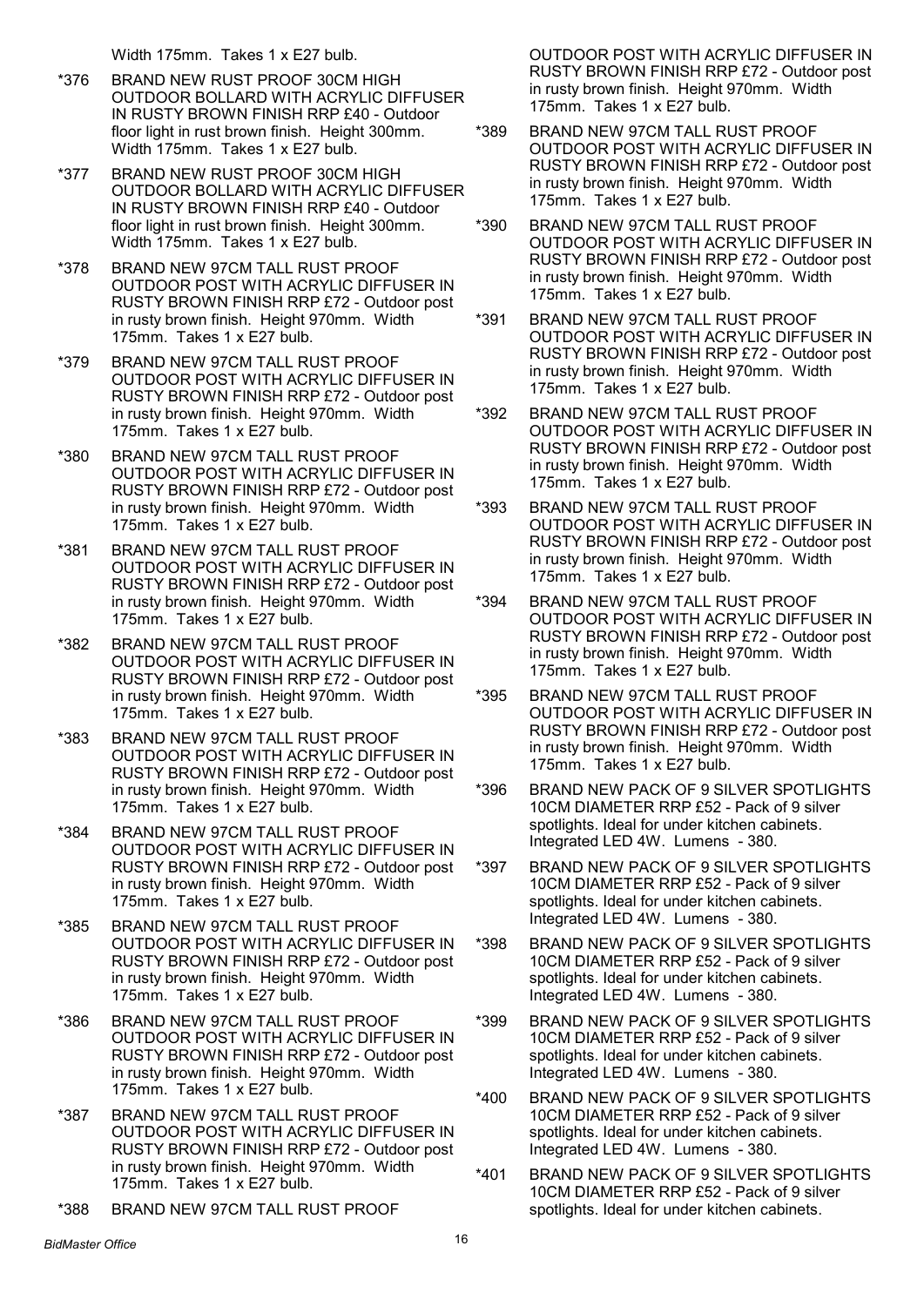Width 175mm. Takes 1 x E27 bulb.

*376 BRAND NEW RUST PROOF 30CM HIGH OUTDOOR BOLLARD WITH ACRYLIC DIFFUSER IN RUSTY BROWN FINISH RRP £40 - Outdoor floor light in rust brown finish. Height 300mm. Width 175mm. Takes 1 x E27 bulb.

*377 BRAND NEW RUST PROOF 30CM HIGH OUTDOOR BOLLARD WITH ACRYLIC DIFFUSER IN RUSTY BROWN FINISH RRP £40 - Outdoor floor light in rust brown finish. Height 300mm. Width 175mm. Takes 1 x E27 bulb.

*378 BRAND NEW 97CM TALL RUST PROOF OUTDOOR POST WITH ACRYLIC DIFFUSER IN RUSTY BROWN FINISH RRP £72 - Outdoor post in rusty brown finish. Height 970mm. Width 175mm. Takes 1 x E27 bulb.

*379 BRAND NEW 97CM TALL RUST PROOF OUTDOOR POST WITH ACRYLIC DIFFUSER IN RUSTY BROWN FINISH RRP £72 - Outdoor post in rusty brown finish. Height 970mm. Width 175mm. Takes 1 x E27 bulb.

*380 BRAND NEW 97CM TALL RUST PROOF OUTDOOR POST WITH ACRYLIC DIFFUSER IN RUSTY BROWN FINISH RRP £72 - Outdoor post in rusty brown finish. Height 970mm. Width 175mm. Takes 1 x E27 bulb.

*381 BRAND NEW 97CM TALL RUST PROOF OUTDOOR POST WITH ACRYLIC DIFFUSER IN RUSTY BROWN FINISH RRP £72 - Outdoor post in rusty brown finish. Height 970mm. Width 175mm. Takes 1 x E27 bulb.

*382 BRAND NEW 97CM TALL RUST PROOF OUTDOOR POST WITH ACRYLIC DIFFUSER IN RUSTY BROWN FINISH RRP £72 - Outdoor post in rusty brown finish. Height 970mm. Width 175mm. Takes 1 x E27 bulb.

*383 BRAND NEW 97CM TALL RUST PROOF OUTDOOR POST WITH ACRYLIC DIFFUSER IN RUSTY BROWN FINISH RRP £72 - Outdoor post in rusty brown finish. Height 970mm. Width 175mm. Takes 1 x E27 bulb.

*384 BRAND NEW 97CM TALL RUST PROOF OUTDOOR POST WITH ACRYLIC DIFFUSER IN RUSTY BROWN FINISH RRP £72 - Outdoor post in rusty brown finish. Height 970mm. Width 175mm. Takes 1 x E27 bulb.

*385 BRAND NEW 97CM TALL RUST PROOF OUTDOOR POST WITH ACRYLIC DIFFUSER IN RUSTY BROWN FINISH RRP £72 - Outdoor post in rusty brown finish. Height 970mm. Width 175mm. Takes 1 x E27 bulb.

*386 BRAND NEW 97CM TALL RUST PROOF OUTDOOR POST WITH ACRYLIC DIFFUSER IN RUSTY BROWN FINISH RRP £72 - Outdoor post in rusty brown finish. Height 970mm. Width 175mm. Takes 1 x E27 bulb.

*387 BRAND NEW 97CM TALL RUST PROOF OUTDOOR POST WITH ACRYLIC DIFFUSER IN RUSTY BROWN FINISH RRP £72 - Outdoor post in rusty brown finish. Height 970mm. Width 175mm. Takes 1 x E27 bulb.

*388 BRAND NEW 97CM TALL RUST PROOF OUTDOOR POST WITH ACRYLIC DIFFUSER IN RUSTY BROWN FINISH RRP £72 - Outdoor post in rusty brown finish. Height 970mm. Width 175mm. Takes 1 x E27 bulb.

*389 BRAND NEW 97CM TALL RUST PROOF OUTDOOR POST WITH ACRYLIC DIFFUSER IN RUSTY BROWN FINISH RRP £72 - Outdoor post in rusty brown finish. Height 970mm. Width 175mm. Takes 1 x E27 bulb.

*390 BRAND NEW 97CM TALL RUST PROOF OUTDOOR POST WITH ACRYLIC DIFFUSER IN RUSTY BROWN FINISH RRP £72 - Outdoor post in rusty brown finish. Height 970mm. Width 175mm. Takes 1 x E27 bulb.

*391 BRAND NEW 97CM TALL RUST PROOF OUTDOOR POST WITH ACRYLIC DIFFUSER IN RUSTY BROWN FINISH RRP £72 - Outdoor post in rusty brown finish. Height 970mm. Width 175mm. Takes 1 x E27 bulb.

*392 BRAND NEW 97CM TALL RUST PROOF OUTDOOR POST WITH ACRYLIC DIFFUSER IN RUSTY BROWN FINISH RRP £72 - Outdoor post in rusty brown finish. Height 970mm. Width 175mm. Takes 1 x E27 bulb.

*393 BRAND NEW 97CM TALL RUST PROOF OUTDOOR POST WITH ACRYLIC DIFFUSER IN RUSTY BROWN FINISH RRP £72 - Outdoor post in rusty brown finish. Height 970mm. Width 175mm. Takes 1 x E27 bulb.

*394 BRAND NEW 97CM TALL RUST PROOF OUTDOOR POST WITH ACRYLIC DIFFUSER IN RUSTY BROWN FINISH RRP £72 - Outdoor post in rusty brown finish. Height 970mm. Width 175mm. Takes 1 x E27 bulb.

*395 BRAND NEW 97CM TALL RUST PROOF OUTDOOR POST WITH ACRYLIC DIFFUSER IN RUSTY BROWN FINISH RRP £72 - Outdoor post in rusty brown finish. Height 970mm. Width 175mm. Takes 1 x E27 bulb.

*396 BRAND NEW PACK OF 9 SILVER SPOTLIGHTS 10CM DIAMETER RRP £52 - Pack of 9 silver spotlights. Ideal for under kitchen cabinets. Integrated LED 4W. Lumens - 380.

*397 BRAND NEW PACK OF 9 SILVER SPOTLIGHTS 10CM DIAMETER RRP £52 - Pack of 9 silver spotlights. Ideal for under kitchen cabinets. Integrated LED 4W. Lumens - 380.

*398 BRAND NEW PACK OF 9 SILVER SPOTLIGHTS 10CM DIAMETER RRP £52 - Pack of 9 silver spotlights. Ideal for under kitchen cabinets. Integrated LED 4W. Lumens - 380.

*399 BRAND NEW PACK OF 9 SILVER SPOTLIGHTS 10CM DIAMETER RRP £52 - Pack of 9 silver spotlights. Ideal for under kitchen cabinets. Integrated LED 4W. Lumens - 380.

*400 BRAND NEW PACK OF 9 SILVER SPOTLIGHTS 10CM DIAMETER RRP £52 - Pack of 9 silver spotlights. Ideal for under kitchen cabinets. Integrated LED 4W. Lumens - 380.

*401 BRAND NEW PACK OF 9 SILVER SPOTLIGHTS 10CM DIAMETER RRP £52 - Pack of 9 silver spotlights. Ideal for under kitchen cabinets.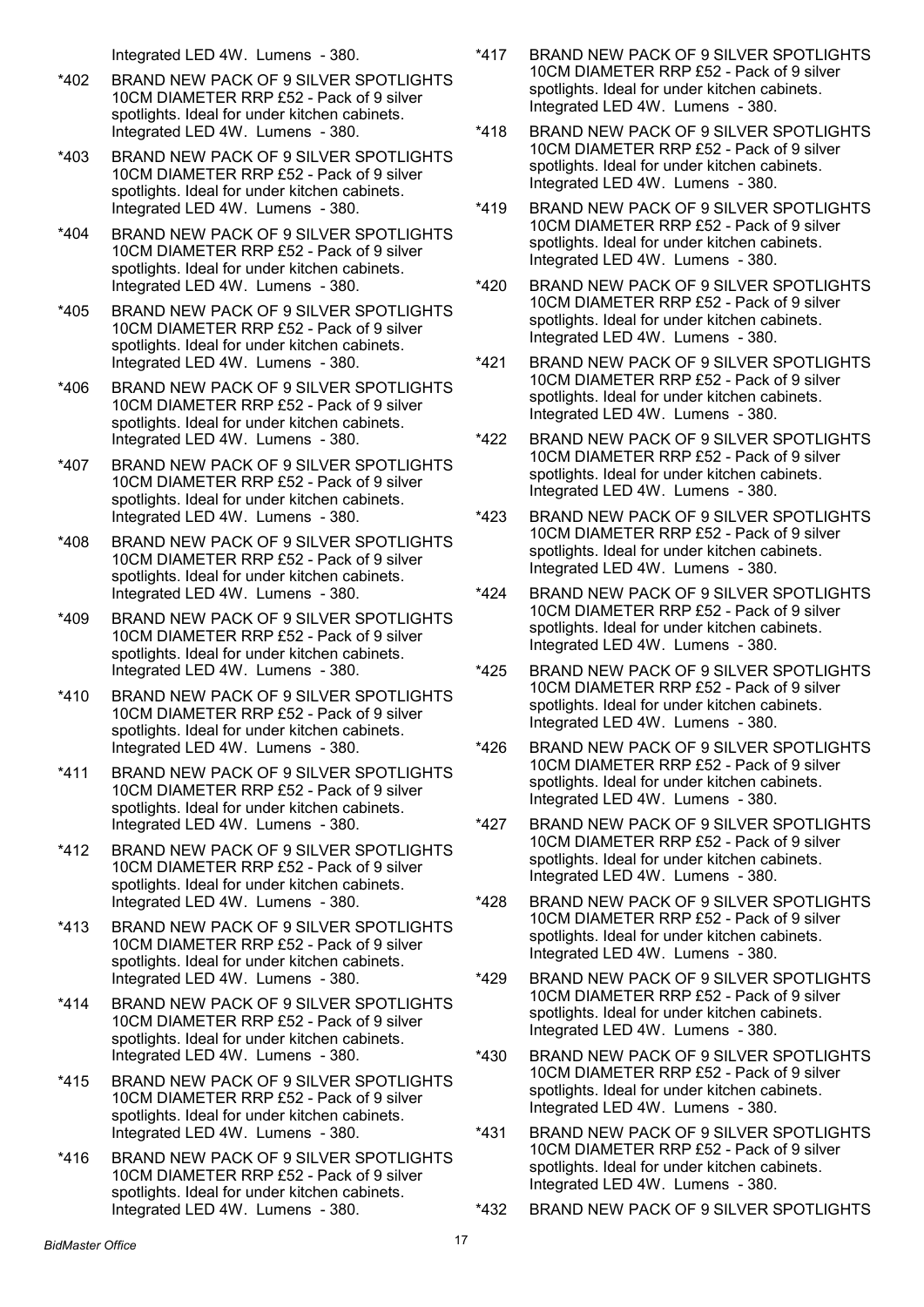Integrated LED 4W. Lumens - 380.

*402 BRAND NEW PACK OF 9 SILVER SPOTLIGHTS 10CM DIAMETER RRP £52 - Pack of 9 silver spotlights. Ideal for under kitchen cabinets. Integrated LED 4W. Lumens - 380.

*403 BRAND NEW PACK OF 9 SILVER SPOTLIGHTS 10CM DIAMETER RRP £52 - Pack of 9 silver spotlights. Ideal for under kitchen cabinets. Integrated LED 4W. Lumens - 380.

*404 BRAND NEW PACK OF 9 SILVER SPOTLIGHTS 10CM DIAMETER RRP £52 - Pack of 9 silver spotlights. Ideal for under kitchen cabinets. Integrated LED 4W. Lumens - 380.

*405 BRAND NEW PACK OF 9 SILVER SPOTLIGHTS 10CM DIAMETER RRP £52 - Pack of 9 silver spotlights. Ideal for under kitchen cabinets. Integrated LED 4W. Lumens - 380.

*406 BRAND NEW PACK OF 9 SILVER SPOTLIGHTS 10CM DIAMETER RRP £52 - Pack of 9 silver spotlights. Ideal for under kitchen cabinets. Integrated LED 4W. Lumens - 380.

*407 BRAND NEW PACK OF 9 SILVER SPOTLIGHTS 10CM DIAMETER RRP £52 - Pack of 9 silver spotlights. Ideal for under kitchen cabinets. Integrated LED 4W. Lumens - 380.

*408 BRAND NEW PACK OF 9 SILVER SPOTLIGHTS 10CM DIAMETER RRP £52 - Pack of 9 silver spotlights. Ideal for under kitchen cabinets. Integrated LED 4W. Lumens - 380.

*409 BRAND NEW PACK OF 9 SILVER SPOTLIGHTS 10CM DIAMETER RRP £52 - Pack of 9 silver spotlights. Ideal for under kitchen cabinets. Integrated LED 4W. Lumens - 380.

*410 BRAND NEW PACK OF 9 SILVER SPOTLIGHTS 10CM DIAMETER RRP £52 - Pack of 9 silver spotlights. Ideal for under kitchen cabinets. Integrated LED 4W. Lumens - 380.

*411 BRAND NEW PACK OF 9 SILVER SPOTLIGHTS 10CM DIAMETER RRP £52 - Pack of 9 silver spotlights. Ideal for under kitchen cabinets. Integrated LED 4W. Lumens - 380.

*412 BRAND NEW PACK OF 9 SILVER SPOTLIGHTS 10CM DIAMETER RRP £52 - Pack of 9 silver spotlights. Ideal for under kitchen cabinets. Integrated LED 4W. Lumens - 380.

*413 BRAND NEW PACK OF 9 SILVER SPOTLIGHTS 10CM DIAMETER RRP £52 - Pack of 9 silver spotlights. Ideal for under kitchen cabinets. Integrated LED 4W. Lumens - 380.

*414 BRAND NEW PACK OF 9 SILVER SPOTLIGHTS 10CM DIAMETER RRP £52 - Pack of 9 silver spotlights. Ideal for under kitchen cabinets. Integrated LED 4W. Lumens - 380.

*415 BRAND NEW PACK OF 9 SILVER SPOTLIGHTS 10CM DIAMETER RRP £52 - Pack of 9 silver spotlights. Ideal for under kitchen cabinets. Integrated LED 4W. Lumens - 380.

*416 BRAND NEW PACK OF 9 SILVER SPOTLIGHTS 10CM DIAMETER RRP £52 - Pack of 9 silver spotlights. Ideal for under kitchen cabinets. Integrated LED 4W. Lumens - 380.

*417 BRAND NEW PACK OF 9 SILVER SPOTLIGHTS 10CM DIAMETER RRP £52 - Pack of 9 silver spotlights. Ideal for under kitchen cabinets. Integrated LED 4W. Lumens - 380.

*418 BRAND NEW PACK OF 9 SILVER SPOTLIGHTS 10CM DIAMETER RRP £52 - Pack of 9 silver spotlights. Ideal for under kitchen cabinets. Integrated LED 4W. Lumens - 380.

*419 BRAND NEW PACK OF 9 SILVER SPOTLIGHTS 10CM DIAMETER RRP £52 - Pack of 9 silver spotlights. Ideal for under kitchen cabinets. Integrated LED 4W. Lumens - 380.

*420 BRAND NEW PACK OF 9 SILVER SPOTLIGHTS 10CM DIAMETER RRP £52 - Pack of 9 silver spotlights. Ideal for under kitchen cabinets. Integrated LED 4W. Lumens - 380.

*421 BRAND NEW PACK OF 9 SILVER SPOTLIGHTS 10CM DIAMETER RRP £52 - Pack of 9 silver spotlights. Ideal for under kitchen cabinets. Integrated LED 4W. Lumens - 380.

*422 BRAND NEW PACK OF 9 SILVER SPOTLIGHTS 10CM DIAMETER RRP £52 - Pack of 9 silver spotlights. Ideal for under kitchen cabinets. Integrated LED 4W. Lumens - 380.

*423 BRAND NEW PACK OF 9 SILVER SPOTLIGHTS 10CM DIAMETER RRP £52 - Pack of 9 silver spotlights. Ideal for under kitchen cabinets. Integrated LED 4W. Lumens - 380.

*424 BRAND NEW PACK OF 9 SILVER SPOTLIGHTS 10CM DIAMETER RRP £52 - Pack of 9 silver spotlights. Ideal for under kitchen cabinets. Integrated LED 4W. Lumens - 380.

*425 BRAND NEW PACK OF 9 SILVER SPOTLIGHTS 10CM DIAMETER RRP £52 - Pack of 9 silver spotlights. Ideal for under kitchen cabinets. Integrated LED 4W. Lumens - 380.

*426 BRAND NEW PACK OF 9 SILVER SPOTLIGHTS 10CM DIAMETER RRP £52 - Pack of 9 silver spotlights. Ideal for under kitchen cabinets. Integrated LED 4W. Lumens - 380.

*427 BRAND NEW PACK OF 9 SILVER SPOTLIGHTS 10CM DIAMETER RRP £52 - Pack of 9 silver spotlights. Ideal for under kitchen cabinets. Integrated LED 4W. Lumens - 380.

*428 BRAND NEW PACK OF 9 SILVER SPOTLIGHTS 10CM DIAMETER RRP £52 - Pack of 9 silver spotlights. Ideal for under kitchen cabinets. Integrated LED 4W. Lumens - 380.

*429 BRAND NEW PACK OF 9 SILVER SPOTLIGHTS 10CM DIAMETER RRP £52 - Pack of 9 silver spotlights. Ideal for under kitchen cabinets. Integrated LED 4W. Lumens - 380.

*430 BRAND NEW PACK OF 9 SILVER SPOTLIGHTS 10CM DIAMETER RRP £52 - Pack of 9 silver spotlights. Ideal for under kitchen cabinets. Integrated LED 4W. Lumens - 380.

*431 BRAND NEW PACK OF 9 SILVER SPOTLIGHTS 10CM DIAMETER RRP £52 - Pack of 9 silver spotlights. Ideal for under kitchen cabinets. Integrated LED 4W. Lumens - 380.

*432 BRAND NEW PACK OF 9 SILVER SPOTLIGHTS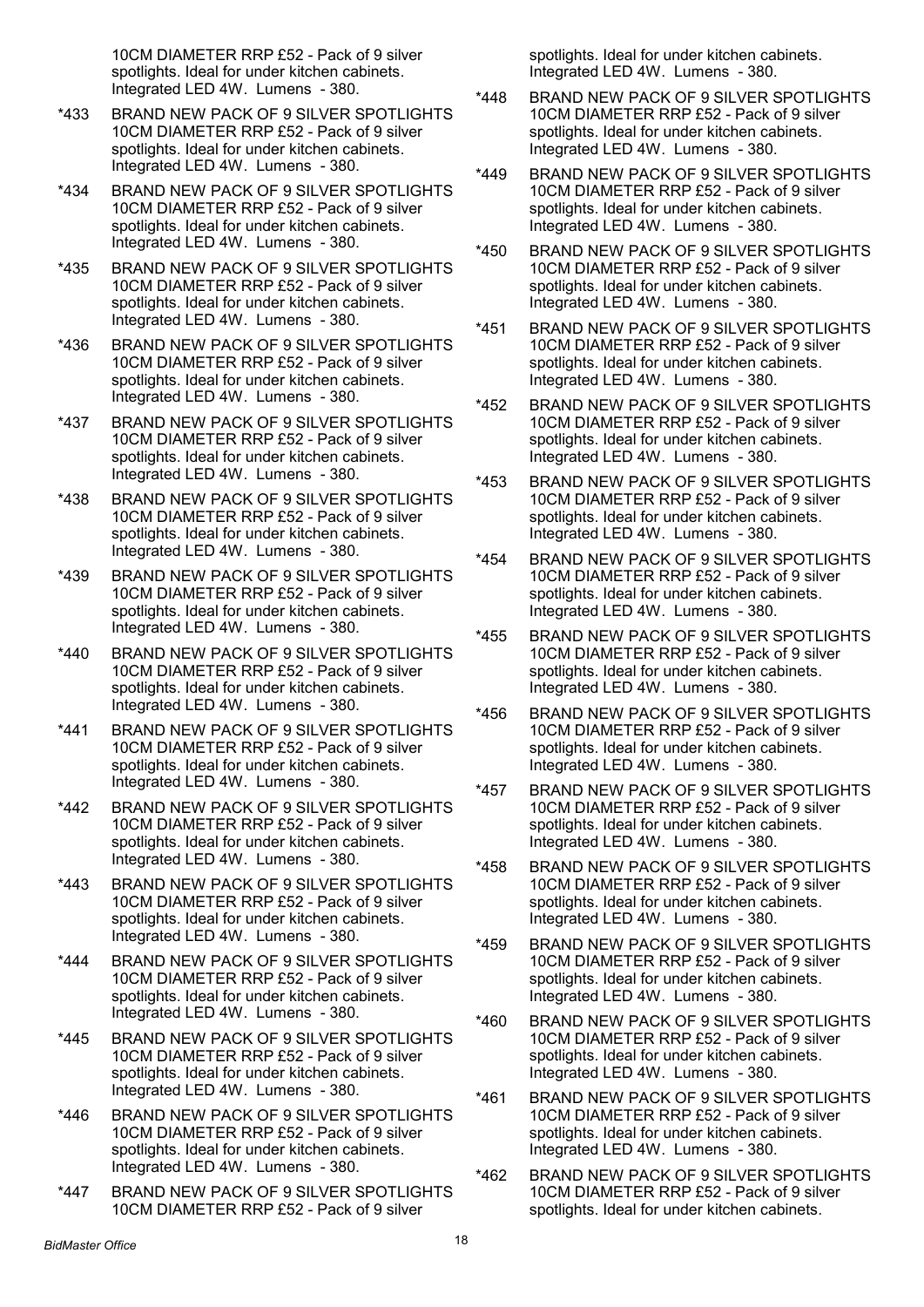10CM DIAMETER RRP £52 - Pack of 9 silver spotlights. Ideal for under kitchen cabinets. Integrated LED 4W. Lumens - 380.

*433 BRAND NEW PACK OF 9 SILVER SPOTLIGHTS 10CM DIAMETER RRP £52 - Pack of 9 silver spotlights. Ideal for under kitchen cabinets. Integrated LED 4W. Lumens - 380.

*434 BRAND NEW PACK OF 9 SILVER SPOTLIGHTS 10CM DIAMETER RRP £52 - Pack of 9 silver spotlights. Ideal for under kitchen cabinets. Integrated LED 4W. Lumens - 380.

*435 BRAND NEW PACK OF 9 SILVER SPOTLIGHTS 10CM DIAMETER RRP £52 - Pack of 9 silver spotlights. Ideal for under kitchen cabinets. Integrated LED 4W. Lumens - 380.

*436 BRAND NEW PACK OF 9 SILVER SPOTLIGHTS 10CM DIAMETER RRP £52 - Pack of 9 silver spotlights. Ideal for under kitchen cabinets. Integrated LED 4W. Lumens - 380.

*437 BRAND NEW PACK OF 9 SILVER SPOTLIGHTS 10CM DIAMETER RRP £52 - Pack of 9 silver spotlights. Ideal for under kitchen cabinets. Integrated LED 4W. Lumens - 380.

*438 BRAND NEW PACK OF 9 SILVER SPOTLIGHTS 10CM DIAMETER RRP £52 - Pack of 9 silver spotlights. Ideal for under kitchen cabinets. Integrated LED 4W. Lumens - 380.

*439 BRAND NEW PACK OF 9 SILVER SPOTLIGHTS 10CM DIAMETER RRP £52 - Pack of 9 silver spotlights. Ideal for under kitchen cabinets. Integrated LED 4W. Lumens - 380.

*440 BRAND NEW PACK OF 9 SILVER SPOTLIGHTS 10CM DIAMETER RRP £52 - Pack of 9 silver spotlights. Ideal for under kitchen cabinets. Integrated LED 4W. Lumens - 380.

*441 BRAND NEW PACK OF 9 SILVER SPOTLIGHTS 10CM DIAMETER RRP £52 - Pack of 9 silver spotlights. Ideal for under kitchen cabinets. Integrated LED 4W. Lumens - 380.

*442 BRAND NEW PACK OF 9 SILVER SPOTLIGHTS 10CM DIAMETER RRP £52 - Pack of 9 silver spotlights. Ideal for under kitchen cabinets. Integrated LED 4W. Lumens - 380.

*443 BRAND NEW PACK OF 9 SILVER SPOTLIGHTS 10CM DIAMETER RRP £52 - Pack of 9 silver spotlights. Ideal for under kitchen cabinets. Integrated LED 4W. Lumens - 380.

*444 BRAND NEW PACK OF 9 SILVER SPOTLIGHTS 10CM DIAMETER RRP £52 - Pack of 9 silver spotlights. Ideal for under kitchen cabinets. Integrated LED 4W. Lumens - 380.

*445 BRAND NEW PACK OF 9 SILVER SPOTLIGHTS 10CM DIAMETER RRP £52 - Pack of 9 silver spotlights. Ideal for under kitchen cabinets. Integrated LED 4W. Lumens - 380.

*446 BRAND NEW PACK OF 9 SILVER SPOTLIGHTS 10CM DIAMETER RRP £52 - Pack of 9 silver spotlights. Ideal for under kitchen cabinets. Integrated LED 4W. Lumens - 380.

*447 BRAND NEW PACK OF 9 SILVER SPOTLIGHTS 10CM DIAMETER RRP £52 - Pack of 9 silver spotlights. Ideal for under kitchen cabinets. Integrated LED 4W. Lumens - 380.

*448 BRAND NEW PACK OF 9 SILVER SPOTLIGHTS 10CM DIAMETER RRP £52 - Pack of 9 silver spotlights. Ideal for under kitchen cabinets. Integrated LED 4W. Lumens - 380.

*449 BRAND NEW PACK OF 9 SILVER SPOTLIGHTS 10CM DIAMETER RRP £52 - Pack of 9 silver spotlights. Ideal for under kitchen cabinets. Integrated LED 4W. Lumens - 380.

*450 BRAND NEW PACK OF 9 SILVER SPOTLIGHTS 10CM DIAMETER RRP £52 - Pack of 9 silver spotlights. Ideal for under kitchen cabinets. Integrated LED 4W. Lumens - 380.

*451 BRAND NEW PACK OF 9 SILVER SPOTLIGHTS 10CM DIAMETER RRP £52 - Pack of 9 silver spotlights. Ideal for under kitchen cabinets. Integrated LED 4W. Lumens - 380.

*452 BRAND NEW PACK OF 9 SILVER SPOTLIGHTS 10CM DIAMETER RRP £52 - Pack of 9 silver spotlights. Ideal for under kitchen cabinets. Integrated LED 4W. Lumens - 380.

*453 BRAND NEW PACK OF 9 SILVER SPOTLIGHTS 10CM DIAMETER RRP £52 - Pack of 9 silver spotlights. Ideal for under kitchen cabinets. Integrated LED 4W. Lumens - 380.

*454 BRAND NEW PACK OF 9 SILVER SPOTLIGHTS 10CM DIAMETER RRP £52 - Pack of 9 silver spotlights. Ideal for under kitchen cabinets. Integrated LED 4W. Lumens - 380.

*455 BRAND NEW PACK OF 9 SILVER SPOTLIGHTS 10CM DIAMETER RRP £52 - Pack of 9 silver spotlights. Ideal for under kitchen cabinets. Integrated LED 4W. Lumens - 380.

*456 BRAND NEW PACK OF 9 SILVER SPOTLIGHTS 10CM DIAMETER RRP £52 - Pack of 9 silver spotlights. Ideal for under kitchen cabinets. Integrated LED 4W. Lumens - 380.

*457 BRAND NEW PACK OF 9 SILVER SPOTLIGHTS 10CM DIAMETER RRP £52 - Pack of 9 silver spotlights. Ideal for under kitchen cabinets. Integrated LED 4W. Lumens - 380.

*458 BRAND NEW PACK OF 9 SILVER SPOTLIGHTS 10CM DIAMETER RRP £52 - Pack of 9 silver spotlights. Ideal for under kitchen cabinets. Integrated LED 4W. Lumens - 380.

*459 BRAND NEW PACK OF 9 SILVER SPOTLIGHTS 10CM DIAMETER RRP £52 - Pack of 9 silver spotlights. Ideal for under kitchen cabinets. Integrated LED 4W. Lumens - 380.

*460 BRAND NEW PACK OF 9 SILVER SPOTLIGHTS 10CM DIAMETER RRP £52 - Pack of 9 silver spotlights. Ideal for under kitchen cabinets. Integrated LED 4W. Lumens - 380.

*461 BRAND NEW PACK OF 9 SILVER SPOTLIGHTS 10CM DIAMETER RRP £52 - Pack of 9 silver spotlights. Ideal for under kitchen cabinets. Integrated LED 4W. Lumens - 380.

*462 BRAND NEW PACK OF 9 SILVER SPOTLIGHTS 10CM DIAMETER RRP £52 - Pack of 9 silver spotlights. Ideal for under kitchen cabinets.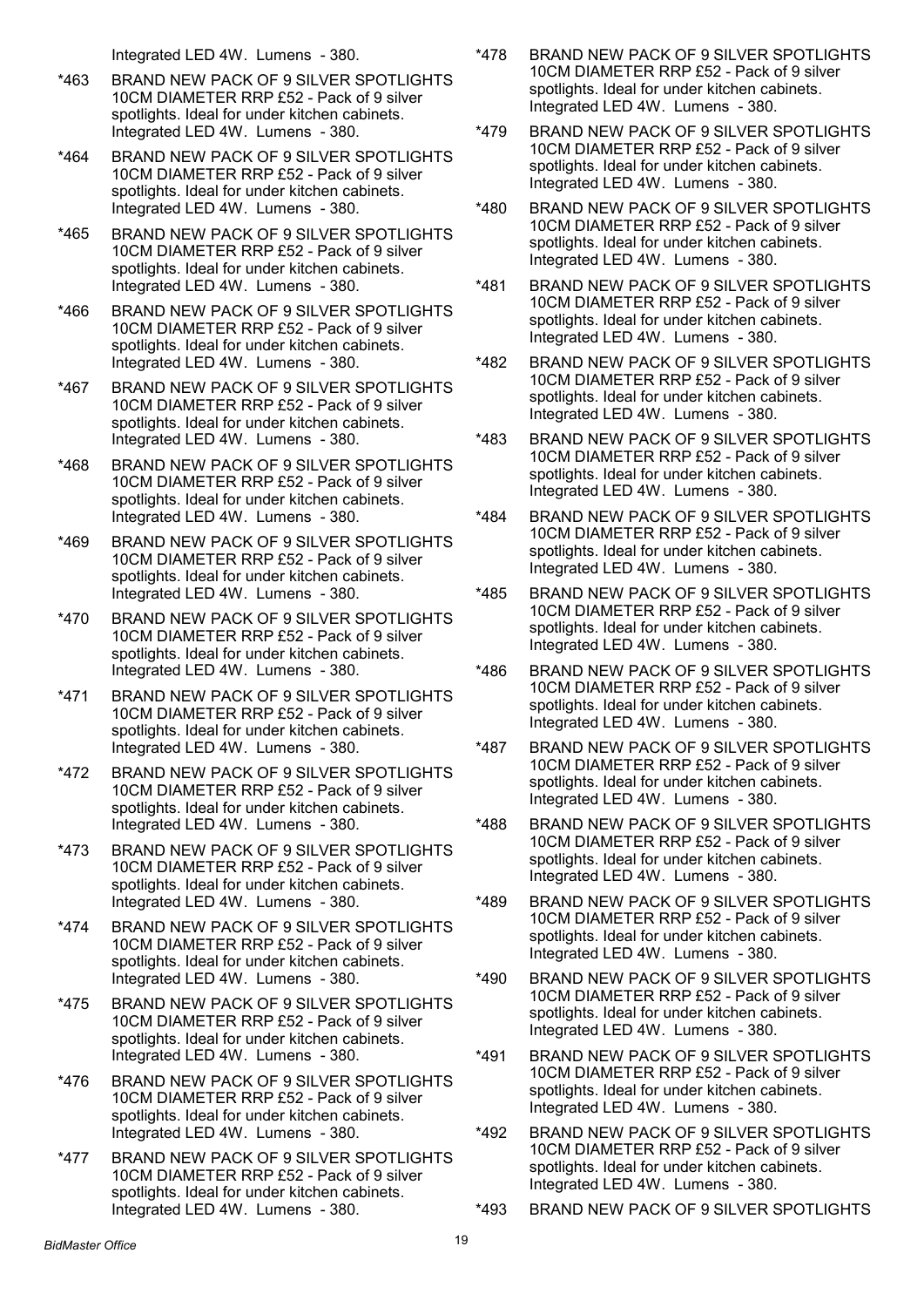Integrated LED 4W. Lumens - 380.

*463 BRAND NEW PACK OF 9 SILVER SPOTLIGHTS 10CM DIAMETER RRP £52 - Pack of 9 silver spotlights. Ideal for under kitchen cabinets. Integrated LED 4W. Lumens - 380.

*464 BRAND NEW PACK OF 9 SILVER SPOTLIGHTS 10CM DIAMETER RRP £52 - Pack of 9 silver spotlights. Ideal for under kitchen cabinets. Integrated LED 4W. Lumens - 380.

*465 BRAND NEW PACK OF 9 SILVER SPOTLIGHTS 10CM DIAMETER RRP £52 - Pack of 9 silver spotlights. Ideal for under kitchen cabinets. Integrated LED 4W. Lumens - 380.

*466 BRAND NEW PACK OF 9 SILVER SPOTLIGHTS 10CM DIAMETER RRP £52 - Pack of 9 silver spotlights. Ideal for under kitchen cabinets. Integrated LED 4W. Lumens - 380.

*467 BRAND NEW PACK OF 9 SILVER SPOTLIGHTS 10CM DIAMETER RRP £52 - Pack of 9 silver spotlights. Ideal for under kitchen cabinets. Integrated LED 4W. Lumens - 380.

*468 BRAND NEW PACK OF 9 SILVER SPOTLIGHTS 10CM DIAMETER RRP £52 - Pack of 9 silver spotlights. Ideal for under kitchen cabinets. Integrated LED 4W. Lumens - 380.

*469 BRAND NEW PACK OF 9 SILVER SPOTLIGHTS 10CM DIAMETER RRP £52 - Pack of 9 silver spotlights. Ideal for under kitchen cabinets. Integrated LED 4W. Lumens - 380.

*470 BRAND NEW PACK OF 9 SILVER SPOTLIGHTS 10CM DIAMETER RRP £52 - Pack of 9 silver spotlights. Ideal for under kitchen cabinets. Integrated LED 4W. Lumens - 380.

*471 BRAND NEW PACK OF 9 SILVER SPOTLIGHTS 10CM DIAMETER RRP £52 - Pack of 9 silver spotlights. Ideal for under kitchen cabinets. Integrated LED 4W. Lumens - 380.

*472 BRAND NEW PACK OF 9 SILVER SPOTLIGHTS 10CM DIAMETER RRP £52 - Pack of 9 silver spotlights. Ideal for under kitchen cabinets. Integrated LED 4W. Lumens - 380.

*473 BRAND NEW PACK OF 9 SILVER SPOTLIGHTS 10CM DIAMETER RRP £52 - Pack of 9 silver spotlights. Ideal for under kitchen cabinets. Integrated LED 4W. Lumens - 380.

*474 BRAND NEW PACK OF 9 SILVER SPOTLIGHTS 10CM DIAMETER RRP £52 - Pack of 9 silver spotlights. Ideal for under kitchen cabinets. Integrated LED 4W. Lumens - 380.

*475 BRAND NEW PACK OF 9 SILVER SPOTLIGHTS 10CM DIAMETER RRP £52 - Pack of 9 silver spotlights. Ideal for under kitchen cabinets. Integrated LED 4W. Lumens - 380.

*476 BRAND NEW PACK OF 9 SILVER SPOTLIGHTS 10CM DIAMETER RRP £52 - Pack of 9 silver spotlights. Ideal for under kitchen cabinets. Integrated LED 4W. Lumens - 380.

*477 BRAND NEW PACK OF 9 SILVER SPOTLIGHTS 10CM DIAMETER RRP £52 - Pack of 9 silver spotlights. Ideal for under kitchen cabinets. Integrated LED 4W. Lumens - 380.

*478 BRAND NEW PACK OF 9 SILVER SPOTLIGHTS 10CM DIAMETER RRP £52 - Pack of 9 silver spotlights. Ideal for under kitchen cabinets. Integrated LED 4W. Lumens - 380.

*479 BRAND NEW PACK OF 9 SILVER SPOTLIGHTS 10CM DIAMETER RRP £52 - Pack of 9 silver spotlights. Ideal for under kitchen cabinets. Integrated LED 4W. Lumens - 380.

*480 BRAND NEW PACK OF 9 SILVER SPOTLIGHTS 10CM DIAMETER RRP £52 - Pack of 9 silver spotlights. Ideal for under kitchen cabinets. Integrated LED 4W. Lumens - 380.

*481 BRAND NEW PACK OF 9 SILVER SPOTLIGHTS 10CM DIAMETER RRP £52 - Pack of 9 silver spotlights. Ideal for under kitchen cabinets. Integrated LED 4W. Lumens - 380.

*482 BRAND NEW PACK OF 9 SILVER SPOTLIGHTS 10CM DIAMETER RRP £52 - Pack of 9 silver spotlights. Ideal for under kitchen cabinets. Integrated LED 4W. Lumens - 380.

*483 BRAND NEW PACK OF 9 SILVER SPOTLIGHTS 10CM DIAMETER RRP £52 - Pack of 9 silver spotlights. Ideal for under kitchen cabinets. Integrated LED 4W. Lumens - 380.

*484 BRAND NEW PACK OF 9 SILVER SPOTLIGHTS 10CM DIAMETER RRP £52 - Pack of 9 silver spotlights. Ideal for under kitchen cabinets. Integrated LED 4W. Lumens - 380.

*485 BRAND NEW PACK OF 9 SILVER SPOTLIGHTS 10CM DIAMETER RRP £52 - Pack of 9 silver spotlights. Ideal for under kitchen cabinets. Integrated LED 4W. Lumens - 380.

*486 BRAND NEW PACK OF 9 SILVER SPOTLIGHTS 10CM DIAMETER RRP £52 - Pack of 9 silver spotlights. Ideal for under kitchen cabinets. Integrated LED 4W. Lumens - 380.

*487 BRAND NEW PACK OF 9 SILVER SPOTLIGHTS 10CM DIAMETER RRP £52 - Pack of 9 silver spotlights. Ideal for under kitchen cabinets. Integrated LED 4W. Lumens - 380.

*488 BRAND NEW PACK OF 9 SILVER SPOTLIGHTS 10CM DIAMETER RRP £52 - Pack of 9 silver spotlights. Ideal for under kitchen cabinets. Integrated LED 4W. Lumens - 380.

*489 BRAND NEW PACK OF 9 SILVER SPOTLIGHTS 10CM DIAMETER RRP £52 - Pack of 9 silver spotlights. Ideal for under kitchen cabinets. Integrated LED 4W. Lumens - 380.

*490 BRAND NEW PACK OF 9 SILVER SPOTLIGHTS 10CM DIAMETER RRP £52 - Pack of 9 silver spotlights. Ideal for under kitchen cabinets. Integrated LED 4W. Lumens - 380.

*491 BRAND NEW PACK OF 9 SILVER SPOTLIGHTS 10CM DIAMETER RRP £52 - Pack of 9 silver spotlights. Ideal for under kitchen cabinets. Integrated LED 4W. Lumens - 380.

*492 BRAND NEW PACK OF 9 SILVER SPOTLIGHTS 10CM DIAMETER RRP £52 - Pack of 9 silver spotlights. Ideal for under kitchen cabinets. Integrated LED 4W. Lumens - 380.

*493 BRAND NEW PACK OF 9 SILVER SPOTLIGHTS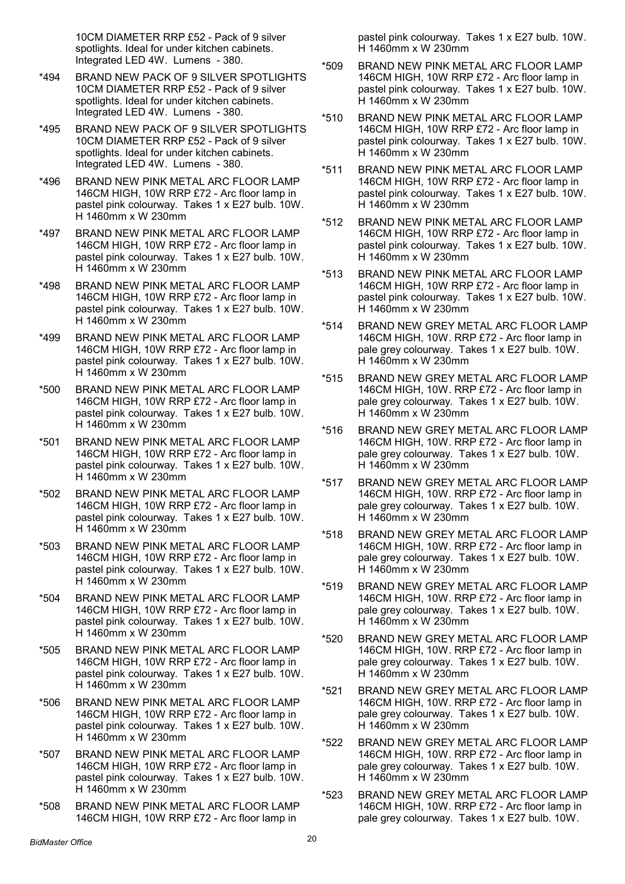10CM DIAMETER RRP £52 - Pack of 9 silver spotlights. Ideal for under kitchen cabinets. Integrated LED 4W. Lumens - 380.

*494 BRAND NEW PACK OF 9 SILVER SPOTLIGHTS 10CM DIAMETER RRP £52 - Pack of 9 silver spotlights. Ideal for under kitchen cabinets. Integrated LED 4W. Lumens - 380.

*495 BRAND NEW PACK OF 9 SILVER SPOTLIGHTS 10CM DIAMETER RRP £52 - Pack of 9 silver spotlights. Ideal for under kitchen cabinets. Integrated LED 4W. Lumens - 380.

*496 BRAND NEW PINK METAL ARC FLOOR LAMP 146CM HIGH, 10W RRP £72 - Arc floor lamp in pastel pink colourway. Takes 1 x E27 bulb. 10W. H 1460mm x W 230mm

*497 BRAND NEW PINK METAL ARC FLOOR LAMP 146CM HIGH, 10W RRP £72 - Arc floor lamp in pastel pink colourway. Takes 1 x E27 bulb. 10W. H 1460mm x W 230mm

*498 BRAND NEW PINK METAL ARC FLOOR LAMP 146CM HIGH, 10W RRP £72 - Arc floor lamp in pastel pink colourway. Takes 1 x E27 bulb. 10W. H 1460mm x W 230mm

*499 BRAND NEW PINK METAL ARC FLOOR LAMP 146CM HIGH, 10W RRP £72 - Arc floor lamp in pastel pink colourway. Takes 1 x E27 bulb. 10W. H 1460mm x W 230mm

*500 BRAND NEW PINK METAL ARC FLOOR LAMP 146CM HIGH, 10W RRP £72 - Arc floor lamp in pastel pink colourway. Takes 1 x E27 bulb. 10W. H 1460mm x W 230mm

*501 BRAND NEW PINK METAL ARC FLOOR LAMP 146CM HIGH, 10W RRP £72 - Arc floor lamp in pastel pink colourway. Takes 1 x E27 bulb. 10W. H 1460mm x W 230mm

*502 BRAND NEW PINK METAL ARC FLOOR LAMP 146CM HIGH, 10W RRP £72 - Arc floor lamp in pastel pink colourway. Takes 1 x E27 bulb. 10W. H 1460mm x W 230mm

*503 BRAND NEW PINK METAL ARC FLOOR LAMP 146CM HIGH, 10W RRP £72 - Arc floor lamp in pastel pink colourway. Takes 1 x E27 bulb. 10W. H 1460mm x W 230mm

*504 BRAND NEW PINK METAL ARC FLOOR LAMP 146CM HIGH, 10W RRP £72 - Arc floor lamp in pastel pink colourway. Takes 1 x E27 bulb. 10W. H 1460mm x W 230mm

*505 BRAND NEW PINK METAL ARC FLOOR LAMP 146CM HIGH, 10W RRP £72 - Arc floor lamp in pastel pink colourway. Takes 1 x E27 bulb. 10W. H 1460mm x W 230mm

*506 BRAND NEW PINK METAL ARC FLOOR LAMP 146CM HIGH, 10W RRP £72 - Arc floor lamp in pastel pink colourway. Takes 1 x E27 bulb. 10W. H 1460mm x W 230mm

*507 BRAND NEW PINK METAL ARC FLOOR LAMP 146CM HIGH, 10W RRP £72 - Arc floor lamp in pastel pink colourway. Takes 1 x E27 bulb. 10W. H 1460mm x W 230mm

*508 BRAND NEW PINK METAL ARC FLOOR LAMP 146CM HIGH, 10W RRP £72 - Arc floor lamp in pastel pink colourway. Takes 1 x E27 bulb. 10W. H 1460mm x W 230mm

*509 BRAND NEW PINK METAL ARC FLOOR LAMP 146CM HIGH, 10W RRP £72 - Arc floor lamp in pastel pink colourway. Takes 1 x E27 bulb. 10W. H 1460mm x W 230mm

*510 BRAND NEW PINK METAL ARC FLOOR LAMP 146CM HIGH, 10W RRP £72 - Arc floor lamp in pastel pink colourway. Takes 1 x E27 bulb. 10W. H 1460mm x W 230mm

*511 BRAND NEW PINK METAL ARC FLOOR LAMP 146CM HIGH, 10W RRP £72 - Arc floor lamp in pastel pink colourway. Takes 1 x E27 bulb. 10W. H 1460mm x W 230mm

*512 BRAND NEW PINK METAL ARC FLOOR LAMP 146CM HIGH, 10W RRP £72 - Arc floor lamp in pastel pink colourway. Takes 1 x E27 bulb. 10W. H 1460mm x W 230mm

*513 BRAND NEW PINK METAL ARC FLOOR LAMP 146CM HIGH, 10W RRP £72 - Arc floor lamp in pastel pink colourway. Takes 1 x E27 bulb. 10W. H 1460mm x W 230mm

*514 BRAND NEW GREY METAL ARC FLOOR LAMP 146CM HIGH, 10W. RRP £72 - Arc floor lamp in pale grey colourway. Takes 1 x E27 bulb. 10W. H 1460mm x W 230mm

*515 BRAND NEW GREY METAL ARC FLOOR LAMP 146CM HIGH, 10W. RRP £72 - Arc floor lamp in pale grey colourway. Takes 1 x E27 bulb. 10W. H 1460mm x W 230mm

*516 BRAND NEW GREY METAL ARC FLOOR LAMP 146CM HIGH, 10W. RRP £72 - Arc floor lamp in pale grey colourway. Takes 1 x E27 bulb. 10W. H 1460mm x W 230mm

*517 BRAND NEW GREY METAL ARC FLOOR LAMP 146CM HIGH, 10W. RRP £72 - Arc floor lamp in pale grey colourway. Takes 1 x E27 bulb. 10W. H 1460mm x W 230mm

*518 BRAND NEW GREY METAL ARC FLOOR LAMP 146CM HIGH, 10W. RRP £72 - Arc floor lamp in pale grey colourway. Takes 1 x E27 bulb. 10W. H 1460mm x W 230mm

*519 BRAND NEW GREY METAL ARC FLOOR LAMP 146CM HIGH, 10W. RRP £72 - Arc floor lamp in pale grey colourway. Takes 1 x E27 bulb. 10W. H 1460mm x W 230mm

*520 BRAND NEW GREY METAL ARC FLOOR LAMP 146CM HIGH, 10W. RRP £72 - Arc floor lamp in pale grey colourway. Takes 1 x E27 bulb. 10W. H 1460mm x W 230mm

*521 BRAND NEW GREY METAL ARC FLOOR LAMP 146CM HIGH, 10W. RRP £72 - Arc floor lamp in pale grey colourway. Takes 1 x E27 bulb. 10W. H 1460mm x W 230mm

*522 BRAND NEW GREY METAL ARC FLOOR LAMP 146CM HIGH, 10W. RRP £72 - Arc floor lamp in pale grey colourway. Takes 1 x E27 bulb. 10W. H 1460mm x W 230mm

*523 BRAND NEW GREY METAL ARC FLOOR LAMP 146CM HIGH, 10W. RRP £72 - Arc floor lamp in pale grey colourway. Takes 1 x E27 bulb. 10W.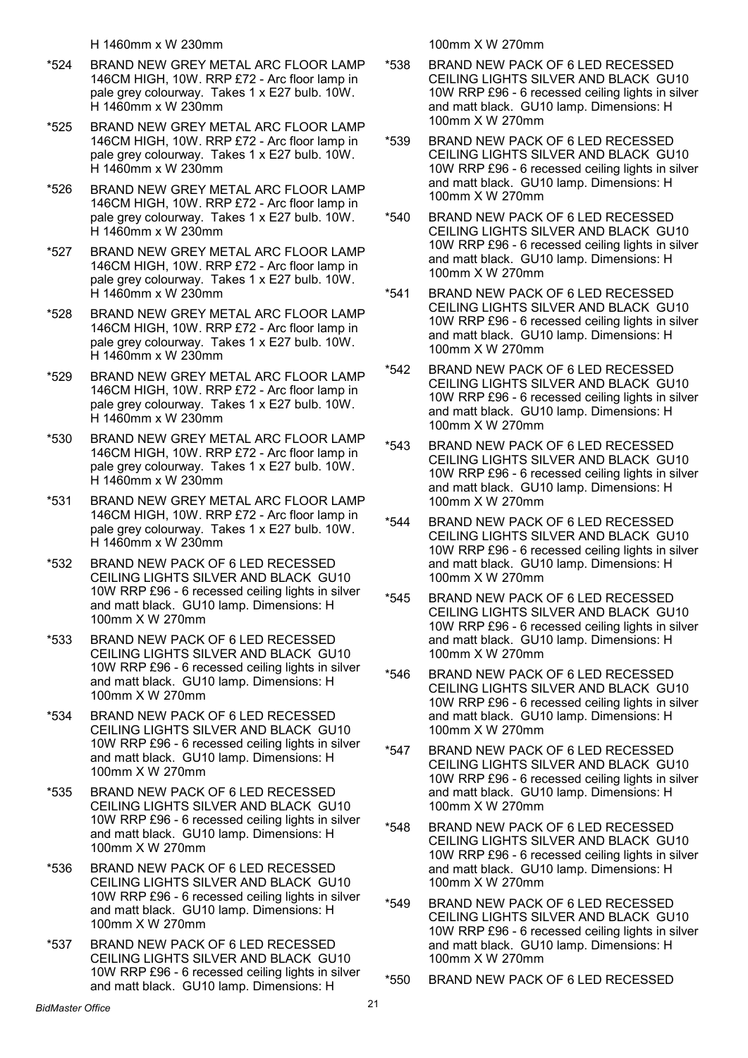H 1460mm x W 230mm

*524 BRAND NEW GREY METAL ARC FLOOR LAMP 146CM HIGH, 10W. RRP £72 - Arc floor lamp in pale grey colourway. Takes 1 x E27 bulb. 10W. H 1460mm x W 230mm

*525 BRAND NEW GREY METAL ARC FLOOR LAMP 146CM HIGH, 10W. RRP £72 - Arc floor lamp in pale grey colourway. Takes 1 x E27 bulb. 10W. H 1460mm x W 230mm

*526 BRAND NEW GREY METAL ARC FLOOR LAMP 146CM HIGH, 10W. RRP £72 - Arc floor lamp in pale grey colourway. Takes 1 x E27 bulb. 10W. H 1460mm x W 230mm

*527 BRAND NEW GREY METAL ARC FLOOR LAMP 146CM HIGH, 10W. RRP £72 - Arc floor lamp in pale grey colourway. Takes 1 x E27 bulb. 10W. H 1460mm x W 230mm

*528 BRAND NEW GREY METAL ARC FLOOR LAMP 146CM HIGH, 10W. RRP £72 - Arc floor lamp in pale grey colourway. Takes 1 x E27 bulb. 10W. H 1460mm x W 230mm

*529 BRAND NEW GREY METAL ARC FLOOR LAMP 146CM HIGH, 10W. RRP £72 - Arc floor lamp in pale grey colourway. Takes 1 x E27 bulb. 10W. H 1460mm x W 230mm

*530 BRAND NEW GREY METAL ARC FLOOR LAMP 146CM HIGH, 10W. RRP £72 - Arc floor lamp in pale grey colourway. Takes 1 x E27 bulb. 10W. H 1460mm x W 230mm

*531 BRAND NEW GREY METAL ARC FLOOR LAMP 146CM HIGH, 10W. RRP £72 - Arc floor lamp in pale grey colourway. Takes 1 x E27 bulb. 10W. H 1460mm x W 230mm

*532 BRAND NEW PACK OF 6 LED RECESSED CEILING LIGHTS SILVER AND BLACK GU10 10W RRP £96 - 6 recessed ceiling lights in silver and matt black. GU10 lamp. Dimensions: H 100mm X W 270mm

*533 BRAND NEW PACK OF 6 LED RECESSED CEILING LIGHTS SILVER AND BLACK GU10 10W RRP £96 - 6 recessed ceiling lights in silver and matt black. GU10 lamp. Dimensions: H 100mm X W 270mm

*534 BRAND NEW PACK OF 6 LED RECESSED CEILING LIGHTS SILVER AND BLACK GU10 10W RRP £96 - 6 recessed ceiling lights in silver and matt black. GU10 lamp. Dimensions: H 100mm X W 270mm

*535 BRAND NEW PACK OF 6 LED RECESSED CEILING LIGHTS SILVER AND BLACK GU10 10W RRP £96 - 6 recessed ceiling lights in silver and matt black. GU10 lamp. Dimensions: H 100mm X W 270mm

*536 BRAND NEW PACK OF 6 LED RECESSED CEILING LIGHTS SILVER AND BLACK GU10 10W RRP £96 - 6 recessed ceiling lights in silver and matt black. GU10 lamp. Dimensions: H 100mm X W 270mm

*537 BRAND NEW PACK OF 6 LED RECESSED CEILING LIGHTS SILVER AND BLACK GU10 10W RRP £96 - 6 recessed ceiling lights in silver and matt black. GU10 lamp. Dimensions: H 100mm X W 270mm

*538 BRAND NEW PACK OF 6 LED RECESSED CEILING LIGHTS SILVER AND BLACK GU10 10W RRP £96 - 6 recessed ceiling lights in silver and matt black. GU10 lamp. Dimensions: H 100mm X W 270mm

*539 BRAND NEW PACK OF 6 LED RECESSED CEILING LIGHTS SILVER AND BLACK GU10 10W RRP £96 - 6 recessed ceiling lights in silver and matt black. GU10 lamp. Dimensions: H 100mm X W 270mm

*540 BRAND NEW PACK OF 6 LED RECESSED CEILING LIGHTS SILVER AND BLACK GU10 10W RRP £96 - 6 recessed ceiling lights in silver and matt black. GU10 lamp. Dimensions: H 100mm X W 270mm

*541 BRAND NEW PACK OF 6 LED RECESSED CEILING LIGHTS SILVER AND BLACK GU10 10W RRP £96 - 6 recessed ceiling lights in silver and matt black. GU10 lamp. Dimensions: H 100mm X W 270mm

*542 BRAND NEW PACK OF 6 LED RECESSED CEILING LIGHTS SILVER AND BLACK GU10 10W RRP £96 - 6 recessed ceiling lights in silver and matt black. GU10 lamp. Dimensions: H 100mm X W 270mm

*543 BRAND NEW PACK OF 6 LED RECESSED CEILING LIGHTS SILVER AND BLACK GU10 10W RRP £96 - 6 recessed ceiling lights in silver and matt black. GU10 lamp. Dimensions: H 100mm X W 270mm

*544 BRAND NEW PACK OF 6 LED RECESSED CEILING LIGHTS SILVER AND BLACK GU10 10W RRP £96 - 6 recessed ceiling lights in silver and matt black. GU10 lamp. Dimensions: H 100mm X W 270mm

*545 BRAND NEW PACK OF 6 LED RECESSED CEILING LIGHTS SILVER AND BLACK GU10 10W RRP £96 - 6 recessed ceiling lights in silver and matt black. GU10 lamp. Dimensions: H 100mm X W 270mm

*546 BRAND NEW PACK OF 6 LED RECESSED CEILING LIGHTS SILVER AND BLACK GU10 10W RRP £96 - 6 recessed ceiling lights in silver and matt black. GU10 lamp. Dimensions: H 100mm X W 270mm

*547 BRAND NEW PACK OF 6 LED RECESSED CEILING LIGHTS SILVER AND BLACK GU10 10W RRP £96 - 6 recessed ceiling lights in silver and matt black. GU10 lamp. Dimensions: H 100mm X W 270mm

*548 BRAND NEW PACK OF 6 LED RECESSED CEILING LIGHTS SILVER AND BLACK GU10 10W RRP £96 - 6 recessed ceiling lights in silver and matt black. GU10 lamp. Dimensions: H 100mm X W 270mm

*549 BRAND NEW PACK OF 6 LED RECESSED CEILING LIGHTS SILVER AND BLACK GU10 10W RRP £96 - 6 recessed ceiling lights in silver and matt black. GU10 lamp. Dimensions: H 100mm X W 270mm

*550 BRAND NEW PACK OF 6 LED RECESSED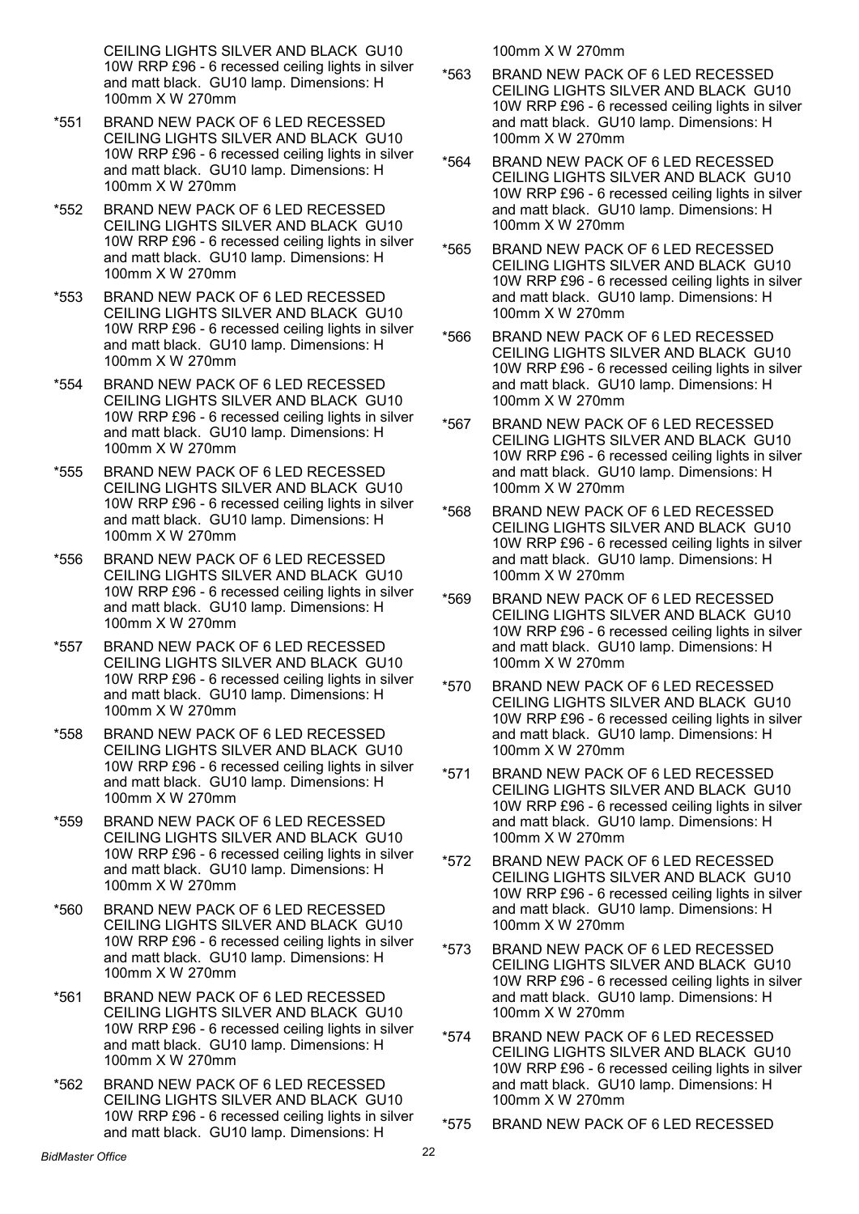CEILING LIGHTS SILVER AND BLACK GU10 10W RRP £96 - 6 recessed ceiling lights in silver and matt black. GU10 lamp. Dimensions: H 100mm X W 270mm

*551 BRAND NEW PACK OF 6 LED RECESSED CEILING LIGHTS SILVER AND BLACK GU10 10W RRP £96 - 6 recessed ceiling lights in silver and matt black. GU10 lamp. Dimensions: H 100mm X W 270mm

*552 BRAND NEW PACK OF 6 LED RECESSED CEILING LIGHTS SILVER AND BLACK GU10 10W RRP £96 - 6 recessed ceiling lights in silver and matt black. GU10 lamp. Dimensions: H 100mm X W 270mm

*553 BRAND NEW PACK OF 6 LED RECESSED CEILING LIGHTS SILVER AND BLACK GU10 10W RRP £96 - 6 recessed ceiling lights in silver and matt black. GU10 lamp. Dimensions: H 100mm X W 270mm

*554 BRAND NEW PACK OF 6 LED RECESSED CEILING LIGHTS SILVER AND BLACK GU10 10W RRP £96 - 6 recessed ceiling lights in silver and matt black. GU10 lamp. Dimensions: H 100mm X W 270mm

*555 BRAND NEW PACK OF 6 LED RECESSED CEILING LIGHTS SILVER AND BLACK GU10 10W RRP £96 - 6 recessed ceiling lights in silver and matt black. GU10 lamp. Dimensions: H 100mm X W 270mm

*556 BRAND NEW PACK OF 6 LED RECESSED CEILING LIGHTS SILVER AND BLACK GU10 10W RRP £96 - 6 recessed ceiling lights in silver and matt black. GU10 lamp. Dimensions: H 100mm X W 270mm

*557 BRAND NEW PACK OF 6 LED RECESSED CEILING LIGHTS SILVER AND BLACK GU10 10W RRP £96 - 6 recessed ceiling lights in silver and matt black. GU10 lamp. Dimensions: H 100mm X W 270mm

*558 BRAND NEW PACK OF 6 LED RECESSED CEILING LIGHTS SILVER AND BLACK GU10 10W RRP £96 - 6 recessed ceiling lights in silver and matt black. GU10 lamp. Dimensions: H 100mm X W 270mm

*559 BRAND NEW PACK OF 6 LED RECESSED CEILING LIGHTS SILVER AND BLACK GU10 10W RRP £96 - 6 recessed ceiling lights in silver and matt black. GU10 lamp. Dimensions: H 100mm X W 270mm

*560 BRAND NEW PACK OF 6 LED RECESSED CEILING LIGHTS SILVER AND BLACK GU10 10W RRP £96 - 6 recessed ceiling lights in silver and matt black. GU10 lamp. Dimensions: H 100mm X W 270mm

*561 BRAND NEW PACK OF 6 LED RECESSED CEILING LIGHTS SILVER AND BLACK GU10 10W RRP £96 - 6 recessed ceiling lights in silver and matt black. GU10 lamp. Dimensions: H 100mm X W 270mm

*562 BRAND NEW PACK OF 6 LED RECESSED CEILING LIGHTS SILVER AND BLACK GU10 10W RRP £96 - 6 recessed ceiling lights in silver and matt black. GU10 lamp. Dimensions: H 100mm X W 270mm

*563 BRAND NEW PACK OF 6 LED RECESSED CEILING LIGHTS SILVER AND BLACK GU10 10W RRP £96 - 6 recessed ceiling lights in silver and matt black. GU10 lamp. Dimensions: H 100mm X W 270mm

*564 BRAND NEW PACK OF 6 LED RECESSED CEILING LIGHTS SILVER AND BLACK GU10 10W RRP £96 - 6 recessed ceiling lights in silver and matt black. GU10 lamp. Dimensions: H 100mm X W 270mm

*565 BRAND NEW PACK OF 6 LED RECESSED CEILING LIGHTS SILVER AND BLACK GU10 10W RRP £96 - 6 recessed ceiling lights in silver and matt black. GU10 lamp. Dimensions: H 100mm X W 270mm

*566 BRAND NEW PACK OF 6 LED RECESSED CEILING LIGHTS SILVER AND BLACK GU10 10W RRP £96 - 6 recessed ceiling lights in silver and matt black. GU10 lamp. Dimensions: H 100mm X W 270mm

*567 BRAND NEW PACK OF 6 LED RECESSED CEILING LIGHTS SILVER AND BLACK GU10 10W RRP £96 - 6 recessed ceiling lights in silver and matt black. GU10 lamp. Dimensions: H 100mm X W 270mm

*568 BRAND NEW PACK OF 6 LED RECESSED CEILING LIGHTS SILVER AND BLACK GU10 10W RRP £96 - 6 recessed ceiling lights in silver and matt black. GU10 lamp. Dimensions: H 100mm X W 270mm

*569 BRAND NEW PACK OF 6 LED RECESSED CEILING LIGHTS SILVER AND BLACK GU10 10W RRP £96 - 6 recessed ceiling lights in silver and matt black. GU10 lamp. Dimensions: H 100mm X W 270mm

*570 BRAND NEW PACK OF 6 LED RECESSED CEILING LIGHTS SILVER AND BLACK GU10 10W RRP £96 - 6 recessed ceiling lights in silver and matt black. GU10 lamp. Dimensions: H 100mm X W 270mm

*571 BRAND NEW PACK OF 6 LED RECESSED CEILING LIGHTS SILVER AND BLACK GU10 10W RRP £96 - 6 recessed ceiling lights in silver and matt black. GU10 lamp. Dimensions: H 100mm X W 270mm

*572 BRAND NEW PACK OF 6 LED RECESSED CEILING LIGHTS SILVER AND BLACK GU10 10W RRP £96 - 6 recessed ceiling lights in silver and matt black. GU10 lamp. Dimensions: H 100mm X W 270mm

*573 BRAND NEW PACK OF 6 LED RECESSED CEILING LIGHTS SILVER AND BLACK GU10 10W RRP £96 - 6 recessed ceiling lights in silver and matt black. GU10 lamp. Dimensions: H 100mm X W 270mm

*574 BRAND NEW PACK OF 6 LED RECESSED CEILING LIGHTS SILVER AND BLACK GU10 10W RRP £96 - 6 recessed ceiling lights in silver and matt black. GU10 lamp. Dimensions: H 100mm X W 270mm

*575 BRAND NEW PACK OF 6 LED RECESSED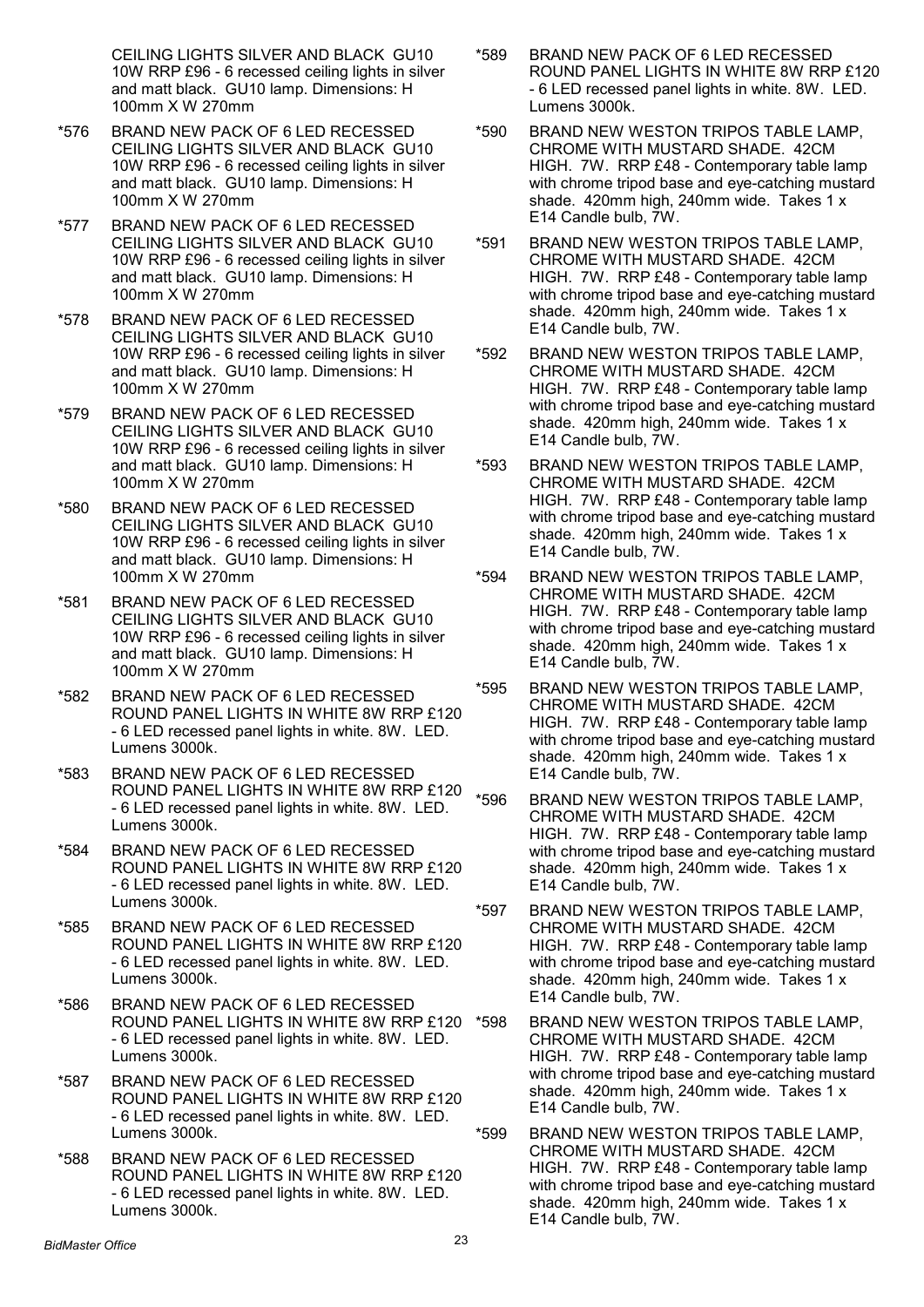CEILING LIGHTS SILVER AND BLACK GU10 10W RRP £96 - 6 recessed ceiling lights in silver and matt black. GU10 lamp. Dimensions: H 100mm X W 270mm

*576 BRAND NEW PACK OF 6 LED RECESSED CEILING LIGHTS SILVER AND BLACK GU10 10W RRP £96 - 6 recessed ceiling lights in silver and matt black. GU10 lamp. Dimensions: H 100mm X W 270mm

*577 BRAND NEW PACK OF 6 LED RECESSED CEILING LIGHTS SILVER AND BLACK GU10 10W RRP £96 - 6 recessed ceiling lights in silver and matt black. GU10 lamp. Dimensions: H 100mm X W 270mm

*578 BRAND NEW PACK OF 6 LED RECESSED CEILING LIGHTS SILVER AND BLACK GU10 10W RRP £96 - 6 recessed ceiling lights in silver and matt black. GU10 lamp. Dimensions: H 100mm X W 270mm

*579 BRAND NEW PACK OF 6 LED RECESSED CEILING LIGHTS SILVER AND BLACK GU10 10W RRP £96 - 6 recessed ceiling lights in silver and matt black. GU10 lamp. Dimensions: H 100mm X W 270mm

*580 BRAND NEW PACK OF 6 LED RECESSED CEILING LIGHTS SILVER AND BLACK GU10 10W RRP £96 - 6 recessed ceiling lights in silver and matt black. GU10 lamp. Dimensions: H 100mm X W 270mm

*581 BRAND NEW PACK OF 6 LED RECESSED CEILING LIGHTS SILVER AND BLACK GU10 10W RRP £96 - 6 recessed ceiling lights in silver and matt black. GU10 lamp. Dimensions: H 100mm X W 270mm

*582 BRAND NEW PACK OF 6 LED RECESSED ROUND PANEL LIGHTS IN WHITE 8W RRP £120 - 6 LED recessed panel lights in white. 8W. LED. Lumens 3000k.

*583 BRAND NEW PACK OF 6 LED RECESSED ROUND PANEL LIGHTS IN WHITE 8W RRP £120 - 6 LED recessed panel lights in white. 8W. LED. Lumens 3000k.

*584 BRAND NEW PACK OF 6 LED RECESSED ROUND PANEL LIGHTS IN WHITE 8W RRP £120 - 6 LED recessed panel lights in white. 8W. LED. Lumens 3000k.

*585 BRAND NEW PACK OF 6 LED RECESSED ROUND PANEL LIGHTS IN WHITE 8W RRP £120 - 6 LED recessed panel lights in white. 8W. LED. Lumens 3000k.

*586 BRAND NEW PACK OF 6 LED RECESSED ROUND PANEL LIGHTS IN WHITE 8W RRP £120 - 6 LED recessed panel lights in white. 8W. LED. Lumens 3000k.

*587 BRAND NEW PACK OF 6 LED RECESSED ROUND PANEL LIGHTS IN WHITE 8W RRP £120 - 6 LED recessed panel lights in white. 8W. LED. Lumens 3000k.

*588 BRAND NEW PACK OF 6 LED RECESSED ROUND PANEL LIGHTS IN WHITE 8W RRP £120 - 6 LED recessed panel lights in white. 8W. LED. Lumens 3000k.

*589 BRAND NEW PACK OF 6 LED RECESSED ROUND PANEL LIGHTS IN WHITE 8W RRP £120 - 6 LED recessed panel lights in white. 8W. LED. Lumens 3000k.

*590 BRAND NEW WESTON TRIPOS TABLE LAMP, CHROME WITH MUSTARD SHADE. 42CM HIGH. 7W. RRP £48 - Contemporary table lamp with chrome tripod base and eye-catching mustard shade. 420mm high, 240mm wide. Takes 1 x E14 Candle bulb, 7W.

*591 BRAND NEW WESTON TRIPOS TABLE LAMP, CHROME WITH MUSTARD SHADE. 42CM HIGH. 7W. RRP £48 - Contemporary table lamp with chrome tripod base and eye-catching mustard shade. 420mm high, 240mm wide. Takes 1 x E14 Candle bulb, 7W.

*592 BRAND NEW WESTON TRIPOS TABLE LAMP, CHROME WITH MUSTARD SHADE. 42CM HIGH. 7W. RRP £48 - Contemporary table lamp with chrome tripod base and eye-catching mustard shade. 420mm high, 240mm wide. Takes 1 x E14 Candle bulb, 7W.

*593 BRAND NEW WESTON TRIPOS TABLE LAMP, CHROME WITH MUSTARD SHADE. 42CM HIGH. 7W. RRP £48 - Contemporary table lamp with chrome tripod base and eye-catching mustard shade. 420mm high, 240mm wide. Takes 1 x E14 Candle bulb, 7W.

*594 BRAND NEW WESTON TRIPOS TABLE LAMP, CHROME WITH MUSTARD SHADE. 42CM HIGH. 7W. RRP £48 - Contemporary table lamp with chrome tripod base and eye-catching mustard shade. 420mm high, 240mm wide. Takes 1 x E14 Candle bulb, 7W.

*595 BRAND NEW WESTON TRIPOS TABLE LAMP, CHROME WITH MUSTARD SHADE. 42CM HIGH. 7W. RRP £48 - Contemporary table lamp with chrome tripod base and eye-catching mustard shade. 420mm high, 240mm wide. Takes 1 x E14 Candle bulb, 7W.

*596 BRAND NEW WESTON TRIPOS TABLE LAMP, CHROME WITH MUSTARD SHADE. 42CM HIGH. 7W. RRP £48 - Contemporary table lamp with chrome tripod base and eye-catching mustard shade. 420mm high, 240mm wide. Takes 1 x E14 Candle bulb, 7W.

*597 BRAND NEW WESTON TRIPOS TABLE LAMP, CHROME WITH MUSTARD SHADE. 42CM HIGH. 7W. RRP £48 - Contemporary table lamp with chrome tripod base and eye-catching mustard shade. 420mm high, 240mm wide. Takes 1 x E14 Candle bulb, 7W.

*598 BRAND NEW WESTON TRIPOS TABLE LAMP, CHROME WITH MUSTARD SHADE. 42CM HIGH. 7W. RRP £48 - Contemporary table lamp with chrome tripod base and eye-catching mustard shade. 420mm high, 240mm wide. Takes 1 x E14 Candle bulb, 7W.

*599 BRAND NEW WESTON TRIPOS TABLE LAMP, CHROME WITH MUSTARD SHADE. 42CM HIGH. 7W. RRP £48 - Contemporary table lamp with chrome tripod base and eye-catching mustard shade. 420mm high, 240mm wide. Takes 1 x E14 Candle bulb, 7W.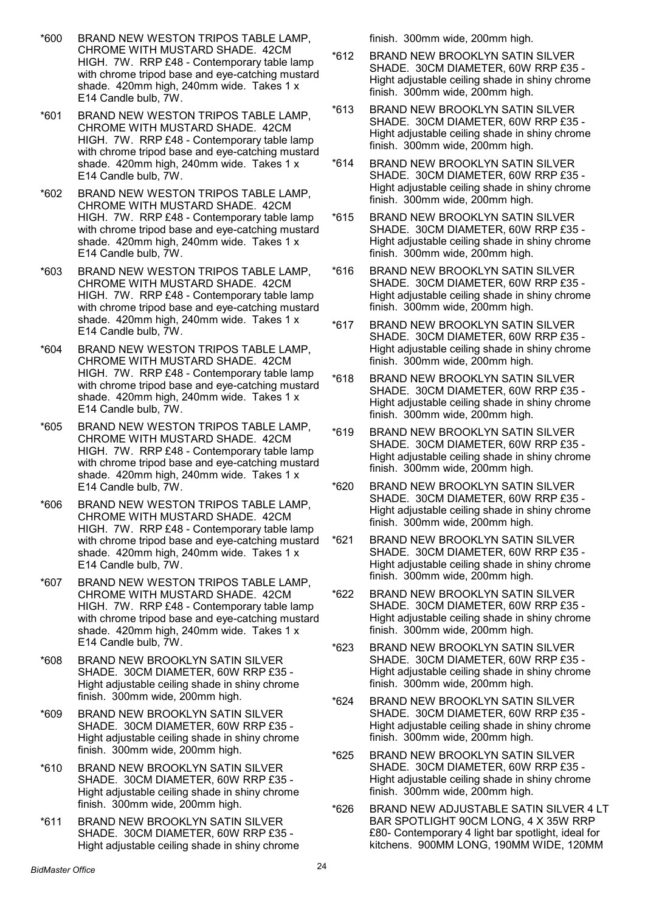*600 BRAND NEW WESTON TRIPOS TABLE LAMP, CHROME WITH MUSTARD SHADE. 42CM HIGH. 7W. RRP £48 - Contemporary table lamp with chrome tripod base and eye-catching mustard shade. 420mm high, 240mm wide. Takes 1 x E14 Candle bulb, 7W.

*601 BRAND NEW WESTON TRIPOS TABLE LAMP, CHROME WITH MUSTARD SHADE. 42CM HIGH. 7W. RRP £48 - Contemporary table lamp with chrome tripod base and eye-catching mustard shade. 420mm high, 240mm wide. Takes 1 x E14 Candle bulb, 7W.

*602 BRAND NEW WESTON TRIPOS TABLE LAMP, CHROME WITH MUSTARD SHADE. 42CM HIGH. 7W. RRP £48 - Contemporary table lamp with chrome tripod base and eye-catching mustard shade. 420mm high, 240mm wide. Takes 1 x E14 Candle bulb, 7W.

*603 BRAND NEW WESTON TRIPOS TABLE LAMP, CHROME WITH MUSTARD SHADE. 42CM HIGH. 7W. RRP £48 - Contemporary table lamp with chrome tripod base and eye-catching mustard shade. 420mm high, 240mm wide. Takes 1 x E14 Candle bulb, 7W.

*604 BRAND NEW WESTON TRIPOS TABLE LAMP, CHROME WITH MUSTARD SHADE. 42CM HIGH. 7W. RRP £48 - Contemporary table lamp with chrome tripod base and eye-catching mustard shade. 420mm high, 240mm wide. Takes 1 x E14 Candle bulb, 7W.

*605 BRAND NEW WESTON TRIPOS TABLE LAMP, CHROME WITH MUSTARD SHADE. 42CM HIGH. 7W. RRP £48 - Contemporary table lamp with chrome tripod base and eye-catching mustard shade. 420mm high, 240mm wide. Takes 1 x E14 Candle bulb, 7W.

*606 BRAND NEW WESTON TRIPOS TABLE LAMP, CHROME WITH MUSTARD SHADE. 42CM HIGH. 7W. RRP £48 - Contemporary table lamp with chrome tripod base and eye-catching mustard shade. 420mm high, 240mm wide. Takes 1 x E14 Candle bulb, 7W.

*607 BRAND NEW WESTON TRIPOS TABLE LAMP, CHROME WITH MUSTARD SHADE. 42CM HIGH. 7W. RRP £48 - Contemporary table lamp with chrome tripod base and eye-catching mustard shade. 420mm high, 240mm wide. Takes 1 x E14 Candle bulb, 7W.

*608 BRAND NEW BROOKLYN SATIN SILVER SHADE. 30CM DIAMETER, 60W RRP £35 - Hight adjustable ceiling shade in shiny chrome finish. 300mm wide, 200mm high.

*609 BRAND NEW BROOKLYN SATIN SILVER SHADE. 30CM DIAMETER, 60W RRP £35 - Hight adjustable ceiling shade in shiny chrome finish. 300mm wide, 200mm high.

*610 BRAND NEW BROOKLYN SATIN SILVER SHADE. 30CM DIAMETER, 60W RRP £35 - Hight adjustable ceiling shade in shiny chrome finish. 300mm wide, 200mm high.

*611 BRAND NEW BROOKLYN SATIN SILVER SHADE. 30CM DIAMETER, 60W RRP £35 - Hight adjustable ceiling shade in shiny chrome finish. 300mm wide, 200mm high.

*612 BRAND NEW BROOKLYN SATIN SILVER SHADE. 30CM DIAMETER, 60W RRP £35 - Hight adjustable ceiling shade in shiny chrome finish. 300mm wide, 200mm high.

*613 BRAND NEW BROOKLYN SATIN SILVER SHADE. 30CM DIAMETER, 60W RRP £35 - Hight adjustable ceiling shade in shiny chrome finish. 300mm wide, 200mm high.

*614 BRAND NEW BROOKLYN SATIN SILVER SHADE. 30CM DIAMETER, 60W RRP £35 - Hight adjustable ceiling shade in shiny chrome finish. 300mm wide, 200mm high.

*615 BRAND NEW BROOKLYN SATIN SILVER SHADE. 30CM DIAMETER, 60W RRP £35 - Hight adjustable ceiling shade in shiny chrome finish. 300mm wide, 200mm high.

*616 BRAND NEW BROOKLYN SATIN SILVER SHADE. 30CM DIAMETER, 60W RRP £35 - Hight adjustable ceiling shade in shiny chrome finish. 300mm wide, 200mm high.

*617 BRAND NEW BROOKLYN SATIN SILVER SHADE. 30CM DIAMETER, 60W RRP £35 - Hight adjustable ceiling shade in shiny chrome finish. 300mm wide, 200mm high.

*618 BRAND NEW BROOKLYN SATIN SILVER SHADE. 30CM DIAMETER, 60W RRP £35 - Hight adjustable ceiling shade in shiny chrome finish. 300mm wide, 200mm high.

*619 BRAND NEW BROOKLYN SATIN SILVER SHADE. 30CM DIAMETER, 60W RRP £35 - Hight adjustable ceiling shade in shiny chrome finish. 300mm wide, 200mm high.

*620 BRAND NEW BROOKLYN SATIN SILVER SHADE. 30CM DIAMETER, 60W RRP £35 - Hight adjustable ceiling shade in shiny chrome finish. 300mm wide, 200mm high.

*621 BRAND NEW BROOKLYN SATIN SILVER SHADE. 30CM DIAMETER, 60W RRP £35 - Hight adjustable ceiling shade in shiny chrome finish. 300mm wide, 200mm high.

*622 BRAND NEW BROOKLYN SATIN SILVER SHADE. 30CM DIAMETER, 60W RRP £35 - Hight adjustable ceiling shade in shiny chrome finish. 300mm wide, 200mm high.

*623 BRAND NEW BROOKLYN SATIN SILVER SHADE. 30CM DIAMETER, 60W RRP £35 - Hight adjustable ceiling shade in shiny chrome finish. 300mm wide, 200mm high.

*624 BRAND NEW BROOKLYN SATIN SILVER SHADE. 30CM DIAMETER, 60W RRP £35 - Hight adjustable ceiling shade in shiny chrome finish. 300mm wide, 200mm high.

*625 BRAND NEW BROOKLYN SATIN SILVER SHADE. 30CM DIAMETER, 60W RRP £35 - Hight adjustable ceiling shade in shiny chrome finish. 300mm wide, 200mm high.

*626 BRAND NEW ADJUSTABLE SATIN SILVER 4 LT BAR SPOTLIGHT 90CM LONG, 4 X 35W RRP £80- Contemporary 4 light bar spotlight, ideal for kitchens. 900MM LONG, 190MM WIDE, 120MM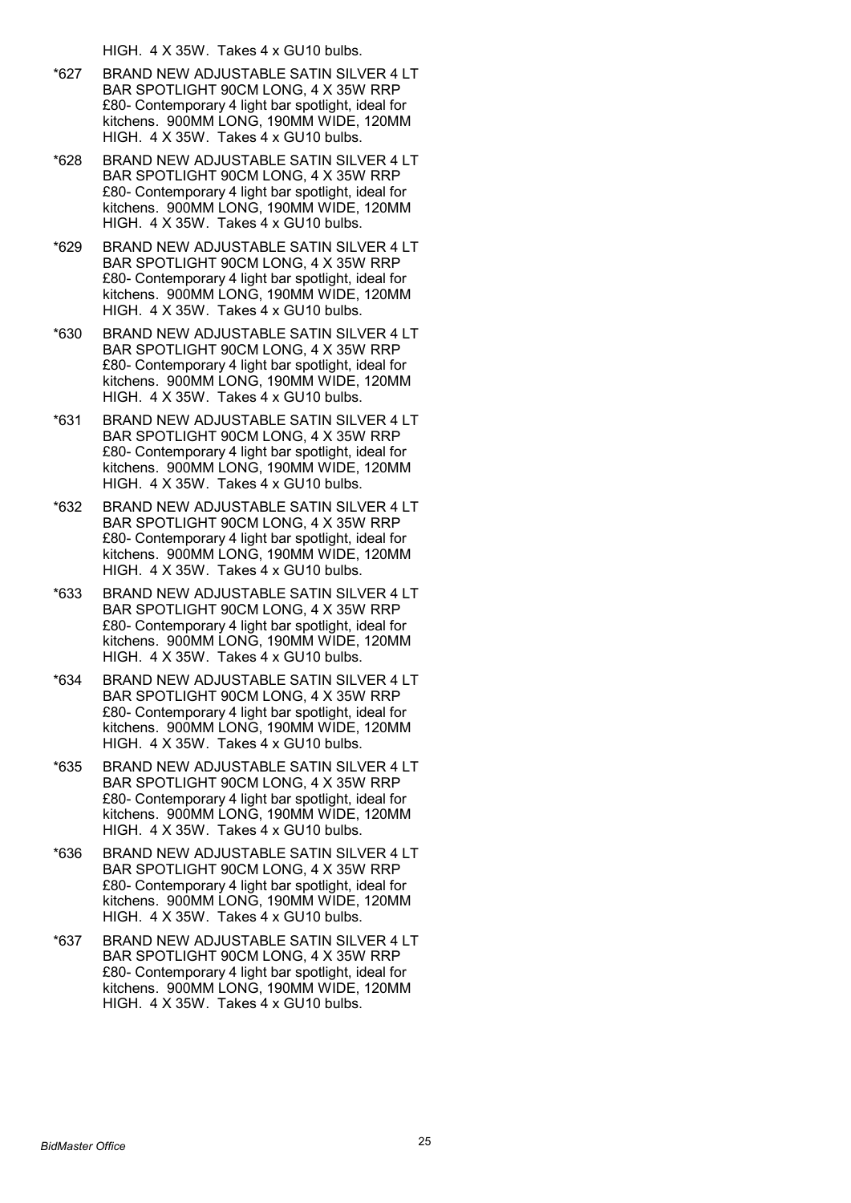HIGH. 4 X 35W. Takes 4 x GU10 bulbs.

*627 BRAND NEW ADJUSTABLE SATIN SILVER 4 LT BAR SPOTLIGHT 90CM LONG, 4 X 35W RRP £80- Contemporary 4 light bar spotlight, ideal for kitchens. 900MM LONG, 190MM WIDE, 120MM HIGH. 4 X 35W. Takes 4 x GU10 bulbs.

*628 BRAND NEW ADJUSTABLE SATIN SILVER 4 LT BAR SPOTLIGHT 90CM LONG, 4 X 35W RRP £80- Contemporary 4 light bar spotlight, ideal for kitchens. 900MM LONG, 190MM WIDE, 120MM HIGH. 4 X 35W. Takes 4 x GU10 bulbs.

*629 BRAND NEW ADJUSTABLE SATIN SILVER 4 LT BAR SPOTLIGHT 90CM LONG, 4 X 35W RRP £80- Contemporary 4 light bar spotlight, ideal for kitchens. 900MM LONG, 190MM WIDE, 120MM HIGH. 4 X 35W. Takes 4 x GU10 bulbs.

*630 BRAND NEW ADJUSTABLE SATIN SILVER 4 LT BAR SPOTLIGHT 90CM LONG, 4 X 35W RRP £80- Contemporary 4 light bar spotlight, ideal for kitchens. 900MM LONG, 190MM WIDE, 120MM HIGH. 4 X 35W. Takes 4 x GU10 bulbs.

*631 BRAND NEW ADJUSTABLE SATIN SILVER 4 LT BAR SPOTLIGHT 90CM LONG, 4 X 35W RRP £80- Contemporary 4 light bar spotlight, ideal for kitchens. 900MM LONG, 190MM WIDE, 120MM HIGH. 4 X 35W. Takes 4 x GU10 bulbs.

*632 BRAND NEW ADJUSTABLE SATIN SILVER 4 LT BAR SPOTLIGHT 90CM LONG, 4 X 35W RRP £80- Contemporary 4 light bar spotlight, ideal for kitchens. 900MM LONG, 190MM WIDE, 120MM HIGH. 4 X 35W. Takes 4 x GU10 bulbs.

*633 BRAND NEW ADJUSTABLE SATIN SILVER 4 LT BAR SPOTLIGHT 90CM LONG, 4 X 35W RRP £80- Contemporary 4 light bar spotlight, ideal for kitchens. 900MM LONG, 190MM WIDE, 120MM HIGH. 4 X 35W. Takes 4 x GU10 bulbs.

*634 BRAND NEW ADJUSTABLE SATIN SILVER 4 LT BAR SPOTLIGHT 90CM LONG, 4 X 35W RRP £80- Contemporary 4 light bar spotlight, ideal for kitchens. 900MM LONG, 190MM WIDE, 120MM HIGH. 4 X 35W. Takes 4 x GU10 bulbs.

*635 BRAND NEW ADJUSTABLE SATIN SILVER 4 LT BAR SPOTLIGHT 90CM LONG, 4 X 35W RRP £80- Contemporary 4 light bar spotlight, ideal for kitchens. 900MM LONG, 190MM WIDE, 120MM HIGH. 4 X 35W. Takes 4 x GU10 bulbs.

*636 BRAND NEW ADJUSTABLE SATIN SILVER 4 LT BAR SPOTLIGHT 90CM LONG, 4 X 35W RRP £80- Contemporary 4 light bar spotlight, ideal for kitchens. 900MM LONG, 190MM WIDE, 120MM HIGH. 4 X 35W. Takes 4 x GU10 bulbs.

*637 BRAND NEW ADJUSTABLE SATIN SILVER 4 LT BAR SPOTLIGHT 90CM LONG, 4 X 35W RRP £80- Contemporary 4 light bar spotlight, ideal for kitchens. 900MM LONG, 190MM WIDE, 120MM HIGH. 4 X 35W. Takes 4 x GU10 bulbs.